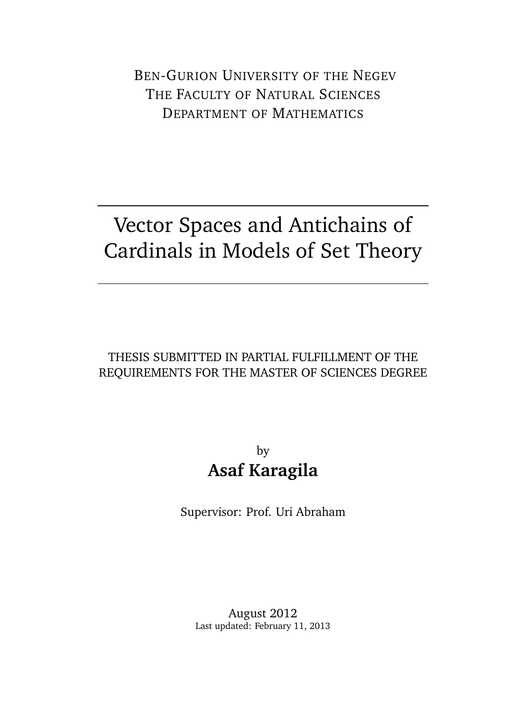BEN-GURION UNIVERSITY OF THE NEGEV
THE FACULTY OF NATURAL SCIENCES
DEPARTMENT OF MATHEMATICS

# Vector Spaces and Antichains of Cardinals in Models of Set Theory

THESIS SUBMITTED IN PARTIAL FULFILLMENT OF THE REQUIREMENTS FOR THE MASTER OF SCIENCES DEGREE

by

**Asaf Karagila**

Supervisor: Prof. Uri Abraham

August 2012
Last updated: February 11, 2013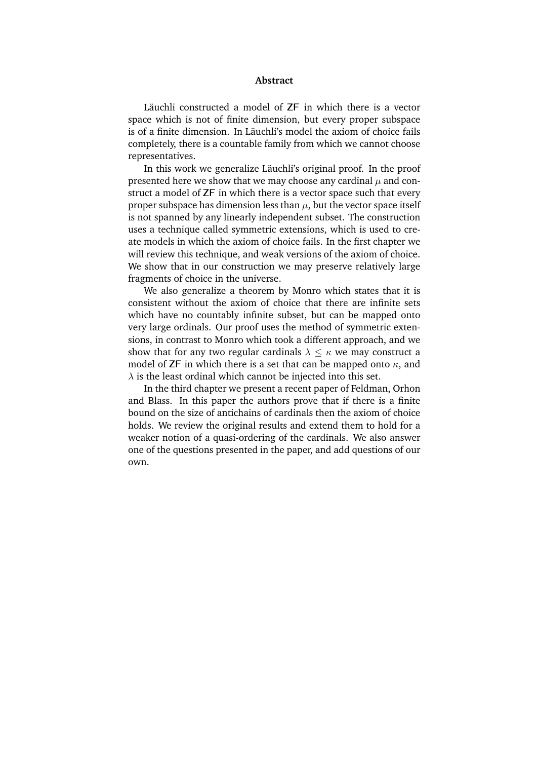**Abstract**

Läuchli constructed a model of ZF in which there is a vector space which is not of finite dimension, but every proper subspace is of a finite dimension. In Läuchli's model the axiom of choice fails completely, there is a countable family from which we cannot choose representatives.

In this work we generalize Läuchli's original proof. In the proof presented here we show that we may choose any cardinal $\mu$ and construct a model of ZF in which there is a vector space such that every proper subspace has dimension less than $\mu$, but the vector space itself is not spanned by any linearly independent subset. The construction uses a technique called symmetric extensions, which is used to create models in which the axiom of choice fails. In the first chapter we will review this technique, and weak versions of the axiom of choice. We show that in our construction we may preserve relatively large fragments of choice in the universe.

We also generalize a theorem by Monro which states that it is consistent without the axiom of choice that there are infinite sets which have no countably infinite subset, but can be mapped onto very large ordinals. Our proof uses the method of symmetric extensions, in contrast to Monro which took a different approach, and we show that for any two regular cardinals $\lambda \leq \kappa$ we may construct a model of ZF in which there is a set that can be mapped onto $\kappa$, and $\lambda$ is the least ordinal which cannot be injected into this set.

In the third chapter we present a recent paper of Feldman, Orhon and Blass. In this paper the authors prove that if there is a finite bound on the size of antichains of cardinals then the axiom of choice holds. We review the original results and extend them to hold for a weaker notion of a quasi-ordering of the cardinals. We also answer one of the questions presented in the paper, and add questions of our own.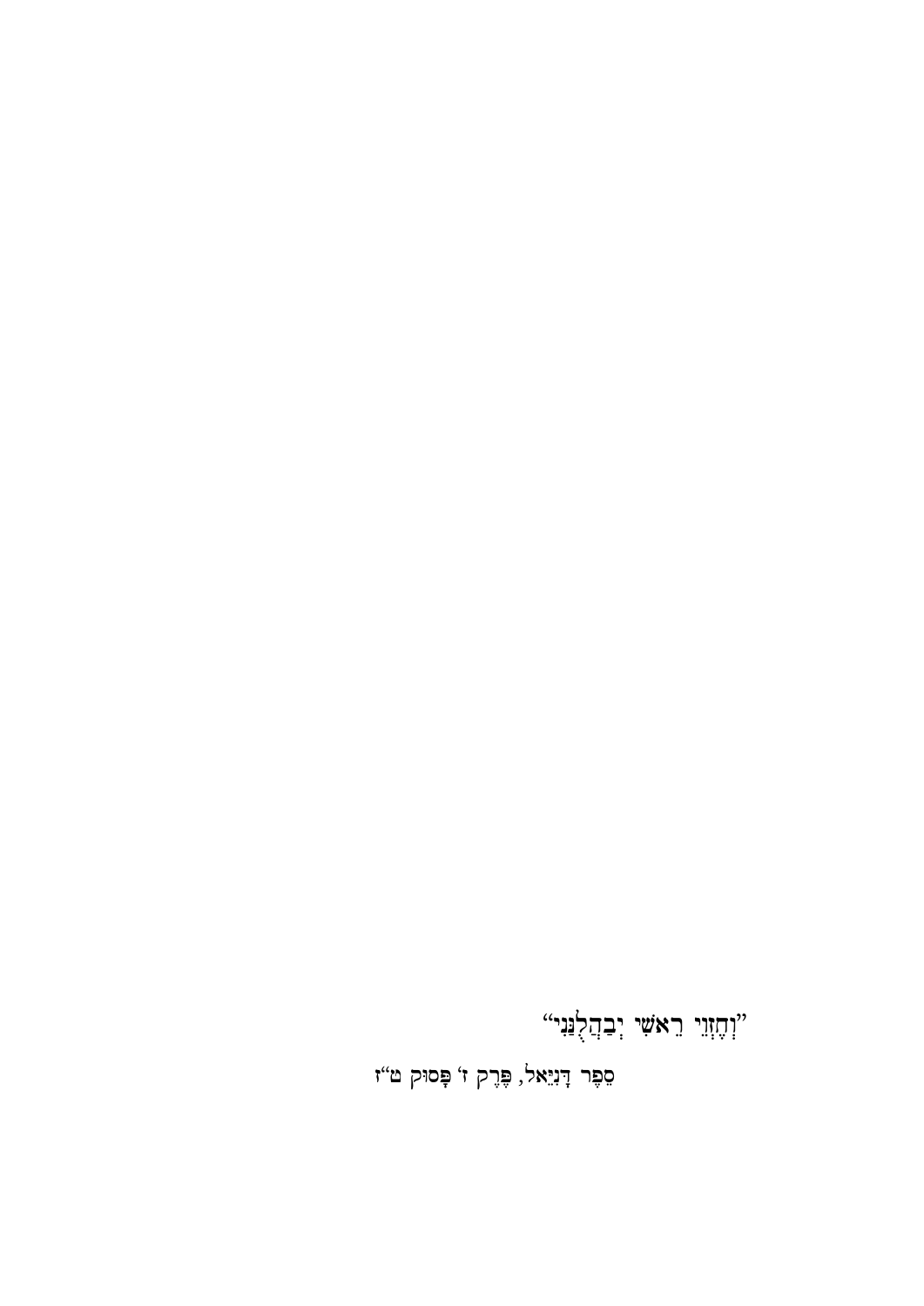"וְחֶזְוֵי רֵאשִׁי יְבַהֲלֻנַּנִי"

סֵפֶר דָּנִיֵּאל, פֶּרֶק ז' פָּסוּק ט"ז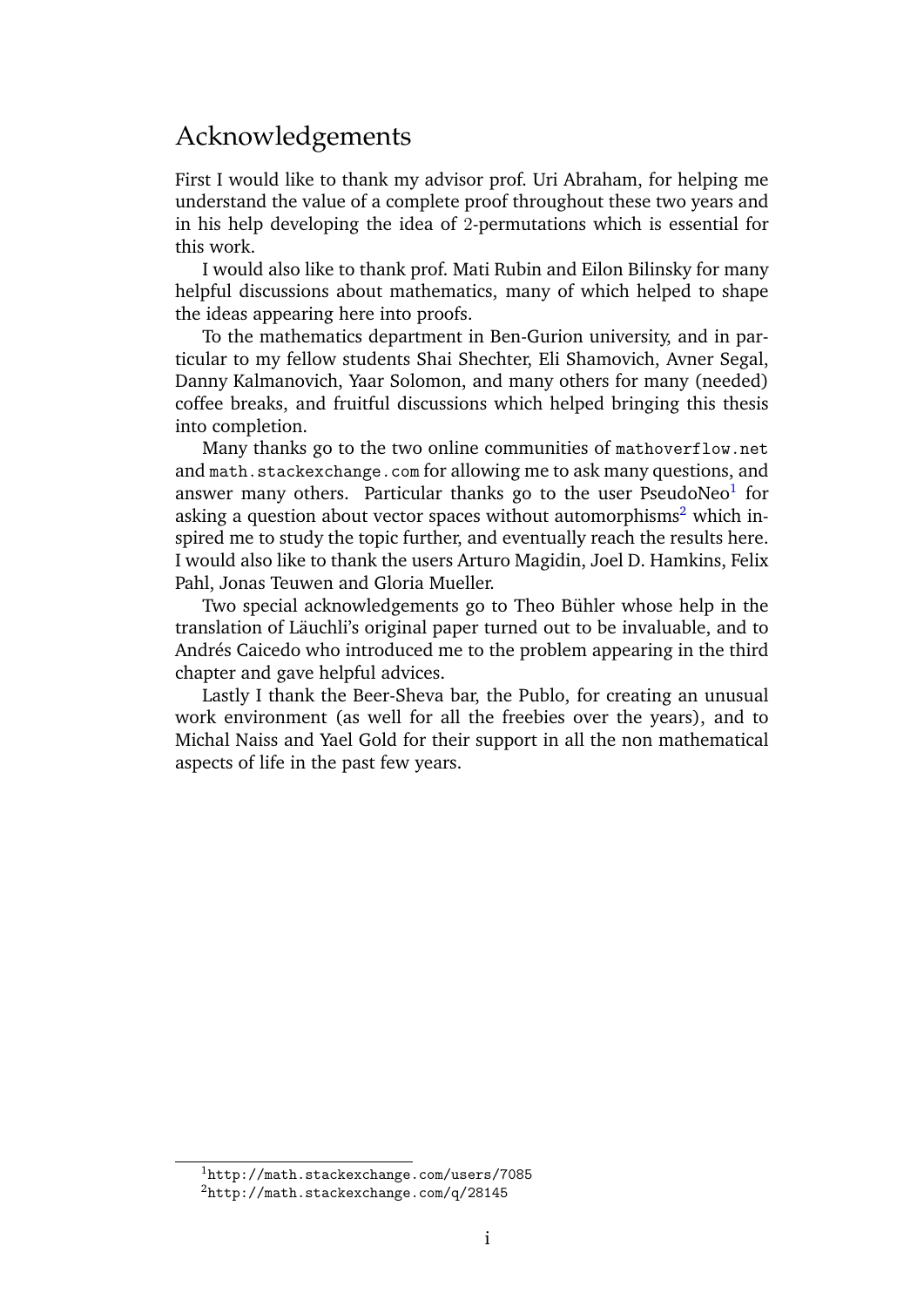# Acknowledgements

First I would like to thank my advisor prof. Uri Abraham, for helping me understand the value of a complete proof throughout these two years and in his help developing the idea of 2-permutations which is essential for this work.

I would also like to thank prof. Mati Rubin and Eilon Bilinsky for many helpful discussions about mathematics, many of which helped to shape the ideas appearing here into proofs.

To the mathematics department in Ben-Gurion university, and in particular to my fellow students Shai Shechter, Eli Shamovich, Avner Segal, Danny Kalmanovich, Yaar Solomon, and many others for many (needed) coffee breaks, and fruitful discussions which helped bringing this thesis into completion.

Many thanks go to the two online communities of `mathoverflow.net` and `math.stackexchange.com` for allowing me to ask many questions, and answer many others. Particular thanks go to the user PseudoNeo[1] for asking a question about vector spaces without automorphisms[2] which inspired me to study the topic further, and eventually reach the results here. I would also like to thank the users Arturo Magidin, Joel D. Hamkins, Felix Pahl, Jonas Teuwen and Gloria Mueller.

Two special acknowledgements go to Theo Bühler whose help in the translation of Läuchli's original paper turned out to be invaluable, and to Andrés Caicedo who introduced me to the problem appearing in the third chapter and gave helpful advices.

Lastly I thank the Beer-Sheva bar, the Publo, for creating an unusual work environment (as well for all the freebies over the years), and to Michal Naiss and Yael Gold for their support in all the non mathematical aspects of life in the past few years.

[1] `http://math.stackexchange.com/users/7085`

[2] `http://math.stackexchange.com/q/28145`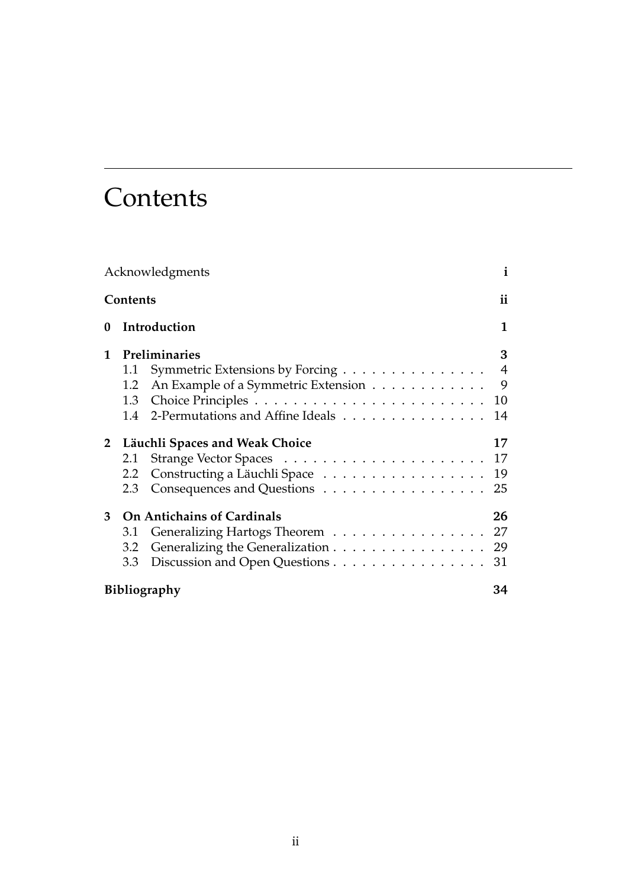# Contents

| | |
|---|---|
| Acknowledgments | **i** |
| **Contents** | **ii** |
| **0 Introduction** | **1** |
| **1 Preliminaries** | **3** |
| 1.1 Symmetric Extensions by Forcing | 4 |
| 1.2 An Example of a Symmetric Extension | 9 |
| 1.3 Choice Principles | 10 |
| 1.4 2-Permutations and Affine Ideals | 14 |
| **2 Läuchli Spaces and Weak Choice** | **17** |
| 2.1 Strange Vector Spaces | 17 |
| 2.2 Constructing a Läuchli Space | 19 |
| 2.3 Consequences and Questions | 25 |
| **3 On Antichains of Cardinals** | **26** |
| 3.1 Generalizing Hartogs Theorem | 27 |
| 3.2 Generalizing the Generalization | 29 |
| 3.3 Discussion and Open Questions | 31 |
| **Bibliography** | **34** |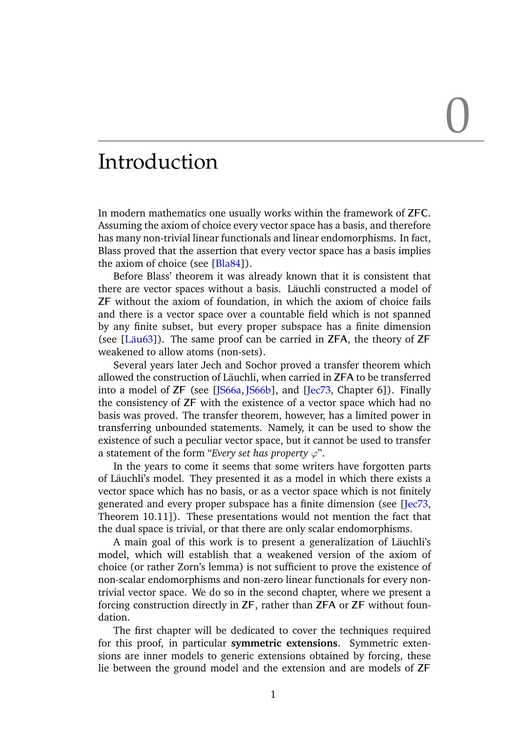# 0 Introduction

In modern mathematics one usually works within the framework of ZFC. Assuming the axiom of choice every vector space has a basis, and therefore has many non-trivial linear functionals and linear endomorphisms. In fact, Blass proved that the assertion that every vector space has a basis implies the axiom of choice (see [Bla84]).

Before Blass' theorem it was already known that it is consistent that there are vector spaces without a basis. Läuchli constructed a model of ZF without the axiom of foundation, in which the axiom of choice fails and there is a vector space over a countable field which is not spanned by any finite subset, but every proper subspace has a finite dimension (see [Läu63]). The same proof can be carried in ZFA, the theory of ZF weakened to allow atoms (non-sets).

Several years later Jech and Sochor proved a transfer theorem which allowed the construction of Läuchli, when carried in ZFA to be transferred into a model of ZF (see [JS66a, JS66b], and [Jec73, Chapter 6]). Finally the consistency of ZF with the existence of a vector space which had no basis was proved. The transfer theorem, however, has a limited power in transferring unbounded statements. Namely, it can be used to show the existence of such a peculiar vector space, but it cannot be used to transfer a statement of the form "*Every set has property $\varphi$*".

In the years to come it seems that some writers have forgotten parts of Läuchli's model. They presented it as a model in which there exists a vector space which has no basis, or as a vector space which is not finitely generated and every proper subspace has a finite dimension (see [Jec73, Theorem 10.11]). These presentations would not mention the fact that the dual space is trivial, or that there are only scalar endomorphisms.

A main goal of this work is to present a generalization of Läuchli's model, which will establish that a weakened version of the axiom of choice (or rather Zorn's lemma) is not sufficient to prove the existence of non-scalar endomorphisms and non-zero linear functionals for every non-trivial vector space. We do so in the second chapter, where we present a forcing construction directly in ZF, rather than ZFA or ZF without foundation.

The first chapter will be dedicated to cover the techniques required for this proof, in particular **symmetric extensions**. Symmetric extensions are inner models to generic extensions obtained by forcing, these lie between the ground model and the extension and are models of ZF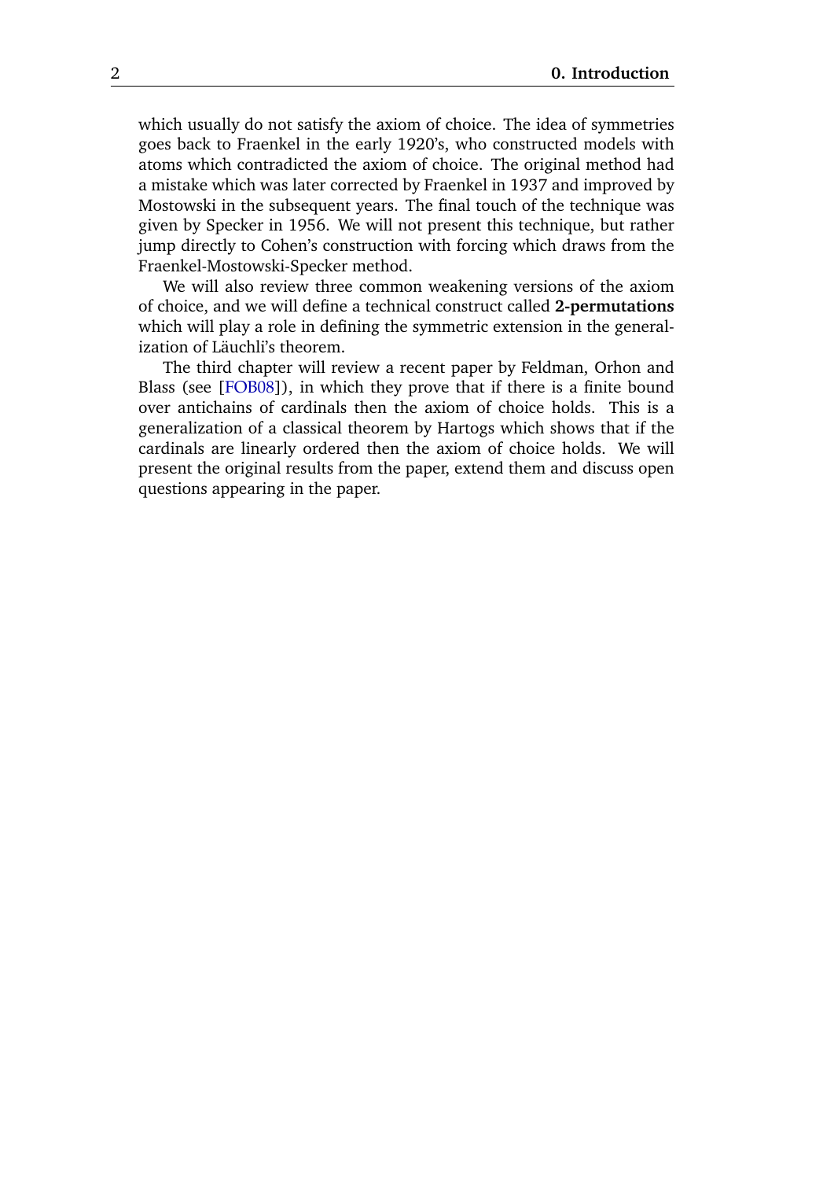which usually do not satisfy the axiom of choice. The idea of symmetries goes back to Fraenkel in the early 1920's, who constructed models with atoms which contradicted the axiom of choice. The original method had a mistake which was later corrected by Fraenkel in 1937 and improved by Mostowski in the subsequent years. The final touch of the technique was given by Specker in 1956. We will not present this technique, but rather jump directly to Cohen's construction with forcing which draws from the Fraenkel-Mostowski-Specker method.

We will also review three common weakening versions of the axiom of choice, and we will define a technical construct called **2-permutations** which will play a role in defining the symmetric extension in the generalization of Läuchli's theorem.

The third chapter will review a recent paper by Feldman, Orhon and Blass (see [FOB08]), in which they prove that if there is a finite bound over antichains of cardinals then the axiom of choice holds. This is a generalization of a classical theorem by Hartogs which shows that if the cardinals are linearly ordered then the axiom of choice holds. We will present the original results from the paper, extend them and discuss open questions appearing in the paper.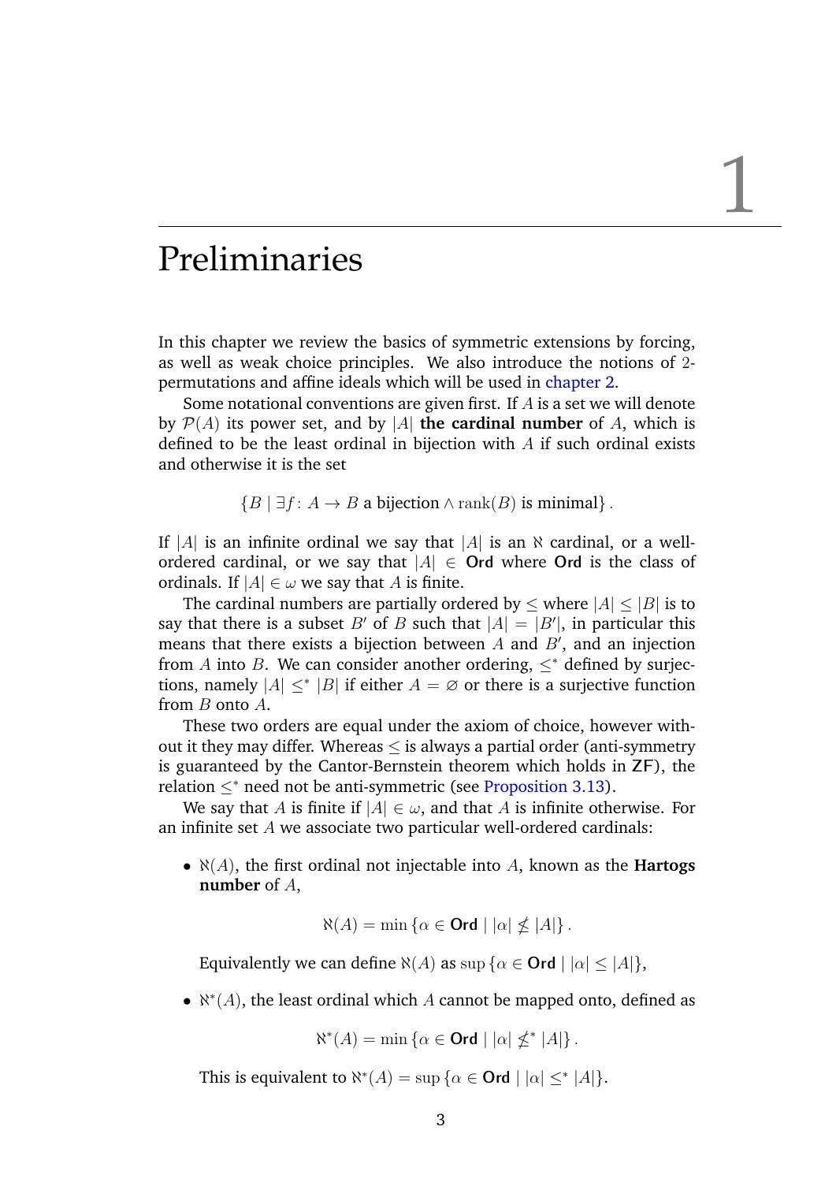# 1 Preliminaries

In this chapter we review the basics of symmetric extensions by forcing, as well as weak choice principles. We also introduce the notions of 2-permutations and affine ideals which will be used in chapter 2.

Some notational conventions are given first. If $A$ is a set we will denote by $\mathcal{P}(A)$ its power set, and by $|A|$ **the cardinal number** of $A$, which is defined to be the least ordinal in bijection with $A$ if such ordinal exists and otherwise it is the set

$$\{B \mid \exists f\colon A \to B \text{ a bijection} \wedge \operatorname{rank}(B) \text{ is minimal}\}.$$

If $|A|$ is an infinite ordinal we say that $|A|$ is an $\aleph$ cardinal, or a well-ordered cardinal, or we say that $|A| \in \mathbf{Ord}$ where $\mathbf{Ord}$ is the class of ordinals. If $|A| \in \omega$ we say that $A$ is finite.

The cardinal numbers are partially ordered by $\leq$ where $|A| \leq |B|$ is to say that there is a subset $B'$ of $B$ such that $|A| = |B'|$, in particular this means that there exists a bijection between $A$ and $B'$, and an injection from $A$ into $B$. We can consider another ordering, $\leq^*$ defined by surjections, namely $|A| \leq^* |B|$ if either $A = \varnothing$ or there is a surjective function from $B$ onto $A$.

These two orders are equal under the axiom of choice, however without it they may differ. Whereas $\leq$ is always a partial order (anti-symmetry is guaranteed by the Cantor-Bernstein theorem which holds in $\mathbf{ZF}$), the relation $\leq^*$ need not be anti-symmetric (see Proposition 3.13).

We say that $A$ is finite if $|A| \in \omega$, and that $A$ is infinite otherwise. For an infinite set $A$ we associate two particular well-ordered cardinals:

- $\aleph(A)$, the first ordinal not injectable into $A$, known as the **Hartogs number** of $A$,

$$\aleph(A) = \min\{\alpha \in \mathbf{Ord} \mid |\alpha| \nleq |A|\}.$$

  Equivalently we can define $\aleph(A)$ as $\sup\{\alpha \in \mathbf{Ord} \mid |\alpha| \leq |A|\}$,

- $\aleph^*(A)$, the least ordinal which $A$ cannot be mapped onto, defined as

$$\aleph^*(A) = \min\{\alpha \in \mathbf{Ord} \mid |\alpha| \nleq^* |A|\}.$$

  This is equivalent to $\aleph^*(A) = \sup\{\alpha \in \mathbf{Ord} \mid |\alpha| \leq^* |A|\}$.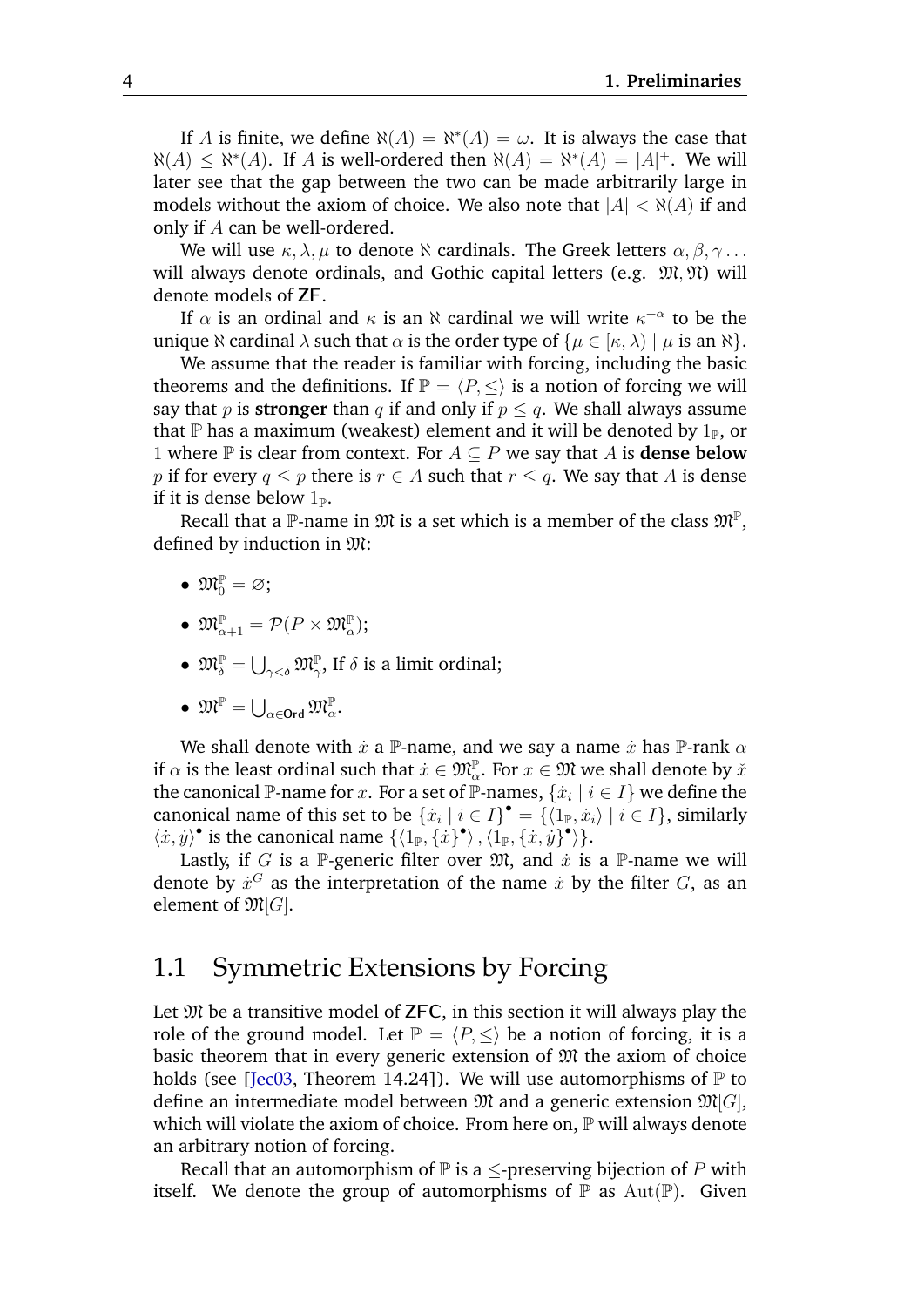If $A$ is finite, we define $\aleph(A) = \aleph^*(A) = \omega$. It is always the case that $\aleph(A) \leq \aleph^*(A)$. If $A$ is well-ordered then $\aleph(A) = \aleph^*(A) = |A|^+$. We will later see that the gap between the two can be made arbitrarily large in models without the axiom of choice. We also note that $|A| < \aleph(A)$ if and only if $A$ can be well-ordered.

We will use $\kappa, \lambda, \mu$ to denote $\aleph$ cardinals. The Greek letters $\alpha, \beta, \gamma \ldots$ will always denote ordinals, and Gothic capital letters (e.g. $\mathfrak{M}, \mathfrak{N}$) will denote models of $\mathsf{ZF}$.

If $\alpha$ is an ordinal and $\kappa$ is an $\aleph$ cardinal we will write $\kappa^{+\alpha}$ to be the unique $\aleph$ cardinal $\lambda$ such that $\alpha$ is the order type of $\{\mu \in [\kappa, \lambda) \mid \mu \text{ is an } \aleph\}$.

We assume that the reader is familiar with forcing, including the basic theorems and the definitions. If $\mathbb{P} = \langle P, \leq \rangle$ is a notion of forcing we will say that $p$ is **stronger** than $q$ if and only if $p \leq q$. We shall always assume that $\mathbb{P}$ has a maximum (weakest) element and it will be denoted by $1_{\mathbb{P}}$, or $1$ where $\mathbb{P}$ is clear from context. For $A \subseteq P$ we say that $A$ is **dense below** $p$ if for every $q \leq p$ there is $r \in A$ such that $r \leq q$. We say that $A$ is dense if it is dense below $1_{\mathbb{P}}$.

Recall that a $\mathbb{P}$-name in $\mathfrak{M}$ is a set which is a member of the class $\mathfrak{M}^{\mathbb{P}}$, defined by induction in $\mathfrak{M}$:

- $\mathfrak{M}^{\mathbb{P}}_0 = \varnothing$;
- $\mathfrak{M}^{\mathbb{P}}_{\alpha+1} = \mathcal{P}(P \times \mathfrak{M}^{\mathbb{P}}_\alpha)$;
- $\mathfrak{M}^{\mathbb{P}}_\delta = \bigcup_{\gamma<\delta} \mathfrak{M}^{\mathbb{P}}_\gamma$, If $\delta$ is a limit ordinal;
- $\mathfrak{M}^{\mathbb{P}} = \bigcup_{\alpha \in \mathsf{Ord}} \mathfrak{M}^{\mathbb{P}}_\alpha$.

We shall denote with $\dot{x}$ a $\mathbb{P}$-name, and we say a name $\dot{x}$ has $\mathbb{P}$-rank $\alpha$ if $\alpha$ is the least ordinal such that $\dot{x} \in \mathfrak{M}^{\mathbb{P}}_\alpha$. For $x \in \mathfrak{M}$ we shall denote by $\check{x}$ the canonical $\mathbb{P}$-name for $x$. For a set of $\mathbb{P}$-names, $\{\dot{x}_i \mid i \in I\}$ we define the canonical name of this set to be $\{\dot{x}_i \mid i \in I\}^\bullet = \{\langle 1_{\mathbb{P}}, \dot{x}_i \rangle \mid i \in I\}$, similarly $\langle \dot{x}, \dot{y} \rangle^\bullet$ is the canonical name $\{\langle 1_{\mathbb{P}}, \{\dot{x}\}^\bullet \rangle, \langle 1_{\mathbb{P}}, \{\dot{x}, \dot{y}\}^\bullet \rangle\}$.

Lastly, if $G$ is a $\mathbb{P}$-generic filter over $\mathfrak{M}$, and $\dot{x}$ is a $\mathbb{P}$-name we will denote by $\dot{x}^G$ as the interpretation of the name $\dot{x}$ by the filter $G$, as an element of $\mathfrak{M}[G]$.

## 1.1 Symmetric Extensions by Forcing

Let $\mathfrak{M}$ be a transitive model of $\mathsf{ZFC}$, in this section it will always play the role of the ground model. Let $\mathbb{P} = \langle P, \leq \rangle$ be a notion of forcing, it is a basic theorem that in every generic extension of $\mathfrak{M}$ the axiom of choice holds (see [Jec03, Theorem 14.24]). We will use automorphisms of $\mathbb{P}$ to define an intermediate model between $\mathfrak{M}$ and a generic extension $\mathfrak{M}[G]$, which will violate the axiom of choice. From here on, $\mathbb{P}$ will always denote an arbitrary notion of forcing.

Recall that an automorphism of $\mathbb{P}$ is a $\leq$-preserving bijection of $P$ with itself. We denote the group of automorphisms of $\mathbb{P}$ as $\operatorname{Aut}(\mathbb{P})$. Given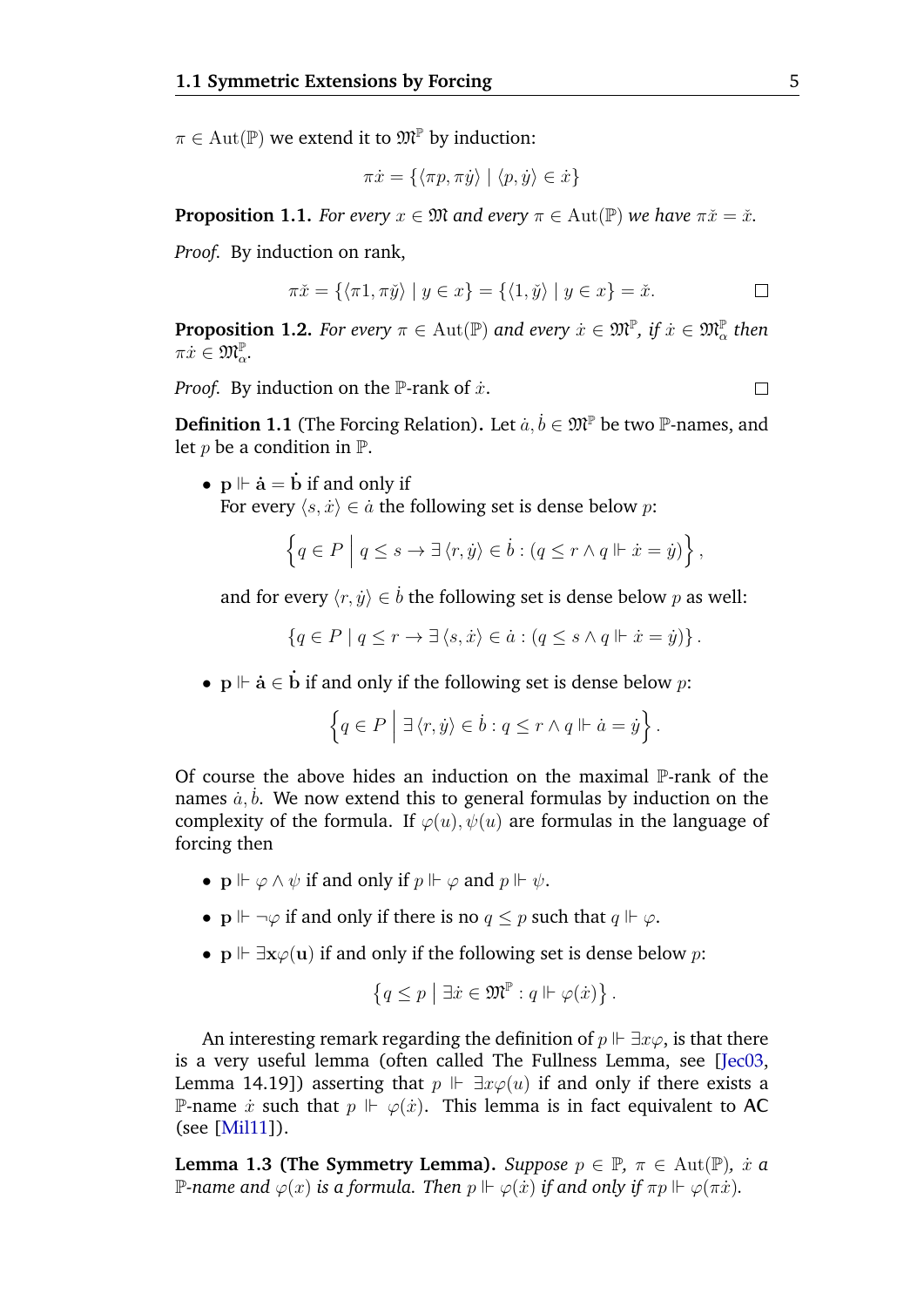$\pi \in \operatorname{Aut}(\mathbb{P})$ we extend it to $\mathfrak{M}^{\mathbb{P}}$ by induction:

$$\pi \dot{x} = \{\langle \pi p, \pi \dot{y}\rangle \mid \langle p, \dot{y}\rangle \in \dot{x}\}$$

**Proposition 1.1.** *For every $x \in \mathfrak{M}$ and every $\pi \in \operatorname{Aut}(\mathbb{P})$ we have $\pi\check{x} = \check{x}$.*

*Proof.* By induction on rank,

$$\pi\check{x} = \{\langle \pi 1, \pi\check{y}\rangle \mid y \in x\} = \{\langle 1, \check{y}\rangle \mid y \in x\} = \check{x}. \qquad \square$$

**Proposition 1.2.** *For every $\pi \in \operatorname{Aut}(\mathbb{P})$ and every $\dot{x} \in \mathfrak{M}^{\mathbb{P}}$, if $\dot{x} \in \mathfrak{M}^{\mathbb{P}}_{\alpha}$ then $\pi\dot{x} \in \mathfrak{M}^{\mathbb{P}}_{\alpha}$.*

*Proof.* By induction on the $\mathbb{P}$-rank of $\dot{x}$. $\square$

**Definition 1.1** (The Forcing Relation)**.** Let $\dot{a}, \dot{b} \in \mathfrak{M}^{\mathbb{P}}$ be two $\mathbb{P}$-names, and let $p$ be a condition in $\mathbb{P}$.

- $\mathbf{p} \Vdash \dot{\mathbf{a}} = \dot{\mathbf{b}}$ if and only if
  For every $\langle s, \dot{x}\rangle \in \dot{a}$ the following set is dense below $p$:

  $$\left\{q \in P \;\middle|\; q \leq s \rightarrow \exists\, \langle r, \dot{y}\rangle \in \dot{b} : (q \leq r \wedge q \Vdash \dot{x} = \dot{y})\right\},$$

  and for every $\langle r, \dot{y}\rangle \in \dot{b}$ the following set is dense below $p$ as well:

  $$\{q \in P \mid q \leq r \rightarrow \exists\, \langle s, \dot{x}\rangle \in \dot{a} : (q \leq s \wedge q \Vdash \dot{x} = \dot{y})\}.$$

- $\mathbf{p} \Vdash \dot{\mathbf{a}} \in \dot{\mathbf{b}}$ if and only if the following set is dense below $p$:

  $$\left\{q \in P \;\middle|\; \exists\, \langle r, \dot{y}\rangle \in \dot{b} : q \leq r \wedge q \Vdash \dot{a} = \dot{y}\right\}.$$

Of course the above hides an induction on the maximal $\mathbb{P}$-rank of the names $\dot{a}, \dot{b}$. We now extend this to general formulas by induction on the complexity of the formula. If $\varphi(u), \psi(u)$ are formulas in the language of forcing then

- $\mathbf{p} \Vdash \varphi \wedge \psi$ if and only if $p \Vdash \varphi$ and $p \Vdash \psi$.
- $\mathbf{p} \Vdash \neg\varphi$ if and only if there is no $q \leq p$ such that $q \Vdash \varphi$.
- $\mathbf{p} \Vdash \exists \mathbf{x}\varphi(\mathbf{u})$ if and only if the following set is dense below $p$:

  $$\left\{q \leq p \mid \exists \dot{x} \in \mathfrak{M}^{\mathbb{P}} : q \Vdash \varphi(\dot{x})\right\}.$$

An interesting remark regarding the definition of $p \Vdash \exists x\varphi$, is that there is a very useful lemma (often called The Fullness Lemma, see [Jec03, Lemma 14.19]) asserting that $p \Vdash \exists x\varphi(u)$ if and only if there exists a $\mathbb{P}$-name $\dot{x}$ such that $p \Vdash \varphi(\dot{x})$. This lemma is in fact equivalent to AC (see [Mil11]).

**Lemma 1.3 (The Symmetry Lemma).** *Suppose $p \in \mathbb{P}$, $\pi \in \operatorname{Aut}(\mathbb{P})$, $\dot{x}$ a $\mathbb{P}$-name and $\varphi(x)$ is a formula. Then $p \Vdash \varphi(\dot{x})$ if and only if $\pi p \Vdash \varphi(\pi\dot{x})$.*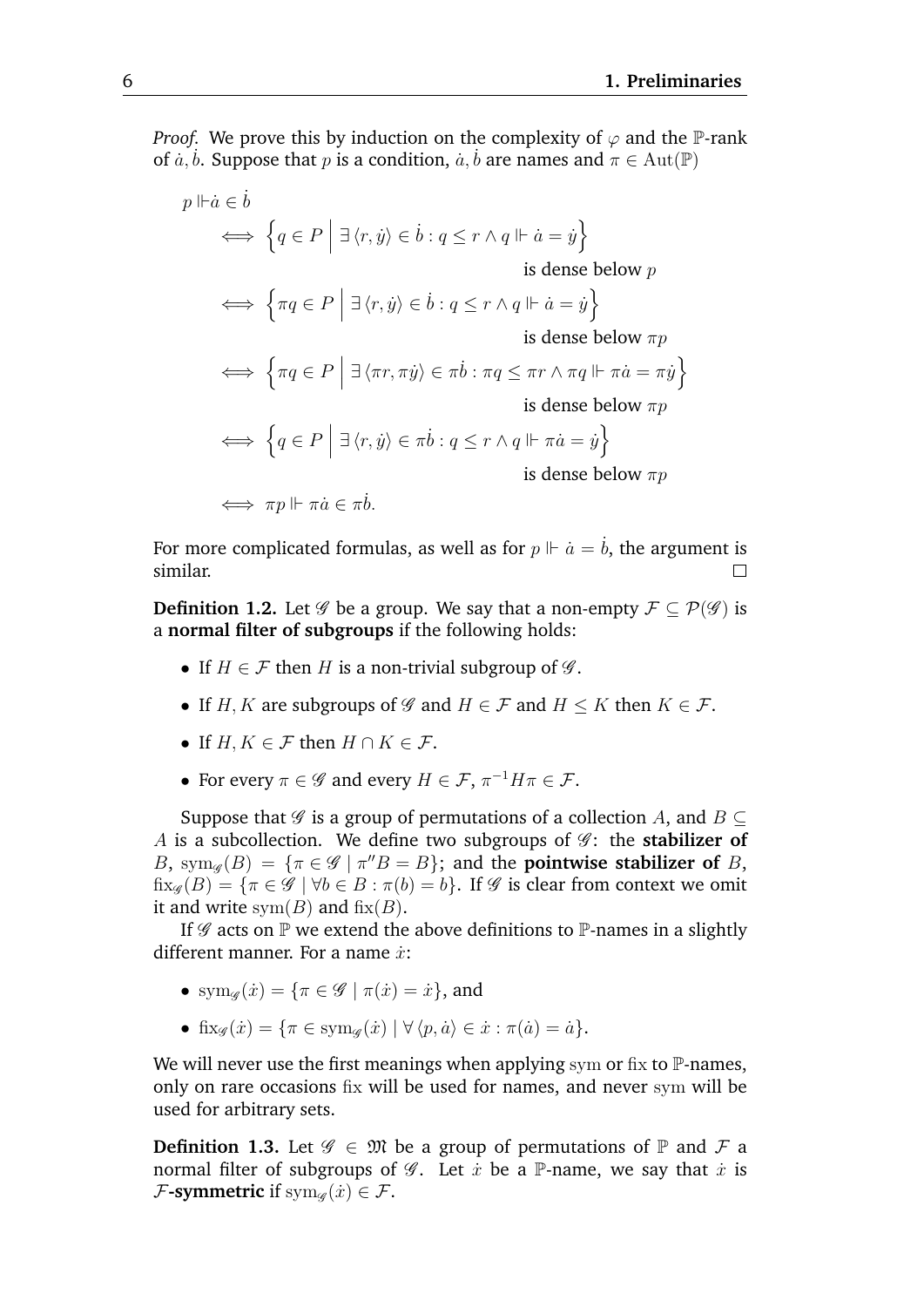*Proof.* We prove this by induction on the complexity of $\varphi$ and the $\mathbb{P}$-rank of $\dot{a}, \dot{b}$. Suppose that $p$ is a condition, $\dot{a}, \dot{b}$ are names and $\pi \in \operatorname{Aut}(\mathbb{P})$

$$
\begin{aligned}
& p \Vdash \dot{a} \in \dot{b} \\
& \iff \left\{ q \in P \;\middle|\; \exists \langle r, \dot{y} \rangle \in \dot{b} : q \leq r \wedge q \Vdash \dot{a} = \dot{y} \right\} \\
& \qquad\qquad\qquad\qquad\qquad\qquad \text{is dense below } p \\
& \iff \left\{ \pi q \in P \;\middle|\; \exists \langle r, \dot{y} \rangle \in \dot{b} : q \leq r \wedge q \Vdash \dot{a} = \dot{y} \right\} \\
& \qquad\qquad\qquad\qquad\qquad\qquad \text{is dense below } \pi p \\
& \iff \left\{ \pi q \in P \;\middle|\; \exists \langle \pi r, \pi \dot{y} \rangle \in \pi \dot{b} : \pi q \leq \pi r \wedge \pi q \Vdash \pi \dot{a} = \pi \dot{y} \right\} \\
& \qquad\qquad\qquad\qquad\qquad\qquad \text{is dense below } \pi p \\
& \iff \left\{ q \in P \;\middle|\; \exists \langle r, \dot{y} \rangle \in \pi \dot{b} : q \leq r \wedge q \Vdash \pi \dot{a} = \dot{y} \right\} \\
& \qquad\qquad\qquad\qquad\qquad\qquad \text{is dense below } \pi p \\
& \iff \pi p \Vdash \pi \dot{a} \in \pi \dot{b}.
\end{aligned}
$$

For more complicated formulas, as well as for $p \Vdash \dot{a} = \dot{b}$, the argument is similar. □

**Definition 1.2.** Let $\mathscr{G}$ be a group. We say that a non-empty $\mathcal{F} \subseteq \mathcal{P}(\mathscr{G})$ is a **normal filter of subgroups** if the following holds:

- If $H \in \mathcal{F}$ then $H$ is a non-trivial subgroup of $\mathscr{G}$.
- If $H, K$ are subgroups of $\mathscr{G}$ and $H \in \mathcal{F}$ and $H \leq K$ then $K \in \mathcal{F}$.
- If $H, K \in \mathcal{F}$ then $H \cap K \in \mathcal{F}$.
- For every $\pi \in \mathscr{G}$ and every $H \in \mathcal{F}$, $\pi^{-1} H \pi \in \mathcal{F}$.

Suppose that $\mathscr{G}$ is a group of permutations of a collection $A$, and $B \subseteq A$ is a subcollection. We define two subgroups of $\mathscr{G}$: the **stabilizer of** $B$, $\operatorname{sym}_{\mathscr{G}}(B) = \{\pi \in \mathscr{G} \mid \pi'' B = B\}$; and the **pointwise stabilizer of** $B$, $\operatorname{fix}_{\mathscr{G}}(B) = \{\pi \in \mathscr{G} \mid \forall b \in B : \pi(b) = b\}$. If $\mathscr{G}$ is clear from context we omit it and write $\operatorname{sym}(B)$ and $\operatorname{fix}(B)$.

If $\mathscr{G}$ acts on $\mathbb{P}$ we extend the above definitions to $\mathbb{P}$-names in a slightly different manner. For a name $\dot{x}$:

- $\operatorname{sym}_{\mathscr{G}}(\dot{x}) = \{\pi \in \mathscr{G} \mid \pi(\dot{x}) = \dot{x}\}$, and
- $\operatorname{fix}_{\mathscr{G}}(\dot{x}) = \{\pi \in \operatorname{sym}_{\mathscr{G}}(\dot{x}) \mid \forall \langle p, \dot{a} \rangle \in \dot{x} : \pi(\dot{a}) = \dot{a}\}$.

We will never use the first meanings when applying sym or fix to $\mathbb{P}$-names, only on rare occasions fix will be used for names, and never sym will be used for arbitrary sets.

**Definition 1.3.** Let $\mathscr{G} \in \mathfrak{M}$ be a group of permutations of $\mathbb{P}$ and $\mathcal{F}$ a normal filter of subgroups of $\mathscr{G}$. Let $\dot{x}$ be a $\mathbb{P}$-name, we say that $\dot{x}$ is **$\mathcal{F}$-symmetric** if $\operatorname{sym}_{\mathscr{G}}(\dot{x}) \in \mathcal{F}$.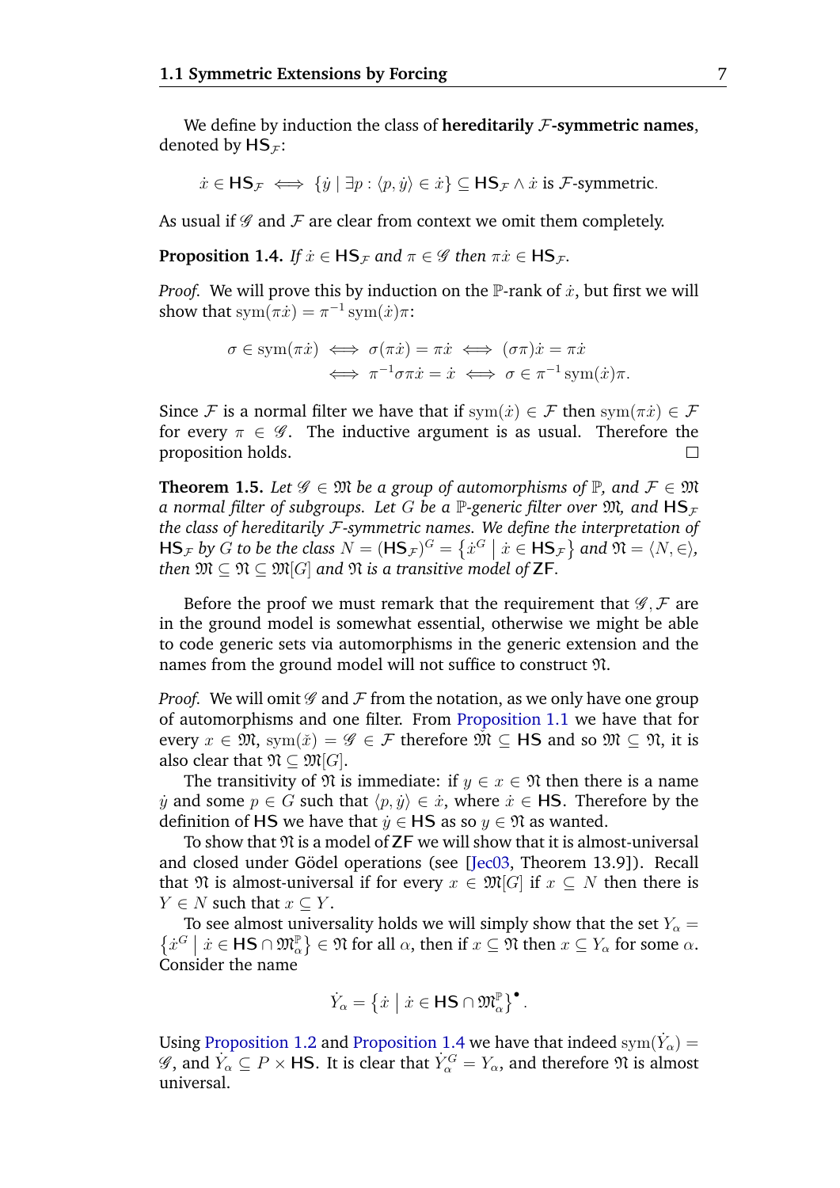We define by induction the class of **hereditarily $\mathcal{F}$-symmetric names**, denoted by $\mathsf{HS}_{\mathcal{F}}$:

$$\dot{x} \in \mathsf{HS}_{\mathcal{F}} \iff \{\dot{y} \mid \exists p : \langle p, \dot{y}\rangle \in \dot{x}\} \subseteq \mathsf{HS}_{\mathcal{F}} \wedge \dot{x} \text{ is } \mathcal{F}\text{-symmetric}.$$

As usual if $\mathscr{G}$ and $\mathcal{F}$ are clear from context we omit them completely.

**Proposition 1.4.** *If $\dot{x} \in \mathsf{HS}_{\mathcal{F}}$ and $\pi \in \mathscr{G}$ then $\pi\dot{x} \in \mathsf{HS}_{\mathcal{F}}$.*

*Proof.* We will prove this by induction on the $\mathbb{P}$-rank of $\dot{x}$, but first we will show that $\operatorname{sym}(\pi\dot{x}) = \pi^{-1}\operatorname{sym}(\dot{x})\pi$:

$$\begin{aligned} \sigma \in \operatorname{sym}(\pi\dot{x}) &\iff \sigma(\pi\dot{x}) = \pi\dot{x} \iff (\sigma\pi)\dot{x} = \pi\dot{x} \\ &\iff \pi^{-1}\sigma\pi\dot{x} = \dot{x} \iff \sigma \in \pi^{-1}\operatorname{sym}(\dot{x})\pi. \end{aligned}$$

Since $\mathcal{F}$ is a normal filter we have that if $\operatorname{sym}(\dot{x}) \in \mathcal{F}$ then $\operatorname{sym}(\pi\dot{x}) \in \mathcal{F}$ for every $\pi \in \mathscr{G}$. The inductive argument is as usual. Therefore the proposition holds. □

**Theorem 1.5.** *Let $\mathscr{G} \in \mathfrak{M}$ be a group of automorphisms of $\mathbb{P}$, and $\mathcal{F} \in \mathfrak{M}$ a normal filter of subgroups. Let $G$ be a $\mathbb{P}$-generic filter over $\mathfrak{M}$, and $\mathsf{HS}_{\mathcal{F}}$ the class of hereditarily $\mathcal{F}$-symmetric names. We define the interpretation of $\mathsf{HS}_{\mathcal{F}}$ by $G$ to be the class $N = (\mathsf{HS}_{\mathcal{F}})^G = \left\{\dot{x}^G \mid \dot{x} \in \mathsf{HS}_{\mathcal{F}}\right\}$ and $\mathfrak{N} = \langle N, \in\rangle$, then $\mathfrak{M} \subseteq \mathfrak{N} \subseteq \mathfrak{M}[G]$ and $\mathfrak{N}$ is a transitive model of $\mathsf{ZF}$.*

Before the proof we must remark that the requirement that $\mathscr{G}, \mathcal{F}$ are in the ground model is somewhat essential, otherwise we might be able to code generic sets via automorphisms in the generic extension and the names from the ground model will not suffice to construct $\mathfrak{N}$.

*Proof.* We will omit $\mathscr{G}$ and $\mathcal{F}$ from the notation, as we only have one group of automorphisms and one filter. From Proposition 1.1 we have that for every $x \in \mathfrak{M}$, $\operatorname{sym}(\check{x}) = \mathscr{G} \in \mathcal{F}$ therefore $\check{\mathfrak{M}} \subseteq \mathsf{HS}$ and so $\mathfrak{M} \subseteq \mathfrak{N}$, it is also clear that $\mathfrak{N} \subseteq \mathfrak{M}[G]$.

The transitivity of $\mathfrak{N}$ is immediate: if $y \in x \in \mathfrak{N}$ then there is a name $\dot{y}$ and some $p \in G$ such that $\langle p, \dot{y}\rangle \in \dot{x}$, where $\dot{x} \in \mathsf{HS}$. Therefore by the definition of $\mathsf{HS}$ we have that $\dot{y} \in \mathsf{HS}$ as so $y \in \mathfrak{N}$ as wanted.

To show that $\mathfrak{N}$ is a model of $\mathsf{ZF}$ we will show that it is almost-universal and closed under Gödel operations (see [Jec03, Theorem 13.9]). Recall that $\mathfrak{N}$ is almost-universal if for every $x \in \mathfrak{M}[G]$ if $x \subseteq N$ then there is $Y \in N$ such that $x \subseteq Y$.

To see almost universality holds we will simply show that the set $Y_\alpha = \left\{\dot{x}^G \mid \dot{x} \in \mathsf{HS} \cap \mathfrak{M}^{\mathbb{P}}_\alpha\right\} \in \mathfrak{N}$ for all $\alpha$, then if $x \subseteq \mathfrak{N}$ then $x \subseteq Y_\alpha$ for some $\alpha$. Consider the name

$$\dot{Y}_\alpha = \left\{\dot{x} \mid \dot{x} \in \mathsf{HS} \cap \mathfrak{M}^{\mathbb{P}}_\alpha\right\}^\bullet.$$

Using Proposition 1.2 and Proposition 1.4 we have that indeed $\operatorname{sym}(\dot{Y}_\alpha) = \mathscr{G}$, and $\dot{Y}_\alpha \subseteq P \times \mathsf{HS}$. It is clear that $\dot{Y}_\alpha^G = Y_\alpha$, and therefore $\mathfrak{N}$ is almost universal.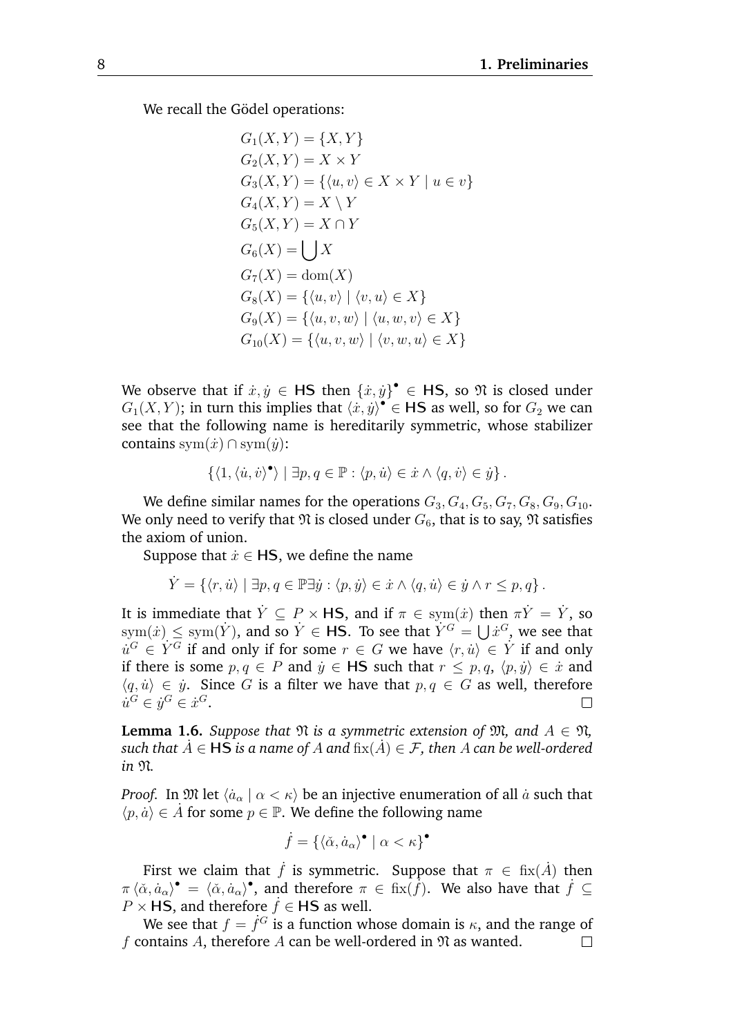We recall the Gödel operations:

$$
\begin{aligned}
G_1(X,Y) &= \{X,Y\}\\
G_2(X,Y) &= X \times Y\\
G_3(X,Y) &= \{\langle u,v\rangle \in X\times Y \mid u \in v\}\\
G_4(X,Y) &= X \setminus Y\\
G_5(X,Y) &= X \cap Y\\
G_6(X) &= \bigcup X\\
G_7(X) &= \operatorname{dom}(X)\\
G_8(X) &= \{\langle u,v\rangle \mid \langle v,u\rangle \in X\}\\
G_9(X) &= \{\langle u,v,w\rangle \mid \langle u,w,v\rangle \in X\}\\
G_{10}(X) &= \{\langle u,v,w\rangle \mid \langle v,w,u\rangle \in X\}
\end{aligned}
$$

We observe that if $\dot{x},\dot{y} \in \mathsf{HS}$ then $\{\dot{x},\dot{y}\}^\bullet \in \mathsf{HS}$, so $\mathfrak{N}$ is closed under $G_1(X,Y)$; in turn this implies that $\langle \dot{x},\dot{y}\rangle^\bullet \in \mathsf{HS}$ as well, so for $G_2$ we can see that the following name is hereditarily symmetric, whose stabilizer contains $\operatorname{sym}(\dot{x}) \cap \operatorname{sym}(\dot{y})$:

$$\left\{\langle 1, \langle \dot{u},\dot{v}\rangle^\bullet\rangle \mid \exists p,q \in \mathbb{P} : \langle p,\dot{u}\rangle \in \dot{x} \wedge \langle q,\dot{v}\rangle \in \dot{y}\right\}.$$

We define similar names for the operations $G_3, G_4, G_5, G_7, G_8, G_9, G_{10}$. We only need to verify that $\mathfrak{N}$ is closed under $G_6$, that is to say, $\mathfrak{N}$ satisfies the axiom of union.

Suppose that $\dot{x} \in \mathsf{HS}$, we define the name

$$\dot{Y} = \{\langle r,\dot{u}\rangle \mid \exists p,q \in \mathbb{P} \exists \dot{y} : \langle p,\dot{y}\rangle \in \dot{x} \wedge \langle q,\dot{u}\rangle \in \dot{y} \wedge r \leq p,q\}.$$

It is immediate that $\dot{Y} \subseteq P \times \mathsf{HS}$, and if $\pi \in \operatorname{sym}(\dot{x})$ then $\pi\dot{Y} = \dot{Y}$, so $\operatorname{sym}(\dot{x}) \leq \operatorname{sym}(\dot{Y})$, and so $\dot{Y} \in \mathsf{HS}$. To see that $\dot{Y}^G = \bigcup \dot{x}^G$, we see that $\dot{u}^G \in \dot{Y}^G$ if and only if for some $r \in G$ we have $\langle r,\dot{u}\rangle \in \dot{Y}$ if and only if there is some $p,q \in P$ and $\dot{y} \in \mathsf{HS}$ such that $r \leq p,q$, $\langle p,\dot{y}\rangle \in \dot{x}$ and $\langle q,\dot{u}\rangle \in \dot{y}$. Since $G$ is a filter we have that $p,q \in G$ as well, therefore $\dot{u}^G \in \dot{y}^G \in \dot{x}^G$. □

**Lemma 1.6.** *Suppose that $\mathfrak{N}$ is a symmetric extension of $\mathfrak{M}$, and $A \in \mathfrak{N}$, such that $\dot{A} \in \mathsf{HS}$ is a name of $A$ and $\operatorname{fix}(\dot{A}) \in \mathcal{F}$, then $A$ can be well-ordered in $\mathfrak{N}$.*

*Proof.* In $\mathfrak{M}$ let $\langle \dot{a}_\alpha \mid \alpha < \kappa\rangle$ be an injective enumeration of all $\dot{a}$ such that $\langle p,\dot{a}\rangle \in \dot{A}$ for some $p \in \mathbb{P}$. We define the following name

$$\dot{f} = \{\langle \check{\alpha}, \dot{a}_\alpha\rangle^\bullet \mid \alpha < \kappa\}^\bullet$$

First we claim that $\dot{f}$ is symmetric. Suppose that $\pi \in \operatorname{fix}(\dot{A})$ then $\pi\langle \check{\alpha},\dot{a}_\alpha\rangle^\bullet = \langle \check{\alpha},\dot{a}_\alpha\rangle^\bullet$, and therefore $\pi \in \operatorname{fix}(\dot{f})$. We also have that $\dot{f} \subseteq P \times \mathsf{HS}$, and therefore $\dot{f} \in \mathsf{HS}$ as well.

We see that $f = \dot{f}^G$ is a function whose domain is $\kappa$, and the range of $f$ contains $A$, therefore $A$ can be well-ordered in $\mathfrak{N}$ as wanted. □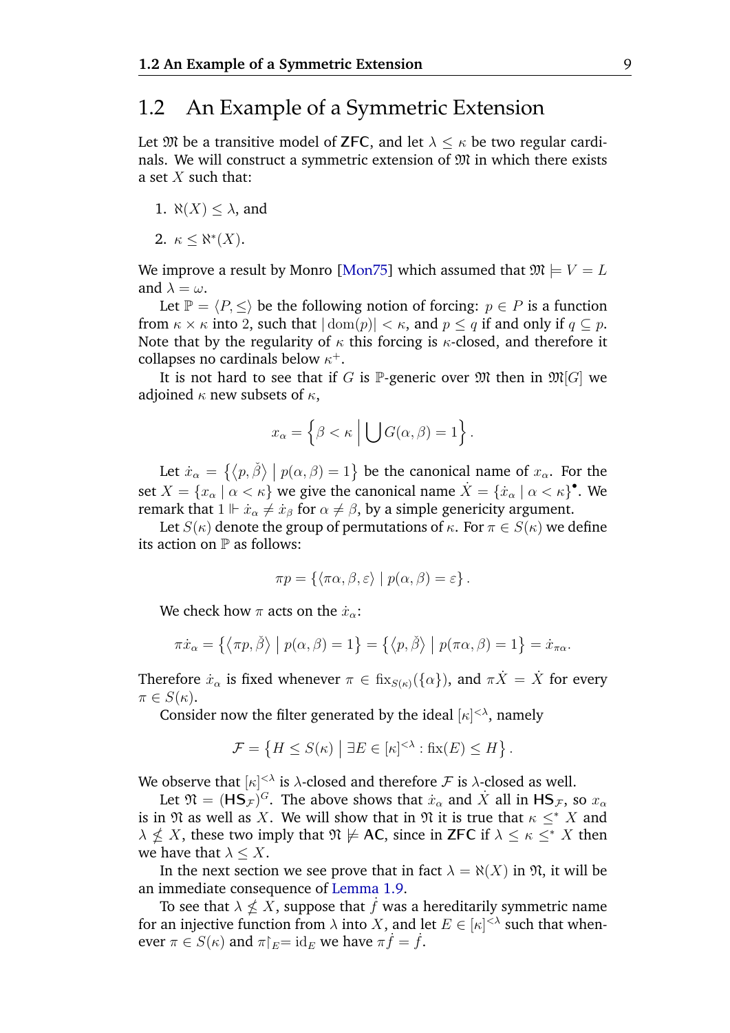## 1.2 An Example of a Symmetric Extension

Let $\mathfrak{M}$ be a transitive model of $\mathsf{ZFC}$, and let $\lambda \leq \kappa$ be two regular cardinals. We will construct a symmetric extension of $\mathfrak{M}$ in which there exists a set $X$ such that:

1. $\aleph(X) \leq \lambda$, and
2. $\kappa \leq \aleph^*(X)$.

We improve a result by Monro [Mon75] which assumed that $\mathfrak{M} \models V = L$ and $\lambda = \omega$.

Let $\mathbb{P} = \langle P, \leq \rangle$ be the following notion of forcing: $p \in P$ is a function from $\kappa \times \kappa$ into $2$, such that $|\operatorname{dom}(p)| < \kappa$, and $p \leq q$ if and only if $q \subseteq p$. Note that by the regularity of $\kappa$ this forcing is $\kappa$-closed, and therefore it collapses no cardinals below $\kappa^+$.

It is not hard to see that if $G$ is $\mathbb{P}$-generic over $\mathfrak{M}$ then in $\mathfrak{M}[G]$ we adjoined $\kappa$ new subsets of $\kappa$,

$$x_\alpha = \left\{ \beta < \kappa \;\middle|\; \bigcup G(\alpha, \beta) = 1 \right\}.$$

Let $\dot{x}_\alpha = \left\{ \langle p, \check{\beta} \rangle \mid p(\alpha, \beta) = 1 \right\}$ be the canonical name of $x_\alpha$. For the set $X = \{x_\alpha \mid \alpha < \kappa\}$ we give the canonical name $\dot{X} = \{\dot{x}_\alpha \mid \alpha < \kappa\}^\bullet$. We remark that $1 \Vdash \dot{x}_\alpha \neq \dot{x}_\beta$ for $\alpha \neq \beta$, by a simple genericity argument.

Let $S(\kappa)$ denote the group of permutations of $\kappa$. For $\pi \in S(\kappa)$ we define its action on $\mathbb{P}$ as follows:

$$\pi p = \{ \langle \pi\alpha, \beta, \varepsilon \rangle \mid p(\alpha, \beta) = \varepsilon \}.$$

We check how $\pi$ acts on the $\dot{x}_\alpha$:

$$\pi \dot{x}_\alpha = \left\{ \langle \pi p, \check{\beta} \rangle \mid p(\alpha, \beta) = 1 \right\} = \left\{ \langle p, \check{\beta} \rangle \mid p(\pi\alpha, \beta) = 1 \right\} = \dot{x}_{\pi\alpha}.$$

Therefore $\dot{x}_\alpha$ is fixed whenever $\pi \in \operatorname{fix}_{S(\kappa)}(\{\alpha\})$, and $\pi \dot{X} = \dot{X}$ for every $\pi \in S(\kappa)$.

Consider now the filter generated by the ideal $[\kappa]^{<\lambda}$, namely

$$\mathcal{F} = \left\{ H \leq S(\kappa) \;\middle|\; \exists E \in [\kappa]^{<\lambda} : \operatorname{fix}(E) \leq H \right\}.$$

We observe that $[\kappa]^{<\lambda}$ is $\lambda$-closed and therefore $\mathcal{F}$ is $\lambda$-closed as well.

Let $\mathfrak{N} = (\mathsf{HS}_\mathcal{F})^G$. The above shows that $\dot{x}_\alpha$ and $\dot{X}$ all in $\mathsf{HS}_\mathcal{F}$, so $x_\alpha$ is in $\mathfrak{N}$ as well as $X$. We will show that in $\mathfrak{N}$ it is true that $\kappa \leq^* X$ and $\lambda \nleq X$, these two imply that $\mathfrak{N} \not\models \mathsf{AC}$, since in $\mathsf{ZFC}$ if $\lambda \leq \kappa \leq^* X$ then we have that $\lambda \leq X$.

In the next section we see prove that in fact $\lambda = \aleph(X)$ in $\mathfrak{N}$, it will be an immediate consequence of Lemma 1.9.

To see that $\lambda \nleq X$, suppose that $\dot{f}$ was a hereditarily symmetric name for an injective function from $\lambda$ into $X$, and let $E \in [\kappa]^{<\lambda}$ such that whenever $\pi \in S(\kappa)$ and $\pi\restriction_E = \operatorname{id}_E$ we have $\pi \dot{f} = \dot{f}$.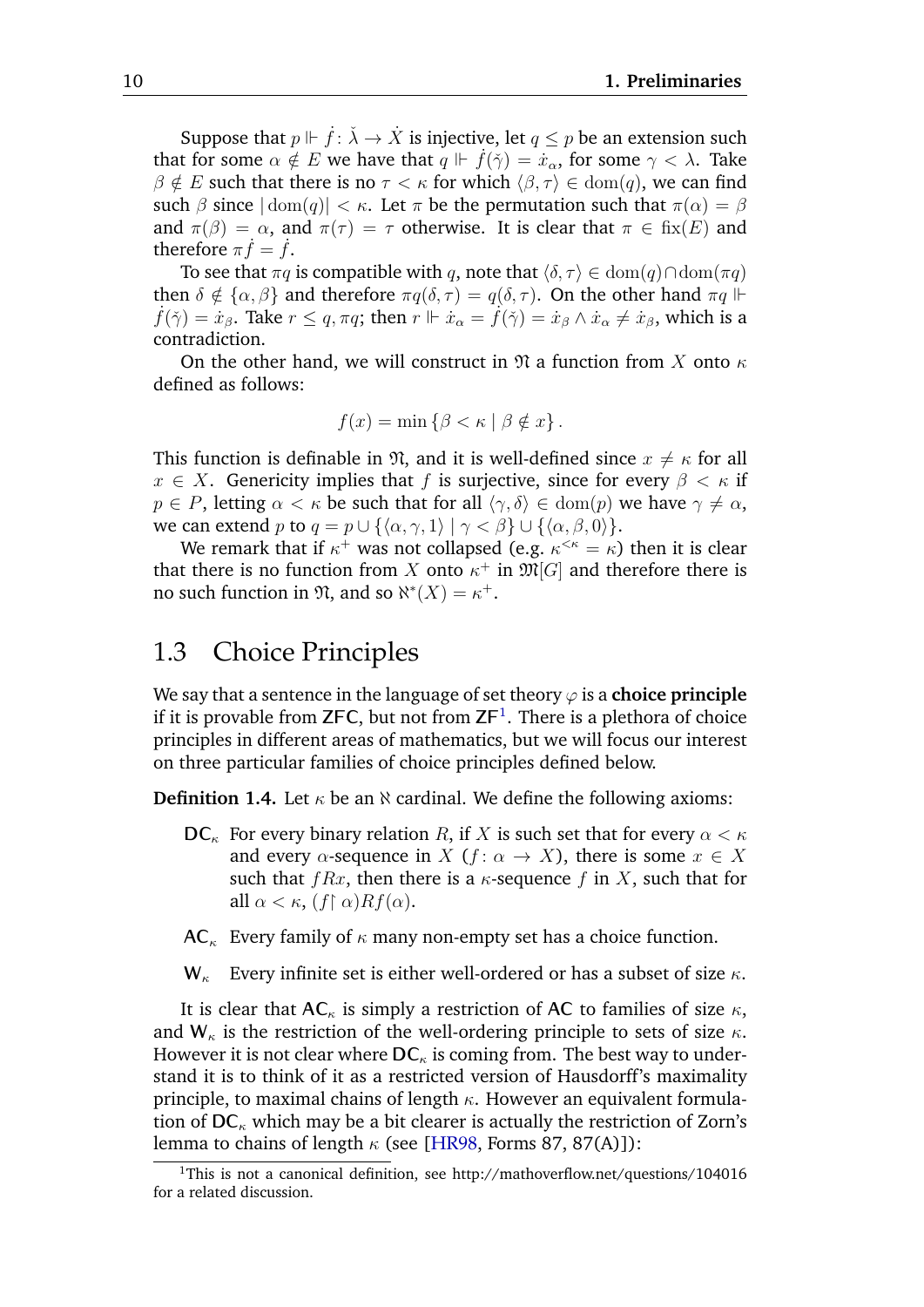Suppose that $p \Vdash \dot{f}\colon \check{\lambda} \to \dot{X}$ is injective, let $q \leq p$ be an extension such that for some $\alpha \notin E$ we have that $q \Vdash \dot{f}(\check{\gamma}) = \dot{x}_\alpha$, for some $\gamma < \lambda$. Take $\beta \notin E$ such that there is no $\tau < \kappa$ for which $\langle \beta, \tau \rangle \in \operatorname{dom}(q)$, we can find such $\beta$ since $|\operatorname{dom}(q)| < \kappa$. Let $\pi$ be the permutation such that $\pi(\alpha) = \beta$ and $\pi(\beta) = \alpha$, and $\pi(\tau) = \tau$ otherwise. It is clear that $\pi \in \operatorname{fix}(E)$ and therefore $\pi\dot{f} = \dot{f}$.

To see that $\pi q$ is compatible with $q$, note that $\langle \delta, \tau \rangle \in \operatorname{dom}(q) \cap \operatorname{dom}(\pi q)$ then $\delta \notin \{\alpha, \beta\}$ and therefore $\pi q(\delta, \tau) = q(\delta, \tau)$. On the other hand $\pi q \Vdash \dot{f}(\check{\gamma}) = \dot{x}_\beta$. Take $r \leq q, \pi q$; then $r \Vdash \dot{x}_\alpha = \dot{f}(\check{\gamma}) = \dot{x}_\beta \wedge \dot{x}_\alpha \neq \dot{x}_\beta$, which is a contradiction.

On the other hand, we will construct in $\mathfrak{N}$ a function from $X$ onto $\kappa$ defined as follows:

$$f(x) = \min \{\beta < \kappa \mid \beta \notin x\}.$$

This function is definable in $\mathfrak{N}$, and it is well-defined since $x \neq \kappa$ for all $x \in X$. Genericity implies that $f$ is surjective, since for every $\beta < \kappa$ if $p \in P$, letting $\alpha < \kappa$ be such that for all $\langle \gamma, \delta \rangle \in \operatorname{dom}(p)$ we have $\gamma \neq \alpha$, we can extend $p$ to $q = p \cup \{\langle \alpha, \gamma, 1 \rangle \mid \gamma < \beta\} \cup \{\langle \alpha, \beta, 0 \rangle\}$.

We remark that if $\kappa^+$ was not collapsed (e.g. $\kappa^{<\kappa} = \kappa$) then it is clear that there is no function from $X$ onto $\kappa^+$ in $\mathfrak{M}[G]$ and therefore there is no such function in $\mathfrak{N}$, and so $\aleph^*(X) = \kappa^+$.

## 1.3 Choice Principles

We say that a sentence in the language of set theory $\varphi$ is a **choice principle** if it is provable from ZFC, but not from ZF[1]. There is a plethora of choice principles in different areas of mathematics, but we will focus our interest on three particular families of choice principles defined below.

**Definition 1.4.** Let $\kappa$ be an $\aleph$ cardinal. We define the following axioms:

- $\mathsf{DC}_\kappa$ For every binary relation $R$, if $X$ is such set that for every $\alpha < \kappa$ and every $\alpha$-sequence in $X$ ($f\colon \alpha \to X$), there is some $x \in X$ such that $fRx$, then there is a $\kappa$-sequence $f$ in $X$, such that for all $\alpha < \kappa$, $(f \restriction \alpha)Rf(\alpha)$.
- $\mathsf{AC}_\kappa$ Every family of $\kappa$ many non-empty set has a choice function.
- $\mathsf{W}_\kappa$ Every infinite set is either well-ordered or has a subset of size $\kappa$.

It is clear that $\mathsf{AC}_\kappa$ is simply a restriction of AC to families of size $\kappa$, and $\mathsf{W}_\kappa$ is the restriction of the well-ordering principle to sets of size $\kappa$. However it is not clear where $\mathsf{DC}_\kappa$ is coming from. The best way to understand it is to think of it as a restricted version of Hausdorff's maximality principle, to maximal chains of length $\kappa$. However an equivalent formulation of $\mathsf{DC}_\kappa$ which may be a bit clearer is actually the restriction of Zorn's lemma to chains of length $\kappa$ (see [HR98, Forms 87, 87(A)]):

[1] This is not a canonical definition, see http://mathoverflow.net/questions/104016 for a related discussion.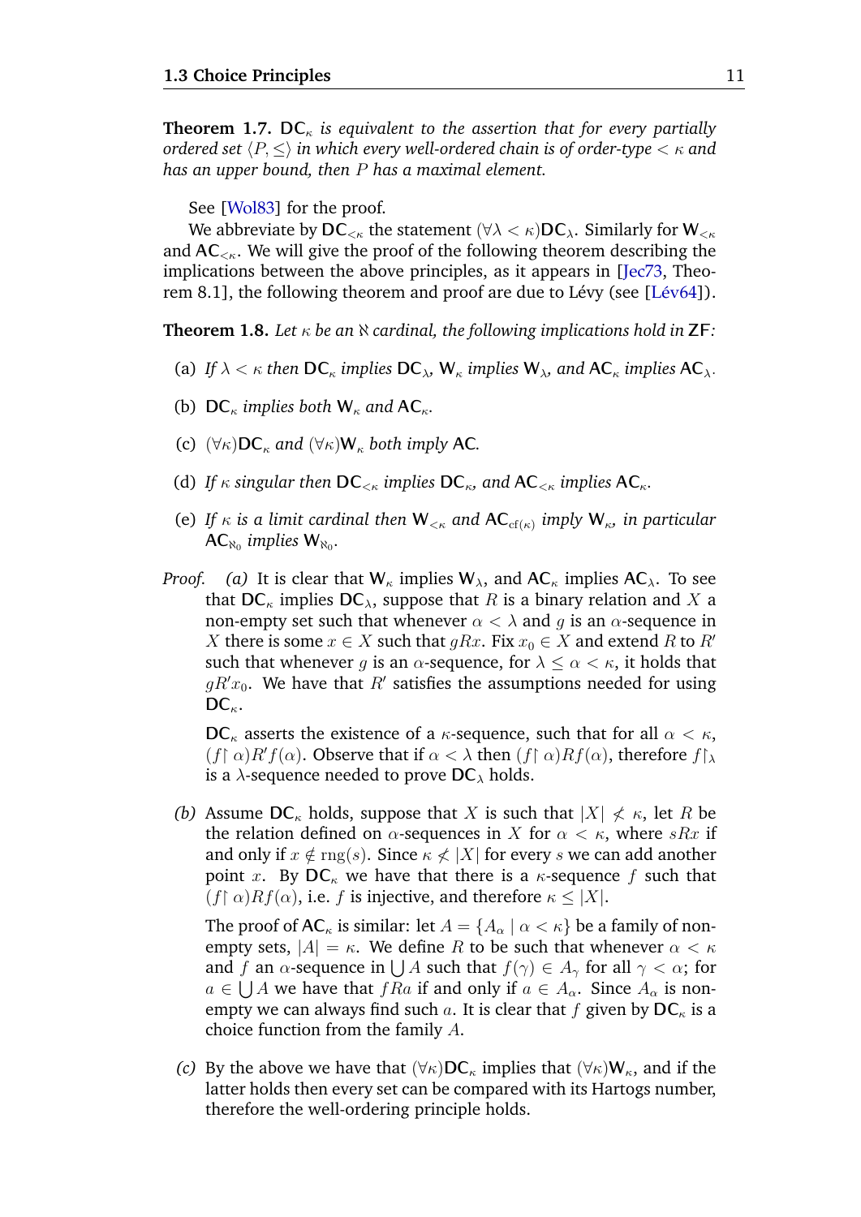**Theorem 1.7.** $\mathsf{DC}_\kappa$ *is equivalent to the assertion that for every partially ordered set* $\langle P, \leq\rangle$ *in which every well-ordered chain is of order-type* $< \kappa$ *and has an upper bound, then* $P$ *has a maximal element.*

See [Wol83] for the proof.

We abbreviate by $\mathsf{DC}_{<\kappa}$ the statement $(\forall\lambda < \kappa)\mathsf{DC}_\lambda$. Similarly for $\mathsf{W}_{<\kappa}$ and $\mathsf{AC}_{<\kappa}$. We will give the proof of the following theorem describing the implications between the above principles, as it appears in [Jec73, Theorem 8.1], the following theorem and proof are due to Lévy (see [Lév64]).

**Theorem 1.8.** *Let* $\kappa$ *be an* $\aleph$ *cardinal, the following implications hold in* $\mathsf{ZF}$*:*

(a) *If* $\lambda < \kappa$ *then* $\mathsf{DC}_\kappa$ *implies* $\mathsf{DC}_\lambda$*,* $\mathsf{W}_\kappa$ *implies* $\mathsf{W}_\lambda$*, and* $\mathsf{AC}_\kappa$ *implies* $\mathsf{AC}_\lambda$*.*

(b) $\mathsf{DC}_\kappa$ *implies both* $\mathsf{W}_\kappa$ *and* $\mathsf{AC}_\kappa$*.*

(c) $(\forall\kappa)\mathsf{DC}_\kappa$ *and* $(\forall\kappa)\mathsf{W}_\kappa$ *both imply* $\mathsf{AC}$*.*

(d) *If* $\kappa$ *singular then* $\mathsf{DC}_{<\kappa}$ *implies* $\mathsf{DC}_\kappa$*, and* $\mathsf{AC}_{<\kappa}$ *implies* $\mathsf{AC}_\kappa$*.*

(e) *If* $\kappa$ *is a limit cardinal then* $\mathsf{W}_{<\kappa}$ *and* $\mathsf{AC}_{\mathrm{cf}(\kappa)}$ *imply* $\mathsf{W}_\kappa$*, in particular* $\mathsf{AC}_{\aleph_0}$ *implies* $\mathsf{W}_{\aleph_0}$*.*

*Proof.* *(a)* It is clear that $\mathsf{W}_\kappa$ implies $\mathsf{W}_\lambda$, and $\mathsf{AC}_\kappa$ implies $\mathsf{AC}_\lambda$. To see that $\mathsf{DC}_\kappa$ implies $\mathsf{DC}_\lambda$, suppose that $R$ is a binary relation and $X$ a non-empty set such that whenever $\alpha < \lambda$ and $g$ is an $\alpha$-sequence in $X$ there is some $x \in X$ such that $gRx$. Fix $x_0 \in X$ and extend $R$ to $R'$ such that whenever $g$ is an $\alpha$-sequence, for $\lambda \leq \alpha < \kappa$, it holds that $gR'x_0$. We have that $R'$ satisfies the assumptions needed for using $\mathsf{DC}_\kappa$.

$\mathsf{DC}_\kappa$ asserts the existence of a $\kappa$-sequence, such that for all $\alpha < \kappa$, $(f\restriction\alpha)R'f(\alpha)$. Observe that if $\alpha < \lambda$ then $(f\restriction\alpha)Rf(\alpha)$, therefore $f\restriction_\lambda$ is a $\lambda$-sequence needed to prove $\mathsf{DC}_\lambda$ holds.

*(b)* Assume $\mathsf{DC}_\kappa$ holds, suppose that $X$ is such that $|X| \not< \kappa$, let $R$ be the relation defined on $\alpha$-sequences in $X$ for $\alpha < \kappa$, where $sRx$ if and only if $x \notin \operatorname{rng}(s)$. Since $\kappa \not< |X|$ for every $s$ we can add another point $x$. By $\mathsf{DC}_\kappa$ we have that there is a $\kappa$-sequence $f$ such that $(f\restriction\alpha)Rf(\alpha)$, i.e. $f$ is injective, and therefore $\kappa \leq |X|$.

The proof of $\mathsf{AC}_\kappa$ is similar: let $A = \{A_\alpha \mid \alpha < \kappa\}$ be a family of non-empty sets, $|A| = \kappa$. We define $R$ to be such that whenever $\alpha < \kappa$ and $f$ an $\alpha$-sequence in $\bigcup A$ such that $f(\gamma) \in A_\gamma$ for all $\gamma < \alpha$; for $a \in \bigcup A$ we have that $fRa$ if and only if $a \in A_\alpha$. Since $A_\alpha$ is non-empty we can always find such $a$. It is clear that $f$ given by $\mathsf{DC}_\kappa$ is a choice function from the family $A$.

*(c)* By the above we have that $(\forall\kappa)\mathsf{DC}_\kappa$ implies that $(\forall\kappa)\mathsf{W}_\kappa$, and if the latter holds then every set can be compared with its Hartogs number, therefore the well-ordering principle holds.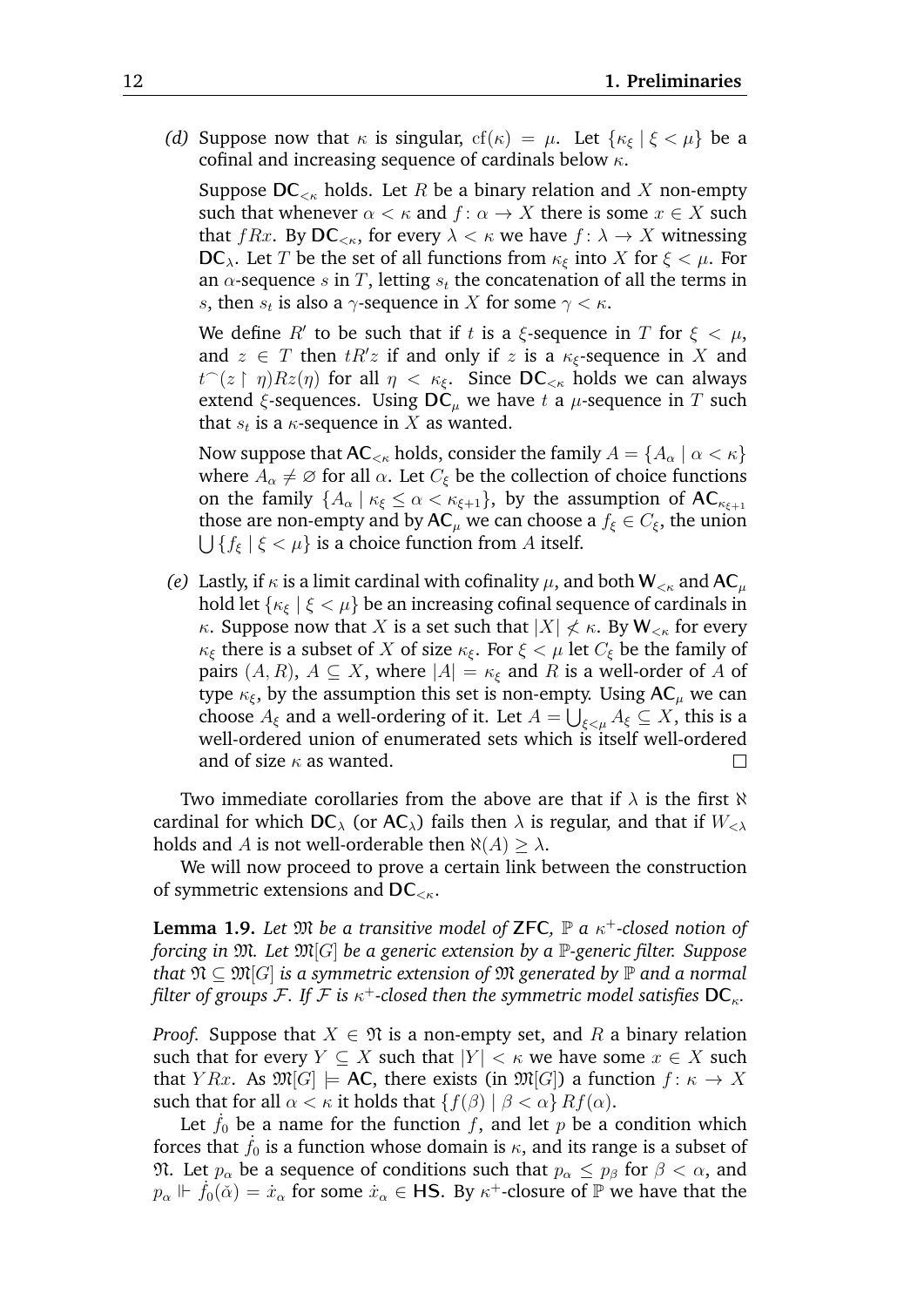(d) Suppose now that $\kappa$ is singular, $\mathrm{cf}(\kappa) = \mu$. Let $\{\kappa_\xi \mid \xi < \mu\}$ be a cofinal and increasing sequence of cardinals below $\kappa$.

Suppose $\mathsf{DC}_{<\kappa}$ holds. Let $R$ be a binary relation and $X$ non-empty such that whenever $\alpha < \kappa$ and $f\colon \alpha \to X$ there is some $x \in X$ such that $fRx$. By $\mathsf{DC}_{<\kappa}$, for every $\lambda < \kappa$ we have $f\colon \lambda \to X$ witnessing $\mathsf{DC}_\lambda$. Let $T$ be the set of all functions from $\kappa_\xi$ into $X$ for $\xi < \mu$. For an $\alpha$-sequence $s$ in $T$, letting $s_t$ the concatenation of all the terms in $s$, then $s_t$ is also a $\gamma$-sequence in $X$ for some $\gamma < \kappa$.

We define $R'$ to be such that if $t$ is a $\xi$-sequence in $T$ for $\xi < \mu$, and $z \in T$ then $tR'z$ if and only if $z$ is a $\kappa_\xi$-sequence in $X$ and $t^\frown(z \upharpoonright \eta)Rz(\eta)$ for all $\eta < \kappa_\xi$. Since $\mathsf{DC}_{<\kappa}$ holds we can always extend $\xi$-sequences. Using $\mathsf{DC}_\mu$ we have $t$ a $\mu$-sequence in $T$ such that $s_t$ is a $\kappa$-sequence in $X$ as wanted.

Now suppose that $\mathsf{AC}_{<\kappa}$ holds, consider the family $A = \{A_\alpha \mid \alpha < \kappa\}$ where $A_\alpha \neq \varnothing$ for all $\alpha$. Let $C_\xi$ be the collection of choice functions on the family $\{A_\alpha \mid \kappa_\xi \leq \alpha < \kappa_{\xi+1}\}$, by the assumption of $\mathsf{AC}_{\kappa_{\xi+1}}$ those are non-empty and by $\mathsf{AC}_\mu$ we can choose a $f_\xi \in C_\xi$, the union $\bigcup\{f_\xi \mid \xi < \mu\}$ is a choice function from $A$ itself.

(e) Lastly, if $\kappa$ is a limit cardinal with cofinality $\mu$, and both $\mathsf{W}_{<\kappa}$ and $\mathsf{AC}_\mu$ hold let $\{\kappa_\xi \mid \xi < \mu\}$ be an increasing cofinal sequence of cardinals in $\kappa$. Suppose now that $X$ is a set such that $|X| \not< \kappa$. By $\mathsf{W}_{<\kappa}$ for every $\kappa_\xi$ there is a subset of $X$ of size $\kappa_\xi$. For $\xi < \mu$ let $C_\xi$ be the family of pairs $(A, R)$, $A \subseteq X$, where $|A| = \kappa_\xi$ and $R$ is a well-order of $A$ of type $\kappa_\xi$, by the assumption this set is non-empty. Using $\mathsf{AC}_\mu$ we can choose $A_\xi$ and a well-ordering of it. Let $A = \bigcup_{\xi<\mu} A_\xi \subseteq X$, this is a well-ordered union of enumerated sets which is itself well-ordered and of size $\kappa$ as wanted. □

Two immediate corollaries from the above are that if $\lambda$ is the first $\aleph$ cardinal for which $\mathsf{DC}_\lambda$ (or $\mathsf{AC}_\lambda$) fails then $\lambda$ is regular, and that if $W_{<\lambda}$ holds and $A$ is not well-orderable then $\aleph(A) \geq \lambda$.

We will now proceed to prove a certain link between the construction of symmetric extensions and $\mathsf{DC}_{<\kappa}$.

**Lemma 1.9.** *Let $\mathfrak{M}$ be a transitive model of $\mathsf{ZFC}$, $\mathbb{P}$ a $\kappa^+$-closed notion of forcing in $\mathfrak{M}$. Let $\mathfrak{M}[G]$ be a generic extension by a $\mathbb{P}$-generic filter. Suppose that $\mathfrak{N} \subseteq \mathfrak{M}[G]$ is a symmetric extension of $\mathfrak{M}$ generated by $\mathbb{P}$ and a normal filter of groups $\mathcal{F}$. If $\mathcal{F}$ is $\kappa^+$-closed then the symmetric model satisfies $\mathsf{DC}_\kappa$.*

*Proof.* Suppose that $X \in \mathfrak{N}$ is a non-empty set, and $R$ a binary relation such that for every $Y \subseteq X$ such that $|Y| < \kappa$ we have some $x \in X$ such that $YRx$. As $\mathfrak{M}[G] \models \mathsf{AC}$, there exists (in $\mathfrak{M}[G]$) a function $f\colon \kappa \to X$ such that for all $\alpha < \kappa$ it holds that $\{f(\beta) \mid \beta < \alpha\}\, Rf(\alpha)$.

Let $\dot{f}_0$ be a name for the function $f$, and let $p$ be a condition which forces that $\dot{f}_0$ is a function whose domain is $\kappa$, and its range is a subset of $\mathfrak{N}$. Let $p_\alpha$ be a sequence of conditions such that $p_\alpha \leq p_\beta$ for $\beta < \alpha$, and $p_\alpha \Vdash \dot{f}_0(\check{\alpha}) = \dot{x}_\alpha$ for some $\dot{x}_\alpha \in \mathsf{HS}$. By $\kappa^+$-closure of $\mathbb{P}$ we have that the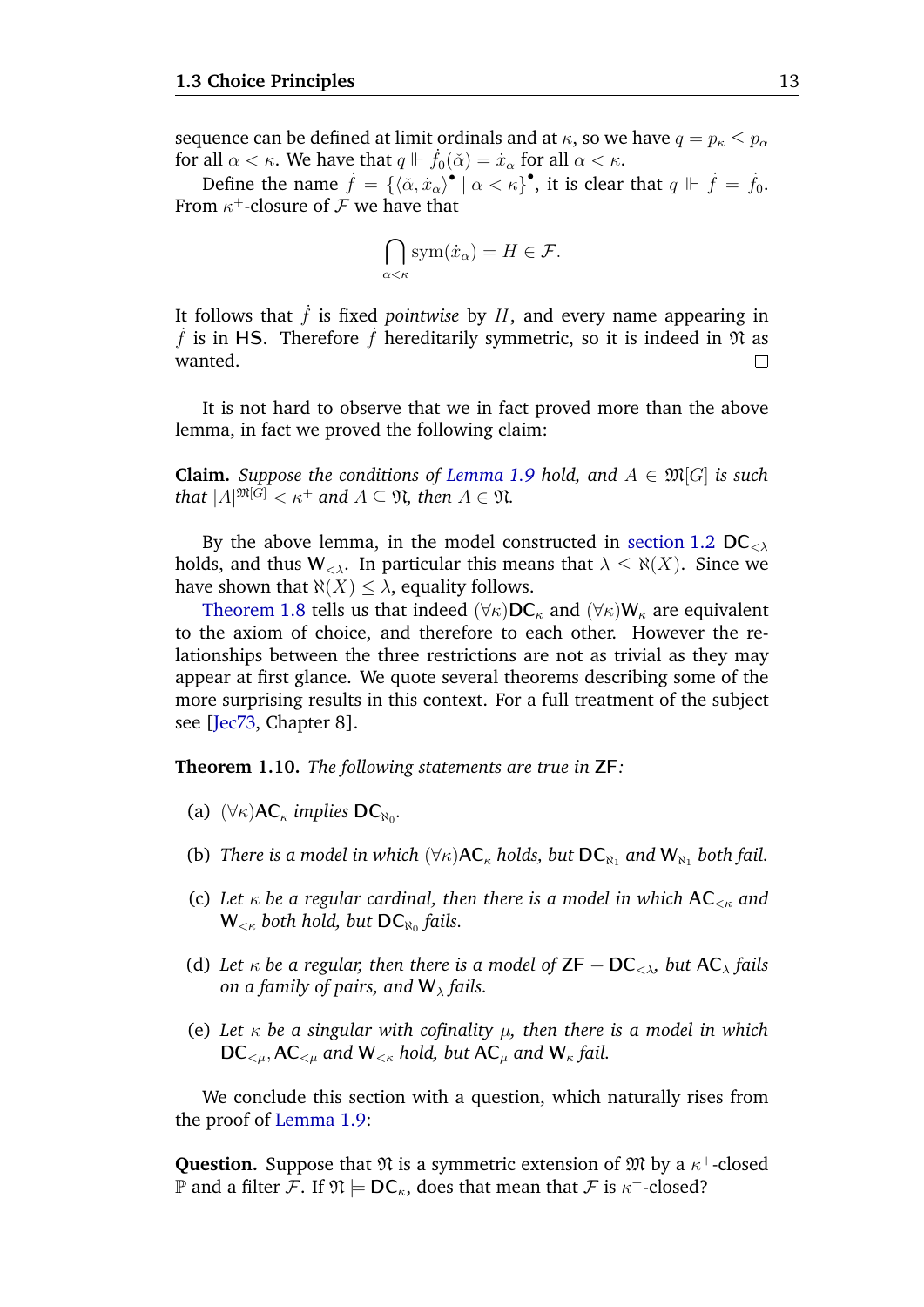sequence can be defined at limit ordinals and at $\kappa$, so we have $q = p_\kappa \leq p_\alpha$ for all $\alpha < \kappa$. We have that $q \Vdash \dot{f}_0(\check{\alpha}) = \dot{x}_\alpha$ for all $\alpha < \kappa$.

Define the name $\dot{f} = \{\langle \check{\alpha}, \dot{x}_\alpha \rangle^\bullet \mid \alpha < \kappa\}^\bullet$, it is clear that $q \Vdash \dot{f} = \dot{f}_0$. From $\kappa^+$-closure of $\mathcal{F}$ we have that

$$\bigcap_{\alpha<\kappa} \operatorname{sym}(\dot{x}_\alpha) = H \in \mathcal{F}.$$

It follows that $\dot{f}$ is fixed *pointwise* by $H$, and every name appearing in $\dot{f}$ is in $\mathsf{HS}$. Therefore $\dot{f}$ hereditarily symmetric, so it is indeed in $\mathfrak{N}$ as wanted. □

It is not hard to observe that we in fact proved more than the above lemma, in fact we proved the following claim:

**Claim.** *Suppose the conditions of Lemma 1.9 hold, and $A \in \mathfrak{M}[G]$ is such that $|A|^{\mathfrak{M}[G]} < \kappa^+$ and $A \subseteq \mathfrak{N}$, then $A \in \mathfrak{N}$.*

By the above lemma, in the model constructed in section 1.2 $\mathsf{DC}_{<\lambda}$ holds, and thus $\mathsf{W}_{<\lambda}$. In particular this means that $\lambda \leq \aleph(X)$. Since we have shown that $\aleph(X) \leq \lambda$, equality follows.

Theorem 1.8 tells us that indeed $(\forall\kappa)\mathsf{DC}_\kappa$ and $(\forall\kappa)\mathsf{W}_\kappa$ are equivalent to the axiom of choice, and therefore to each other. However the relationships between the three restrictions are not as trivial as they may appear at first glance. We quote several theorems describing some of the more surprising results in this context. For a full treatment of the subject see [Jec73, Chapter 8].

**Theorem 1.10.** *The following statements are true in* $\mathsf{ZF}$*:*

(a) $(\forall\kappa)\mathsf{AC}_\kappa$ *implies* $\mathsf{DC}_{\aleph_0}$.

(b) *There is a model in which $(\forall\kappa)\mathsf{AC}_\kappa$ holds, but $\mathsf{DC}_{\aleph_1}$ and $\mathsf{W}_{\aleph_1}$ both fail.*

(c) *Let $\kappa$ be a regular cardinal, then there is a model in which $\mathsf{AC}_{<\kappa}$ and $\mathsf{W}_{<\kappa}$ both hold, but $\mathsf{DC}_{\aleph_0}$ fails.*

(d) *Let $\kappa$ be a regular, then there is a model of $\mathsf{ZF} + \mathsf{DC}_{<\lambda}$, but $\mathsf{AC}_\lambda$ fails on a family of pairs, and $\mathsf{W}_\lambda$ fails.*

(e) *Let $\kappa$ be a singular with cofinality $\mu$, then there is a model in which $\mathsf{DC}_{<\mu}, \mathsf{AC}_{<\mu}$ and $\mathsf{W}_{<\kappa}$ hold, but $\mathsf{AC}_\mu$ and $\mathsf{W}_\kappa$ fail.*

We conclude this section with a question, which naturally rises from the proof of Lemma 1.9:

**Question.** Suppose that $\mathfrak{N}$ is a symmetric extension of $\mathfrak{M}$ by a $\kappa^+$-closed $\mathbb{P}$ and a filter $\mathcal{F}$. If $\mathfrak{N} \models \mathsf{DC}_\kappa$, does that mean that $\mathcal{F}$ is $\kappa^+$-closed?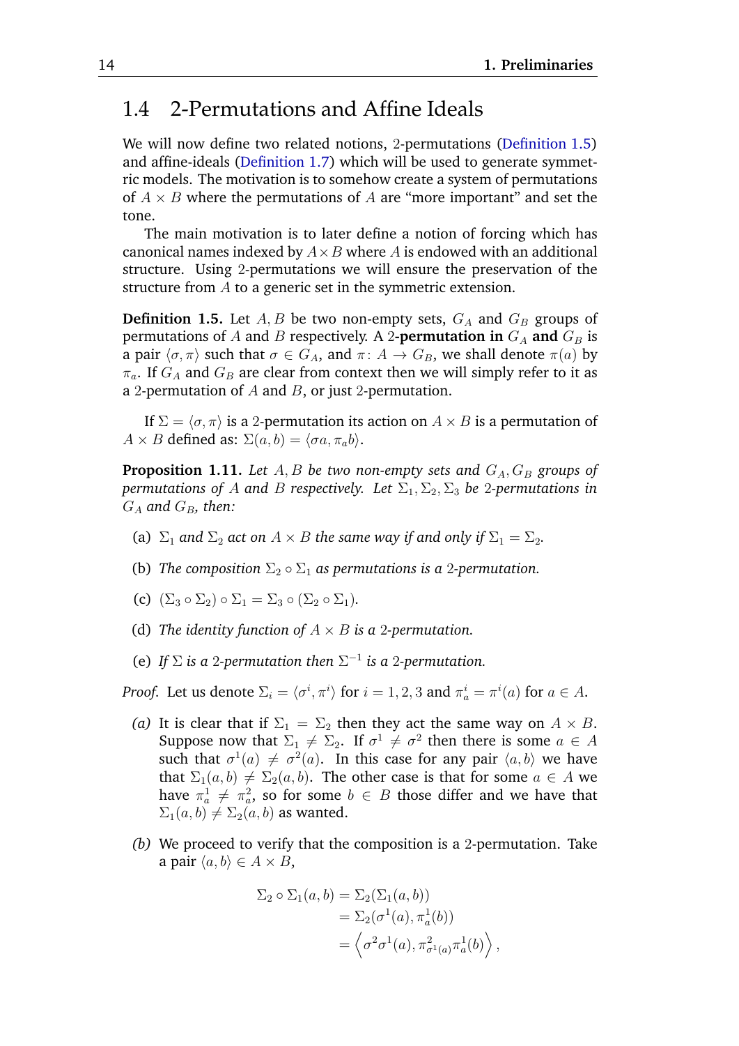## 1.4 2-Permutations and Affine Ideals

We will now define two related notions, 2-permutations (Definition 1.5) and affine-ideals (Definition 1.7) which will be used to generate symmetric models. The motivation is to somehow create a system of permutations of $A \times B$ where the permutations of $A$ are "more important" and set the tone.

The main motivation is to later define a notion of forcing which has canonical names indexed by $A \times B$ where $A$ is endowed with an additional structure. Using 2-permutations we will ensure the preservation of the structure from $A$ to a generic set in the symmetric extension.

**Definition 1.5.** Let $A, B$ be two non-empty sets, $G_A$ and $G_B$ groups of permutations of $A$ and $B$ respectively. A **2-permutation in** $G_A$ **and** $G_B$ is a pair $\langle \sigma, \pi \rangle$ such that $\sigma \in G_A$, and $\pi \colon A \to G_B$, we shall denote $\pi(a)$ by $\pi_a$. If $G_A$ and $G_B$ are clear from context then we will simply refer to it as a 2-permutation of $A$ and $B$, or just 2-permutation.

If $\Sigma = \langle \sigma, \pi \rangle$ is a 2-permutation its action on $A \times B$ is a permutation of $A \times B$ defined as: $\Sigma(a, b) = \langle \sigma a, \pi_a b \rangle$.

**Proposition 1.11.** *Let $A, B$ be two non-empty sets and $G_A, G_B$ groups of permutations of $A$ and $B$ respectively. Let $\Sigma_1, \Sigma_2, \Sigma_3$ be 2-permutations in $G_A$ and $G_B$, then:*

(a) *$\Sigma_1$ and $\Sigma_2$ act on $A \times B$ the same way if and only if $\Sigma_1 = \Sigma_2$.*

(b) *The composition $\Sigma_2 \circ \Sigma_1$ as permutations is a 2-permutation.*

(c) $(\Sigma_3 \circ \Sigma_2) \circ \Sigma_1 = \Sigma_3 \circ (\Sigma_2 \circ \Sigma_1)$.

(d) *The identity function of $A \times B$ is a 2-permutation.*

(e) *If $\Sigma$ is a 2-permutation then $\Sigma^{-1}$ is a 2-permutation.*

*Proof.* Let us denote $\Sigma_i = \langle \sigma^i, \pi^i \rangle$ for $i = 1, 2, 3$ and $\pi^i_a = \pi^i(a)$ for $a \in A$.

*(a)* It is clear that if $\Sigma_1 = \Sigma_2$ then they act the same way on $A \times B$. Suppose now that $\Sigma_1 \neq \Sigma_2$. If $\sigma^1 \neq \sigma^2$ then there is some $a \in A$ such that $\sigma^1(a) \neq \sigma^2(a)$. In this case for any pair $\langle a, b \rangle$ we have that $\Sigma_1(a, b) \neq \Sigma_2(a, b)$. The other case is that for some $a \in A$ we have $\pi^1_a \neq \pi^2_a$, so for some $b \in B$ those differ and we have that $\Sigma_1(a, b) \neq \Sigma_2(a, b)$ as wanted.

*(b)* We proceed to verify that the composition is a 2-permutation. Take a pair $\langle a, b \rangle \in A \times B$,

$$\begin{aligned}
\Sigma_2 \circ \Sigma_1(a, b) &= \Sigma_2(\Sigma_1(a, b)) \\
&= \Sigma_2(\sigma^1(a), \pi^1_a(b)) \\
&= \left\langle \sigma^2 \sigma^1(a), \pi^2_{\sigma^1(a)} \pi^1_a(b) \right\rangle,
\end{aligned}$$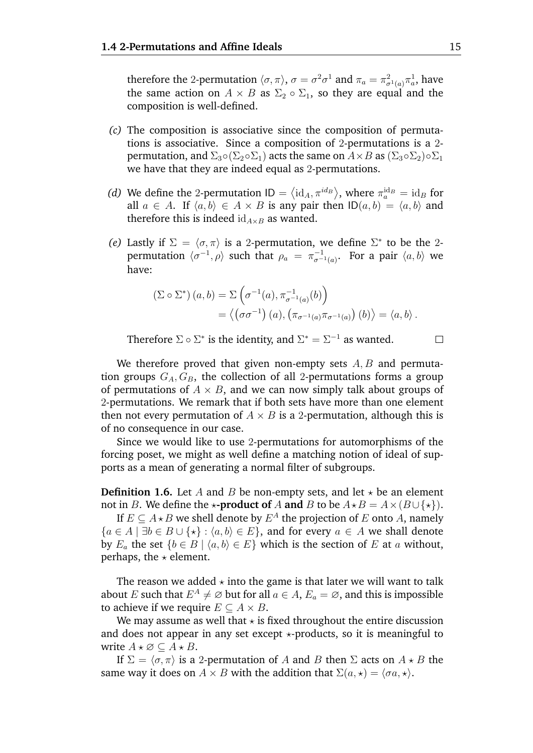therefore the 2-permutation $\langle \sigma, \pi \rangle$, $\sigma = \sigma^2\sigma^1$ and $\pi_a = \pi^2_{\sigma^1(a)}\pi^1_a$, have the same action on $A \times B$ as $\Sigma_2 \circ \Sigma_1$, so they are equal and the composition is well-defined.

*(c)* The composition is associative since the composition of permutations is associative. Since a composition of 2-permutations is a 2-permutation, and $\Sigma_3 \circ (\Sigma_2 \circ \Sigma_1)$ acts the same on $A \times B$ as $(\Sigma_3 \circ \Sigma_2) \circ \Sigma_1$ we have that they are indeed equal as 2-permutations.

*(d)* We define the 2-permutation $\mathsf{ID} = \left\langle \mathrm{id}_A, \pi^{id_B} \right\rangle$, where $\pi^{\mathrm{id}_B}_a = \mathrm{id}_B$ for all $a \in A$. If $\langle a, b \rangle \in A \times B$ is any pair then $\mathsf{ID}(a, b) = \langle a, b \rangle$ and therefore this is indeed $\mathrm{id}_{A \times B}$ as wanted.

*(e)* Lastly if $\Sigma = \langle \sigma, \pi \rangle$ is a 2-permutation, we define $\Sigma^*$ to be the 2-permutation $\langle \sigma^{-1}, \rho \rangle$ such that $\rho_a = \pi^{-1}_{\sigma^{-1}(a)}$. For a pair $\langle a, b \rangle$ we have:

$$\begin{aligned}(\Sigma \circ \Sigma^*)(a, b) &= \Sigma\left(\sigma^{-1}(a), \pi^{-1}_{\sigma^{-1}(a)}(b)\right) \\ &= \left\langle \left(\sigma\sigma^{-1}\right)(a), \left(\pi_{\sigma^{-1}(a)}\pi_{\sigma^{-1}(a)}\right)(b) \right\rangle = \langle a, b \rangle .\end{aligned}$$

Therefore $\Sigma \circ \Sigma^*$ is the identity, and $\Sigma^* = \Sigma^{-1}$ as wanted. □

We therefore proved that given non-empty sets $A, B$ and permutation groups $G_A, G_B$, the collection of all 2-permutations forms a group of permutations of $A \times B$, and we can now simply talk about groups of 2-permutations. We remark that if both sets have more than one element then not every permutation of $A \times B$ is a 2-permutation, although this is of no consequence in our case.

Since we would like to use 2-permutations for automorphisms of the forcing poset, we might as well define a matching notion of ideal of supports as a mean of generating a normal filter of subgroups.

**Definition 1.6.** Let $A$ and $B$ be non-empty sets, and let $\star$ be an element not in $B$. We define the **$\star$-product of $A$ and $B$** to be $A \star B = A \times (B \cup \{\star\})$.

If $E \subseteq A \star B$ we shell denote by $E^A$ the projection of $E$ onto $A$, namely $\{a \in A \mid \exists b \in B \cup \{\star\} : \langle a, b \rangle \in E\}$, and for every $a \in A$ we shall denote by $E_a$ the set $\{b \in B \mid \langle a, b \rangle \in E\}$ which is the section of $E$ at $a$ without, perhaps, the $\star$ element.

The reason we added $\star$ into the game is that later we will want to talk about $E$ such that $E^A \neq \varnothing$ but for all $a \in A$, $E_a = \varnothing$, and this is impossible to achieve if we require $E \subseteq A \times B$.

We may assume as well that $\star$ is fixed throughout the entire discussion and does not appear in any set except $\star$-products, so it is meaningful to write $A \star \varnothing \subseteq A \star B$.

If $\Sigma = \langle \sigma, \pi \rangle$ is a 2-permutation of $A$ and $B$ then $\Sigma$ acts on $A \star B$ the same way it does on $A \times B$ with the addition that $\Sigma(a, \star) = \langle \sigma a, \star \rangle$.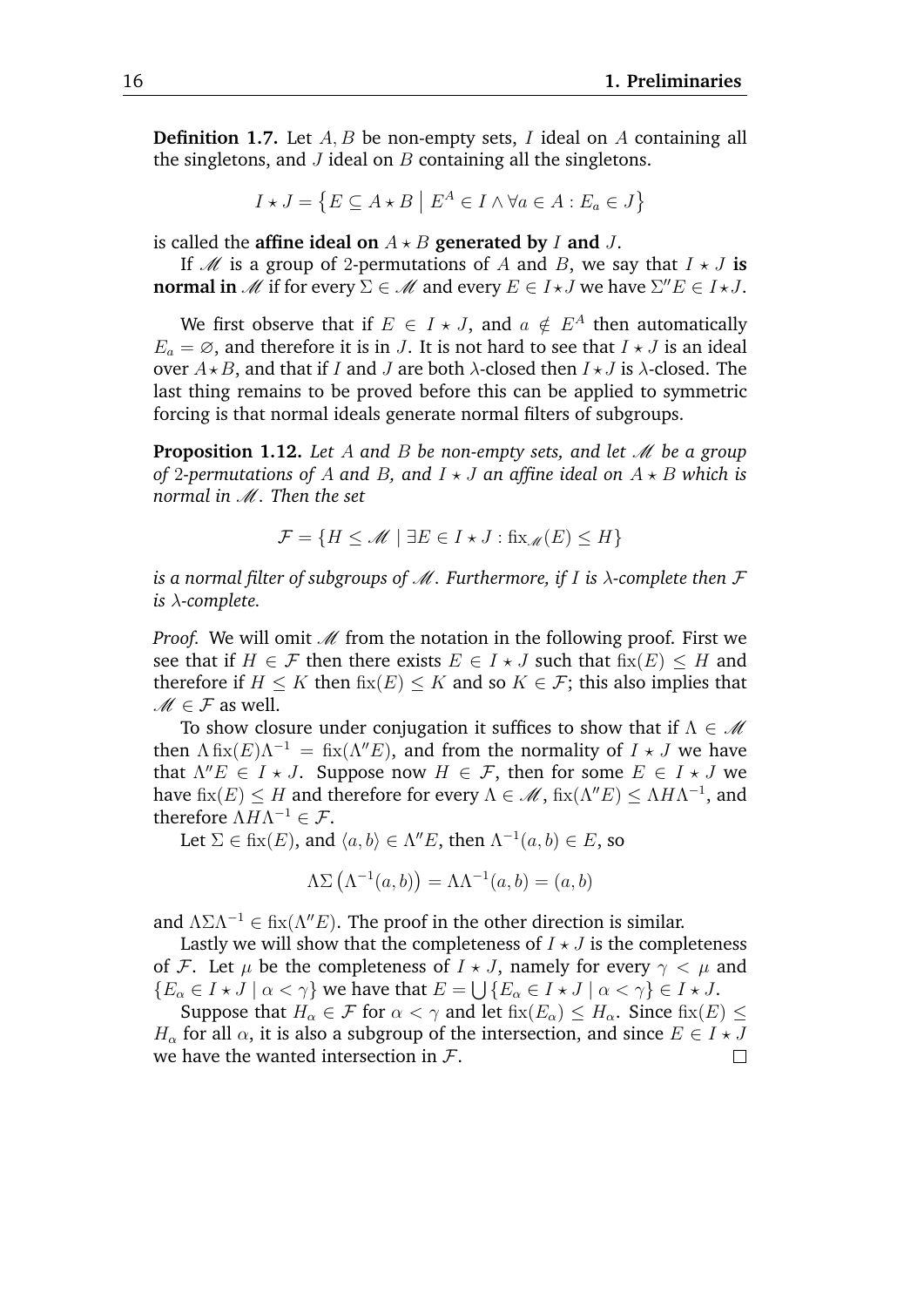**Definition 1.7.** Let $A, B$ be non-empty sets, $I$ ideal on $A$ containing all the singletons, and $J$ ideal on $B$ containing all the singletons.

$$I \star J = \left\{ E \subseteq A \star B \mid E^A \in I \wedge \forall a \in A : E_a \in J \right\}$$

is called the **affine ideal on** $A \star B$ **generated by** $I$ **and** $J$.

If $\mathscr{M}$ is a group of 2-permutations of $A$ and $B$, we say that $I \star J$ **is normal in** $\mathscr{M}$ if for every $\Sigma \in \mathscr{M}$ and every $E \in I \star J$ we have $\Sigma'' E \in I \star J$.

We first observe that if $E \in I \star J$, and $a \notin E^A$ then automatically $E_a = \varnothing$, and therefore it is in $J$. It is not hard to see that $I \star J$ is an ideal over $A \star B$, and that if $I$ and $J$ are both $\lambda$-closed then $I \star J$ is $\lambda$-closed. The last thing remains to be proved before this can be applied to symmetric forcing is that normal ideals generate normal filters of subgroups.

**Proposition 1.12.** *Let $A$ and $B$ be non-empty sets, and let $\mathscr{M}$ be a group of 2-permutations of $A$ and $B$, and $I \star J$ an affine ideal on $A \star B$ which is normal in $\mathscr{M}$. Then the set*

$$\mathcal{F} = \{ H \leq \mathscr{M} \mid \exists E \in I \star J : \operatorname{fix}_{\mathscr{M}}(E) \leq H \}$$

*is a normal filter of subgroups of $\mathscr{M}$. Furthermore, if $I$ is $\lambda$-complete then $\mathcal{F}$ is $\lambda$-complete.*

*Proof.* We will omit $\mathscr{M}$ from the notation in the following proof. First we see that if $H \in \mathcal{F}$ then there exists $E \in I \star J$ such that $\operatorname{fix}(E) \leq H$ and therefore if $H \leq K$ then $\operatorname{fix}(E) \leq K$ and so $K \in \mathcal{F}$; this also implies that $\mathscr{M} \in \mathcal{F}$ as well.

To show closure under conjugation it suffices to show that if $\Lambda \in \mathscr{M}$ then $\Lambda \operatorname{fix}(E) \Lambda^{-1} = \operatorname{fix}(\Lambda'' E)$, and from the normality of $I \star J$ we have that $\Lambda'' E \in I \star J$. Suppose now $H \in \mathcal{F}$, then for some $E \in I \star J$ we have $\operatorname{fix}(E) \leq H$ and therefore for every $\Lambda \in \mathscr{M}$, $\operatorname{fix}(\Lambda'' E) \leq \Lambda H \Lambda^{-1}$, and therefore $\Lambda H \Lambda^{-1} \in \mathcal{F}$.

Let $\Sigma \in \operatorname{fix}(E)$, and $\langle a, b \rangle \in \Lambda'' E$, then $\Lambda^{-1}(a, b) \in E$, so

$$\Lambda \Sigma \left( \Lambda^{-1}(a, b) \right) = \Lambda \Lambda^{-1}(a, b) = (a, b)$$

and $\Lambda \Sigma \Lambda^{-1} \in \operatorname{fix}(\Lambda'' E)$. The proof in the other direction is similar.

Lastly we will show that the completeness of $I \star J$ is the completeness of $\mathcal{F}$. Let $\mu$ be the completeness of $I \star J$, namely for every $\gamma < \mu$ and $\{E_\alpha \in I \star J \mid \alpha < \gamma\}$ we have that $E = \bigcup \{E_\alpha \in I \star J \mid \alpha < \gamma\} \in I \star J$.

Suppose that $H_\alpha \in \mathcal{F}$ for $\alpha < \gamma$ and let $\operatorname{fix}(E_\alpha) \leq H_\alpha$. Since $\operatorname{fix}(E) \leq H_\alpha$ for all $\alpha$, it is also a subgroup of the intersection, and since $E \in I \star J$ we have the wanted intersection in $\mathcal{F}$. $\square$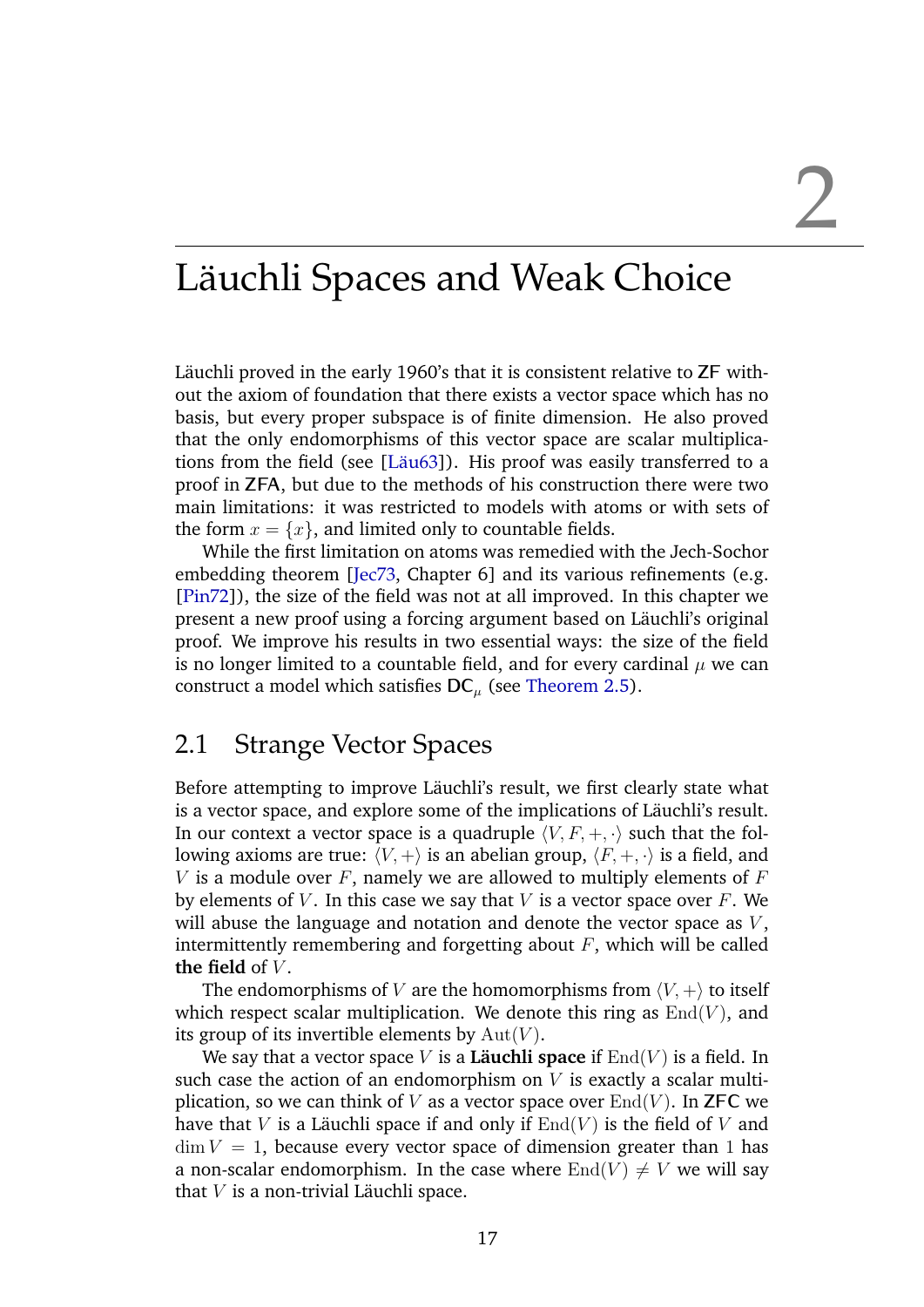# 2

# Läuchli Spaces and Weak Choice

Läuchli proved in the early 1960's that it is consistent relative to **ZF** without the axiom of foundation that there exists a vector space which has no basis, but every proper subspace is of finite dimension. He also proved that the only endomorphisms of this vector space are scalar multiplications from the field (see [Läu63]). His proof was easily transferred to a proof in **ZFA**, but due to the methods of his construction there were two main limitations: it was restricted to models with atoms or with sets of the form $x = \{x\}$, and limited only to countable fields.

While the first limitation on atoms was remedied with the Jech-Sochor embedding theorem [Jec73, Chapter 6] and its various refinements (e.g. [Pin72]), the size of the field was not at all improved. In this chapter we present a new proof using a forcing argument based on Läuchli's original proof. We improve his results in two essential ways: the size of the field is no longer limited to a countable field, and for every cardinal $\mu$ we can construct a model which satisfies $\mathsf{DC}_\mu$ (see Theorem 2.5).

## 2.1 Strange Vector Spaces

Before attempting to improve Läuchli's result, we first clearly state what is a vector space, and explore some of the implications of Läuchli's result. In our context a vector space is a quadruple $\langle V, F, +, \cdot \rangle$ such that the following axioms are true: $\langle V, + \rangle$ is an abelian group, $\langle F, +, \cdot \rangle$ is a field, and $V$ is a module over $F$, namely we are allowed to multiply elements of $F$ by elements of $V$. In this case we say that $V$ is a vector space over $F$. We will abuse the language and notation and denote the vector space as $V$, intermittently remembering and forgetting about $F$, which will be called **the field** of $V$.

The endomorphisms of $V$ are the homomorphisms from $\langle V, + \rangle$ to itself which respect scalar multiplication. We denote this ring as $\operatorname{End}(V)$, and its group of its invertible elements by $\operatorname{Aut}(V)$.

We say that a vector space $V$ is a **Läuchli space** if $\operatorname{End}(V)$ is a field. In such case the action of an endomorphism on $V$ is exactly a scalar multiplication, so we can think of $V$ as a vector space over $\operatorname{End}(V)$. In **ZFC** we have that $V$ is a Läuchli space if and only if $\operatorname{End}(V)$ is the field of $V$ and $\dim V = 1$, because every vector space of dimension greater than $1$ has a non-scalar endomorphism. In the case where $\operatorname{End}(V) \neq V$ we will say that $V$ is a non-trivial Läuchli space.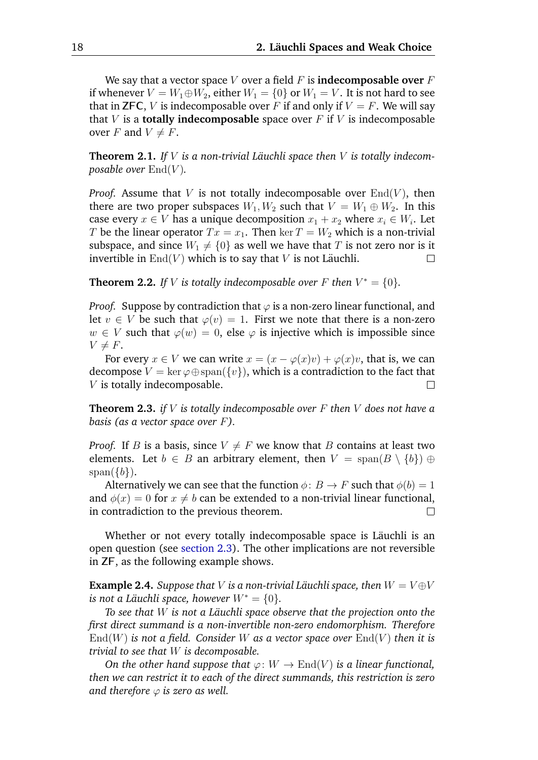We say that a vector space $V$ over a field $F$ is **indecomposable over** $F$ if whenever $V = W_1 \oplus W_2$, either $W_1 = \{0\}$ or $W_1 = V$. It is not hard to see that in **ZFC**, $V$ is indecomposable over $F$ if and only if $V = F$. We will say that $V$ is a **totally indecomposable** space over $F$ if $V$ is indecomposable over $F$ and $V \neq F$.

**Theorem 2.1.** *If $V$ is a non-trivial Läuchli space then $V$ is totally indecomposable over* $\operatorname{End}(V)$*.*

*Proof.* Assume that $V$ is not totally indecomposable over $\operatorname{End}(V)$, then there are two proper subspaces $W_1, W_2$ such that $V = W_1 \oplus W_2$. In this case every $x \in V$ has a unique decomposition $x_1 + x_2$ where $x_i \in W_i$. Let $T$ be the linear operator $Tx = x_1$. Then $\ker T = W_2$ which is a non-trivial subspace, and since $W_1 \neq \{0\}$ as well we have that $T$ is not zero nor is it invertible in $\operatorname{End}(V)$ which is to say that $V$ is not Läuchli. □

**Theorem 2.2.** *If $V$ is totally indecomposable over $F$ then $V^* = \{0\}$.*

*Proof.* Suppose by contradiction that $\varphi$ is a non-zero linear functional, and let $v \in V$ be such that $\varphi(v) = 1$. First we note that there is a non-zero $w \in V$ such that $\varphi(w) = 0$, else $\varphi$ is injective which is impossible since $V \neq F$.

For every $x \in V$ we can write $x = (x - \varphi(x)v) + \varphi(x)v$, that is, we can decompose $V = \ker \varphi \oplus \operatorname{span}(\{v\})$, which is a contradiction to the fact that $V$ is totally indecomposable. □

**Theorem 2.3.** *if $V$ is totally indecomposable over $F$ then $V$ does not have a basis (as a vector space over $F$).*

*Proof.* If $B$ is a basis, since $V \neq F$ we know that $B$ contains at least two elements. Let $b \in B$ an arbitrary element, then $V = \operatorname{span}(B \setminus \{b\}) \oplus \operatorname{span}(\{b\})$.

Alternatively we can see that the function $\phi \colon B \to F$ such that $\phi(b) = 1$ and $\phi(x) = 0$ for $x \neq b$ can be extended to a non-trivial linear functional, in contradiction to the previous theorem. □

Whether or not every totally indecomposable space is Läuchli is an open question (see section 2.3). The other implications are not reversible in **ZF**, as the following example shows.

**Example 2.4.** *Suppose that $V$ is a non-trivial Läuchli space, then $W = V \oplus V$ is not a Läuchli space, however $W^* = \{0\}$.*

*To see that $W$ is not a Läuchli space observe that the projection onto the first direct summand is a non-invertible non-zero endomorphism. Therefore* $\operatorname{End}(W)$ *is not a field. Consider $W$ as a vector space over* $\operatorname{End}(V)$ *then it is trivial to see that $W$ is decomposable.*

*On the other hand suppose that $\varphi \colon W \to \operatorname{End}(V)$ is a linear functional, then we can restrict it to each of the direct summands, this restriction is zero and therefore $\varphi$ is zero as well.*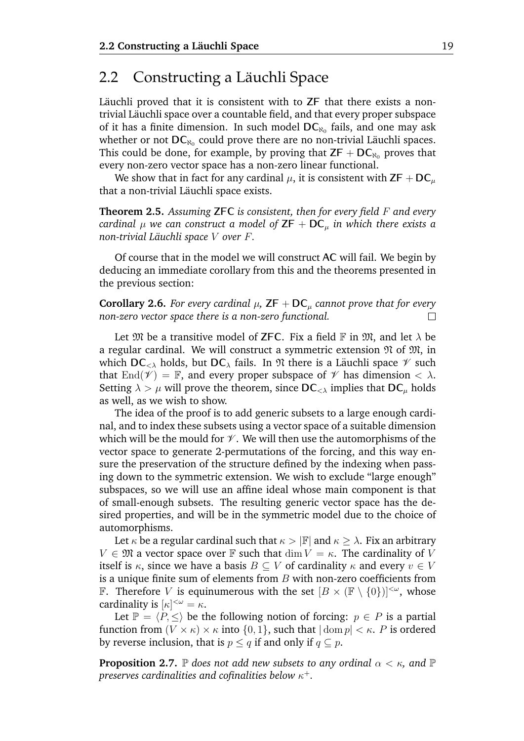## 2.2 Constructing a Läuchli Space

Läuchli proved that it is consistent with to $\mathsf{ZF}$ that there exists a non-trivial Läuchli space over a countable field, and that every proper subspace of it has a finite dimension. In such model $\mathsf{DC}_{\aleph_0}$ fails, and one may ask whether or not $\mathsf{DC}_{\aleph_0}$ could prove there are no non-trivial Läuchli spaces. This could be done, for example, by proving that $\mathsf{ZF} + \mathsf{DC}_{\aleph_0}$ proves that every non-zero vector space has a non-zero linear functional.

We show that in fact for any cardinal $\mu$, it is consistent with $\mathsf{ZF} + \mathsf{DC}_\mu$ that a non-trivial Läuchli space exists.

**Theorem 2.5.** *Assuming* $\mathsf{ZFC}$ *is consistent, then for every field $F$ and every cardinal $\mu$ we can construct a model of* $\mathsf{ZF} + \mathsf{DC}_\mu$ *in which there exists a non-trivial Läuchli space $V$ over $F$.*

Of course that in the model we will construct $\mathsf{AC}$ will fail. We begin by deducing an immediate corollary from this and the theorems presented in the previous section:

**Corollary 2.6.** *For every cardinal $\mu$,* $\mathsf{ZF} + \mathsf{DC}_\mu$ *cannot prove that for every non-zero vector space there is a non-zero functional.* □

Let $\mathfrak{M}$ be a transitive model of $\mathsf{ZFC}$. Fix a field $\mathbb{F}$ in $\mathfrak{M}$, and let $\lambda$ be a regular cardinal. We will construct a symmetric extension $\mathfrak{N}$ of $\mathfrak{M}$, in which $\mathsf{DC}_{<\lambda}$ holds, but $\mathsf{DC}_\lambda$ fails. In $\mathfrak{N}$ there is a Läuchli space $\mathscr{V}$ such that $\operatorname{End}(\mathscr{V}) = \mathbb{F}$, and every proper subspace of $\mathscr{V}$ has dimension $< \lambda$. Setting $\lambda > \mu$ will prove the theorem, since $\mathsf{DC}_{<\lambda}$ implies that $\mathsf{DC}_\mu$ holds as well, as we wish to show.

The idea of the proof is to add generic subsets to a large enough cardinal, and to index these subsets using a vector space of a suitable dimension which will be the mould for $\mathscr{V}$. We will then use the automorphisms of the vector space to generate 2-permutations of the forcing, and this way ensure the preservation of the structure defined by the indexing when passing down to the symmetric extension. We wish to exclude "large enough" subspaces, so we will use an affine ideal whose main component is that of small-enough subsets. The resulting generic vector space has the desired properties, and will be in the symmetric model due to the choice of automorphisms.

Let $\kappa$ be a regular cardinal such that $\kappa > |\mathbb{F}|$ and $\kappa \geq \lambda$. Fix an arbitrary $V \in \mathfrak{M}$ a vector space over $\mathbb{F}$ such that $\dim V = \kappa$. The cardinality of $V$ itself is $\kappa$, since we have a basis $B \subseteq V$ of cardinality $\kappa$ and every $v \in V$ is a unique finite sum of elements from $B$ with non-zero coefficients from $\mathbb{F}$. Therefore $V$ is equinumerous with the set $[B \times (\mathbb{F} \setminus \{0\})]^{<\omega}$, whose cardinality is $[\kappa]^{<\omega} = \kappa$.

Let $\mathbb{P} = \langle P, \leq \rangle$ be the following notion of forcing: $p \in P$ is a partial function from $(V \times \kappa) \times \kappa$ into $\{0, 1\}$, such that $|\operatorname{dom} p| < \kappa$. $P$ is ordered by reverse inclusion, that is $p \leq q$ if and only if $q \subseteq p$.

**Proposition 2.7.** *$\mathbb{P}$ does not add new subsets to any ordinal $\alpha < \kappa$, and $\mathbb{P}$ preserves cardinalities and cofinalities below $\kappa^+$.*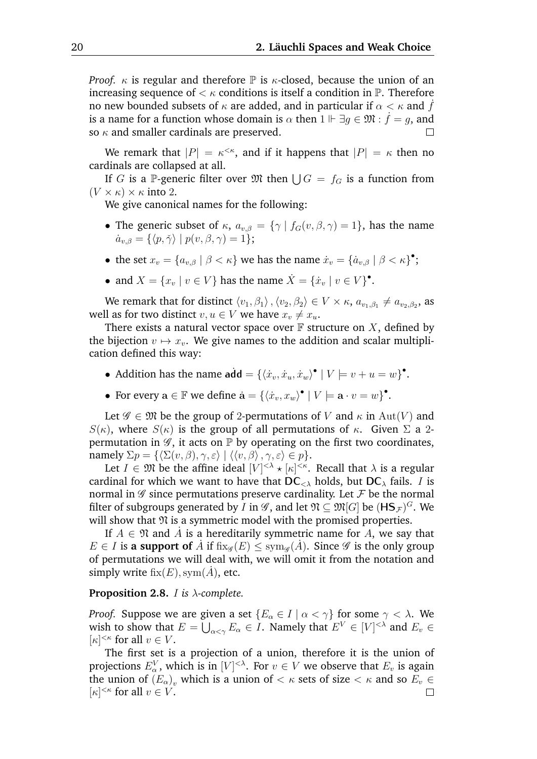*Proof.* $\kappa$ is regular and therefore $\mathbb{P}$ is $\kappa$-closed, because the union of an increasing sequence of $< \kappa$ conditions is itself a condition in $\mathbb{P}$. Therefore no new bounded subsets of $\kappa$ are added, and in particular if $\alpha < \kappa$ and $\dot{f}$ is a name for a function whose domain is $\alpha$ then $1 \Vdash \exists g \in \mathfrak{M} : \dot{f} = g$, and so $\kappa$ and smaller cardinals are preserved. $\square$

We remark that $|P| = \kappa^{<\kappa}$, and if it happens that $|P| = \kappa$ then no cardinals are collapsed at all.

If $G$ is a $\mathbb{P}$-generic filter over $\mathfrak{M}$ then $\bigcup G = f_G$ is a function from $(V \times \kappa) \times \kappa$ into 2.

We give canonical names for the following:

- The generic subset of $\kappa$, $a_{v,\beta} = \{\gamma \mid f_G(v, \beta, \gamma) = 1\}$, has the name $\dot{a}_{v,\beta} = \{\langle p, \check{\gamma} \rangle \mid p(v, \beta, \gamma) = 1\}$;
- the set $x_v = \{a_{v,\beta} \mid \beta < \kappa\}$ we has the name $\dot{x}_v = \{\dot{a}_{v,\beta} \mid \beta < \kappa\}^\bullet$;
- and $X = \{x_v \mid v \in V\}$ has the name $\dot{X} = \{\dot{x}_v \mid v \in V\}^\bullet$.

We remark that for distinct $\langle v_1, \beta_1 \rangle, \langle v_2, \beta_2 \rangle \in V \times \kappa$, $a_{v_1,\beta_1} \neq a_{v_2,\beta_2}$, as well as for two distinct $v, u \in V$ we have $x_v \neq x_u$.

There exists a natural vector space over $\mathbb{F}$ structure on $X$, defined by the bijection $v \mapsto x_v$. We give names to the addition and scalar multiplication defined this way:

- Addition has the name $\dot{\mathbf{add}} = \{\langle \dot{x}_v, \dot{x}_u, \dot{x}_w \rangle^\bullet \mid V \models v + u = w\}^\bullet$.
- For every $\mathbf{a} \in \mathbb{F}$ we define $\dot{\mathbf{a}} = \{\langle \dot{x}_v, x_w \rangle^\bullet \mid V \models \mathbf{a} \cdot v = w\}^\bullet$.

Let $\mathscr{G} \in \mathfrak{M}$ be the group of 2-permutations of $V$ and $\kappa$ in $\mathrm{Aut}(V)$ and $S(\kappa)$, where $S(\kappa)$ is the group of all permutations of $\kappa$. Given $\Sigma$ a 2-permutation in $\mathscr{G}$, it acts on $\mathbb{P}$ by operating on the first two coordinates, namely $\Sigma p = \{\langle \Sigma(v, \beta), \gamma, \varepsilon \rangle \mid \langle \langle v, \beta \rangle, \gamma, \varepsilon \rangle \in p\}$.

Let $I \in \mathfrak{M}$ be the affine ideal $[V]^{<\lambda} \star [\kappa]^{<\kappa}$. Recall that $\lambda$ is a regular cardinal for which we want to have that $\mathsf{DC}_{<\lambda}$ holds, but $\mathsf{DC}_\lambda$ fails. $I$ is normal in $\mathscr{G}$ since permutations preserve cardinality. Let $\mathcal{F}$ be the normal filter of subgroups generated by $I$ in $\mathscr{G}$, and let $\mathfrak{N} \subseteq \mathfrak{M}[G]$ be $(\mathsf{HS}_\mathcal{F})^G$. We will show that $\mathfrak{N}$ is a symmetric model with the promised properties.

If $A \in \mathfrak{N}$ and $\dot{A}$ is a hereditarily symmetric name for $A$, we say that $E \in I$ is **a support of** $\dot{A}$ if $\mathrm{fix}_\mathscr{G}(E) \leq \mathrm{sym}_\mathscr{G}(\dot{A})$. Since $\mathscr{G}$ is the only group of permutations we will deal with, we will omit it from the notation and simply write $\mathrm{fix}(E), \mathrm{sym}(\dot{A})$, etc.

**Proposition 2.8.** *$I$ is $\lambda$-complete.*

*Proof.* Suppose we are given a set $\{E_\alpha \in I \mid \alpha < \gamma\}$ for some $\gamma < \lambda$. We wish to show that $E = \bigcup_{\alpha<\gamma} E_\alpha \in I$. Namely that $E^V \in [V]^{<\lambda}$ and $E_v \in [\kappa]^{<\kappa}$ for all $v \in V$.

The first set is a projection of a union, therefore it is the union of projections $E^V_\alpha$, which is in $[V]^{<\lambda}$. For $v \in V$ we observe that $E_v$ is again the union of $(E_\alpha)_v$ which is a union of $< \kappa$ sets of size $< \kappa$ and so $E_v \in [\kappa]^{<\kappa}$ for all $v \in V$. $\square$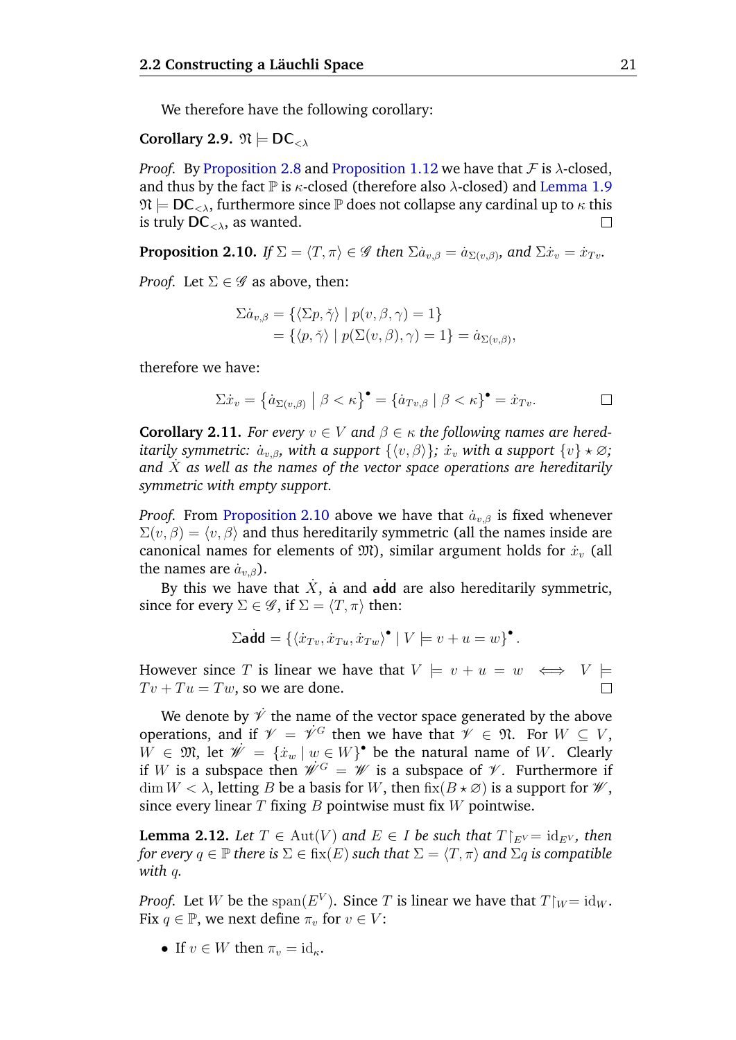We therefore have the following corollary:

**Corollary 2.9.** $\mathfrak{N} \models \mathsf{DC}_{<\lambda}$

*Proof.* By Proposition 2.8 and Proposition 1.12 we have that $\mathcal{F}$ is $\lambda$-closed, and thus by the fact $\mathbb{P}$ is $\kappa$-closed (therefore also $\lambda$-closed) and Lemma 1.9 $\mathfrak{N} \models \mathsf{DC}_{<\lambda}$, furthermore since $\mathbb{P}$ does not collapse any cardinal up to $\kappa$ this is truly $\mathsf{DC}_{<\lambda}$, as wanted. $\square$

**Proposition 2.10.** *If $\Sigma = \langle T, \pi \rangle \in \mathscr{G}$ then $\Sigma \dot{a}_{v,\beta} = \dot{a}_{\Sigma(v,\beta)}$, and $\Sigma \dot{x}_v = \dot{x}_{Tv}$.*

*Proof.* Let $\Sigma \in \mathscr{G}$ as above, then:

$$\begin{aligned}\Sigma \dot{a}_{v,\beta} &= \{\langle \Sigma p, \check{\gamma}\rangle \mid p(v,\beta,\gamma) = 1\} \\ &= \{\langle p, \check{\gamma}\rangle \mid p(\Sigma(v,\beta),\gamma) = 1\} = \dot{a}_{\Sigma(v,\beta)},\end{aligned}$$

therefore we have:

$$\Sigma \dot{x}_v = \left\{\dot{a}_{\Sigma(v,\beta)} \mid \beta < \kappa\right\}^\bullet = \{\dot{a}_{Tv,\beta} \mid \beta < \kappa\}^\bullet = \dot{x}_{Tv}. \qquad \square$$

**Corollary 2.11.** *For every $v \in V$ and $\beta \in \kappa$ the following names are hereditarily symmetric: $\dot{a}_{v,\beta}$, with a support $\{\langle v, \beta\rangle\}$; $\dot{x}_v$ with a support $\{v\} \star \varnothing$; and $\dot{X}$ as well as the names of the vector space operations are hereditarily symmetric with empty support.*

*Proof.* From Proposition 2.10 above we have that $\dot{a}_{v,\beta}$ is fixed whenever $\Sigma(v,\beta) = \langle v, \beta\rangle$ and thus hereditarily symmetric (all the names inside are canonical names for elements of $\mathfrak{M}$), similar argument holds for $\dot{x}_v$ (all the names are $\dot{a}_{v,\beta}$).

By this we have that $\dot{X}$, $\dot{\mathsf{a}}$ and $\dot{\mathsf{add}}$ are also hereditarily symmetric, since for every $\Sigma \in \mathscr{G}$, if $\Sigma = \langle T, \pi\rangle$ then:

$$\Sigma \dot{\mathsf{add}} = \{\langle \dot{x}_{Tv}, \dot{x}_{Tu}, \dot{x}_{Tw}\rangle^\bullet \mid V \models v + u = w\}^\bullet.$$

However since $T$ is linear we have that $V \models v + u = w \iff V \models Tv + Tu = Tw$, so we are done. $\square$

We denote by $\dot{\mathscr{V}}$ the name of the vector space generated by the above operations, and if $\mathscr{V} = \dot{\mathscr{V}}^G$ then we have that $\mathscr{V} \in \mathfrak{N}$. For $W \subseteq V$, $W \in \mathfrak{M}$, let $\dot{\mathscr{W}} = \{\dot{x}_w \mid w \in W\}^\bullet$ be the natural name of $W$. Clearly if $W$ is a subspace then $\dot{\mathscr{W}}^G = \mathscr{W}$ is a subspace of $\mathscr{V}$. Furthermore if $\dim W < \lambda$, letting $B$ be a basis for $W$, then $\operatorname{fix}(B \star \varnothing)$ is a support for $\mathscr{W}$, since every linear $T$ fixing $B$ pointwise must fix $W$ pointwise.

**Lemma 2.12.** *Let $T \in \operatorname{Aut}(V)$ and $E \in I$ be such that $T{\restriction}_{E^V} = \operatorname{id}_{E^V}$, then for every $q \in \mathbb{P}$ there is $\Sigma \in \operatorname{fix}(E)$ such that $\Sigma = \langle T, \pi\rangle$ and $\Sigma q$ is compatible with $q$.*

*Proof.* Let $W$ be the $\operatorname{span}(E^V)$. Since $T$ is linear we have that $T{\restriction}_W = \operatorname{id}_W$. Fix $q \in \mathbb{P}$, we next define $\pi_v$ for $v \in V$:

- If $v \in W$ then $\pi_v = \operatorname{id}_\kappa$.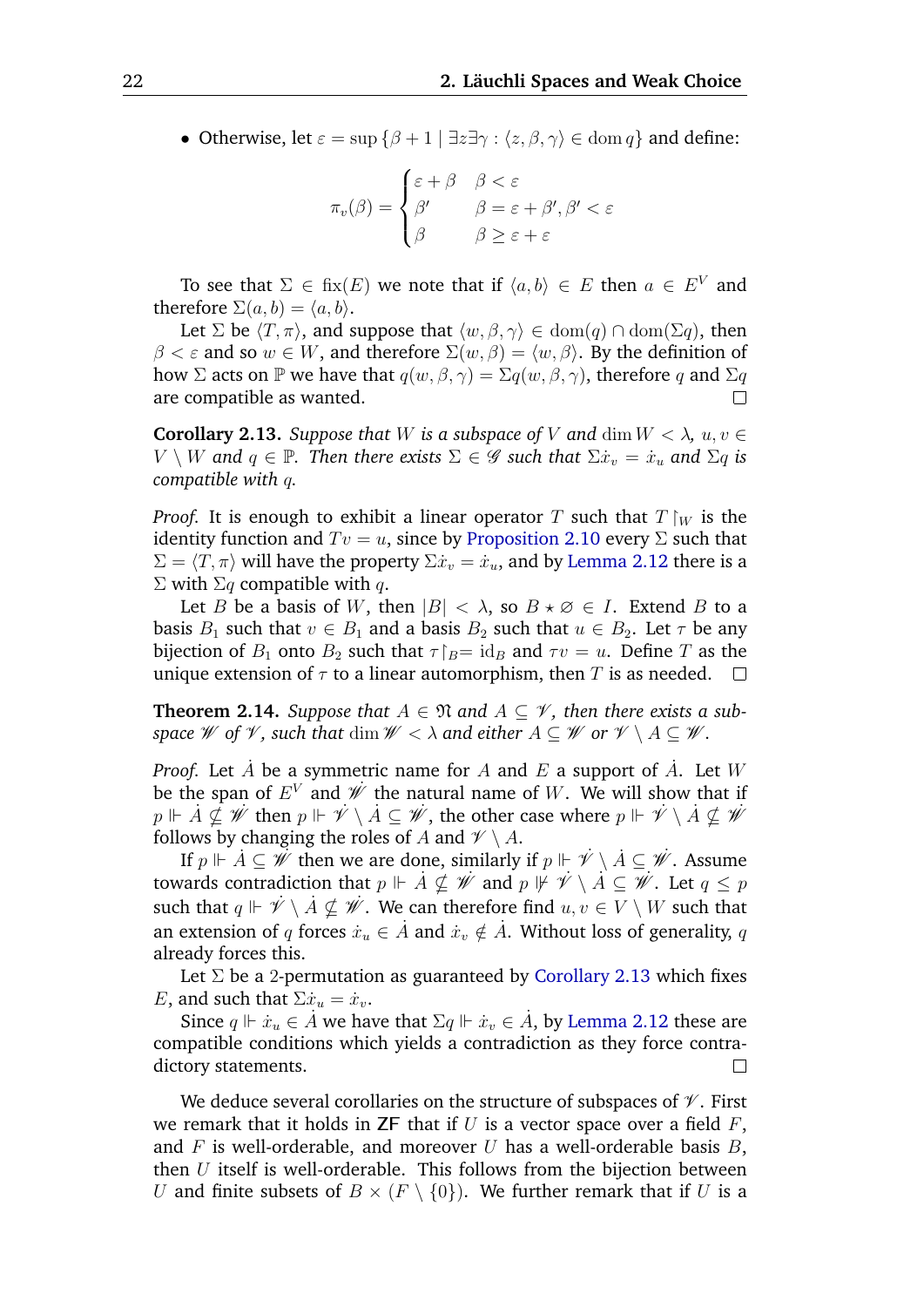- Otherwise, let $\varepsilon = \sup\{\beta + 1 \mid \exists z \exists \gamma : \langle z, \beta, \gamma\rangle \in \operatorname{dom} q\}$ and define:

$$\pi_v(\beta) = \begin{cases} \varepsilon + \beta & \beta < \varepsilon \\ \beta' & \beta = \varepsilon + \beta', \beta' < \varepsilon \\ \beta & \beta \geq \varepsilon + \varepsilon \end{cases}$$

To see that $\Sigma \in \operatorname{fix}(E)$ we note that if $\langle a, b\rangle \in E$ then $a \in E^V$ and therefore $\Sigma(a, b) = \langle a, b\rangle$.

Let $\Sigma$ be $\langle T, \pi\rangle$, and suppose that $\langle w, \beta, \gamma\rangle \in \operatorname{dom}(q) \cap \operatorname{dom}(\Sigma q)$, then $\beta < \varepsilon$ and so $w \in W$, and therefore $\Sigma(w, \beta) = \langle w, \beta\rangle$. By the definition of how $\Sigma$ acts on $\mathbb{P}$ we have that $q(w, \beta, \gamma) = \Sigma q(w, \beta, \gamma)$, therefore $q$ and $\Sigma q$ are compatible as wanted. □

**Corollary 2.13.** *Suppose that $W$ is a subspace of $V$ and $\dim W < \lambda$, $u, v \in V \setminus W$ and $q \in \mathbb{P}$. Then there exists $\Sigma \in \mathscr{G}$ such that $\Sigma \dot{x}_v = \dot{x}_u$ and $\Sigma q$ is compatible with $q$.*

*Proof.* It is enough to exhibit a linear operator $T$ such that $T \restriction_W$ is the identity function and $Tv = u$, since by Proposition 2.10 every $\Sigma$ such that $\Sigma = \langle T, \pi\rangle$ will have the property $\Sigma \dot{x}_v = \dot{x}_u$, and by Lemma 2.12 there is a $\Sigma$ with $\Sigma q$ compatible with $q$.

Let $B$ be a basis of $W$, then $|B| < \lambda$, so $B \star \varnothing \in I$. Extend $B$ to a basis $B_1$ such that $v \in B_1$ and a basis $B_2$ such that $u \in B_2$. Let $\tau$ be any bijection of $B_1$ onto $B_2$ such that $\tau \restriction_B = \operatorname{id}_B$ and $\tau v = u$. Define $T$ as the unique extension of $\tau$ to a linear automorphism, then $T$ is as needed. □

**Theorem 2.14.** *Suppose that $A \in \mathfrak{N}$ and $A \subseteq \mathscr{V}$, then there exists a subspace $\mathscr{W}$ of $\mathscr{V}$, such that $\dim \mathscr{W} < \lambda$ and either $A \subseteq \mathscr{W}$ or $\mathscr{V} \setminus A \subseteq \mathscr{W}$.*

*Proof.* Let $\dot{A}$ be a symmetric name for $A$ and $E$ a support of $\dot{A}$. Let $W$ be the span of $E^V$ and $\dot{\mathscr{W}}$ the natural name of $W$. We will show that if $p \Vdash \dot{A} \nsubseteq \dot{\mathscr{W}}$ then $p \Vdash \dot{\mathscr{V}} \setminus \dot{A} \subseteq \dot{\mathscr{W}}$, the other case where $p \Vdash \dot{\mathscr{V}} \setminus \dot{A} \nsubseteq \dot{\mathscr{W}}$ follows by changing the roles of $A$ and $\mathscr{V} \setminus A$.

If $p \Vdash \dot{A} \subseteq \dot{\mathscr{W}}$ then we are done, similarly if $p \Vdash \dot{\mathscr{V}} \setminus \dot{A} \subseteq \dot{\mathscr{W}}$. Assume towards contradiction that $p \Vdash \dot{A} \nsubseteq \dot{\mathscr{W}}$ and $p \nVdash \dot{\mathscr{V}} \setminus \dot{A} \subseteq \dot{\mathscr{W}}$. Let $q \leq p$ such that $q \Vdash \dot{\mathscr{V}} \setminus \dot{A} \nsubseteq \dot{\mathscr{W}}$. We can therefore find $u, v \in V \setminus W$ such that an extension of $q$ forces $\dot{x}_u \in \dot{A}$ and $\dot{x}_v \notin \dot{A}$. Without loss of generality, $q$ already forces this.

Let $\Sigma$ be a 2-permutation as guaranteed by Corollary 2.13 which fixes $E$, and such that $\Sigma \dot{x}_u = \dot{x}_v$.

Since $q \Vdash \dot{x}_u \in \dot{A}$ we have that $\Sigma q \Vdash \dot{x}_v \in \dot{A}$, by Lemma 2.12 these are compatible conditions which yields a contradiction as they force contradictory statements. □

We deduce several corollaries on the structure of subspaces of $\mathscr{V}$. First we remark that it holds in **ZF** that if $U$ is a vector space over a field $F$, and $F$ is well-orderable, and moreover $U$ has a well-orderable basis $B$, then $U$ itself is well-orderable. This follows from the bijection between $U$ and finite subsets of $B \times (F \setminus \{0\})$. We further remark that if $U$ is a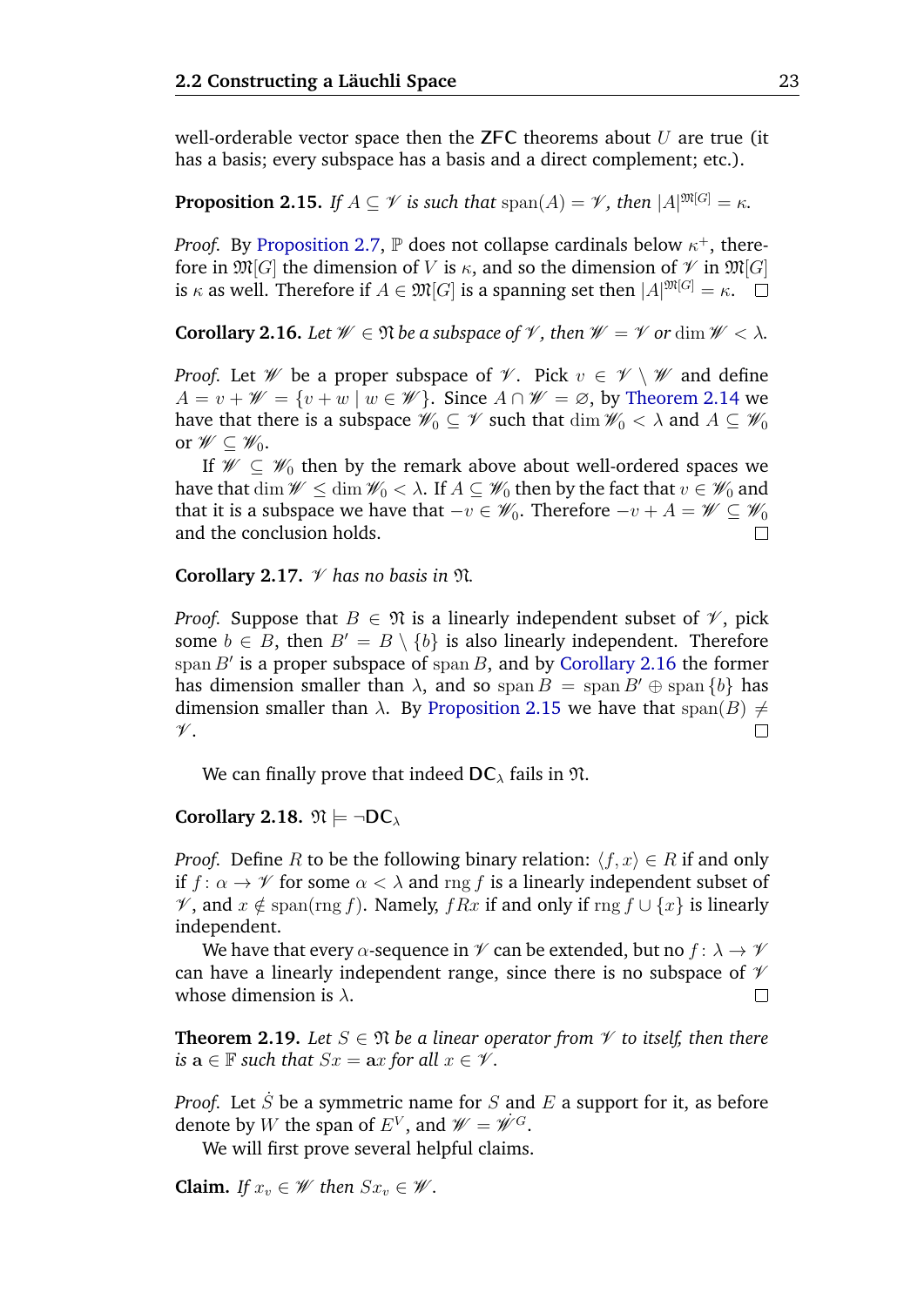well-orderable vector space then the ZFC theorems about $U$ are true (it has a basis; every subspace has a basis and a direct complement; etc.).

**Proposition 2.15.** *If $A \subseteq \mathscr{V}$ is such that $\operatorname{span}(A) = \mathscr{V}$, then $|A|^{\mathfrak{M}[G]} = \kappa$.*

*Proof.* By Proposition 2.7, $\mathbb{P}$ does not collapse cardinals below $\kappa^+$, therefore in $\mathfrak{M}[G]$ the dimension of $V$ is $\kappa$, and so the dimension of $\mathscr{V}$ in $\mathfrak{M}[G]$ is $\kappa$ as well. Therefore if $A \in \mathfrak{M}[G]$ is a spanning set then $|A|^{\mathfrak{M}[G]} = \kappa$. □

**Corollary 2.16.** *Let $\mathscr{W} \in \mathfrak{N}$ be a subspace of $\mathscr{V}$, then $\mathscr{W} = \mathscr{V}$ or $\dim \mathscr{W} < \lambda$.*

*Proof.* Let $\mathscr{W}$ be a proper subspace of $\mathscr{V}$. Pick $v \in \mathscr{V} \setminus \mathscr{W}$ and define $A = v + \mathscr{W} = \{v + w \mid w \in \mathscr{W}\}$. Since $A \cap \mathscr{W} = \varnothing$, by Theorem 2.14 we have that there is a subspace $\mathscr{W}_0 \subseteq \mathscr{V}$ such that $\dim \mathscr{W}_0 < \lambda$ and $A \subseteq \mathscr{W}_0$ or $\mathscr{W} \subseteq \mathscr{W}_0$.

If $\mathscr{W} \subseteq \mathscr{W}_0$ then by the remark above about well-ordered spaces we have that $\dim \mathscr{W} \leq \dim \mathscr{W}_0 < \lambda$. If $A \subseteq \mathscr{W}_0$ then by the fact that $v \in \mathscr{W}_0$ and that it is a subspace we have that $-v \in \mathscr{W}_0$. Therefore $-v + A = \mathscr{W} \subseteq \mathscr{W}_0$ and the conclusion holds. □

**Corollary 2.17.** *$\mathscr{V}$ has no basis in $\mathfrak{N}$.*

*Proof.* Suppose that $B \in \mathfrak{N}$ is a linearly independent subset of $\mathscr{V}$, pick some $b \in B$, then $B' = B \setminus \{b\}$ is also linearly independent. Therefore $\operatorname{span} B'$ is a proper subspace of $\operatorname{span} B$, and by Corollary 2.16 the former has dimension smaller than $\lambda$, and so $\operatorname{span} B = \operatorname{span} B' \oplus \operatorname{span}\{b\}$ has dimension smaller than $\lambda$. By Proposition 2.15 we have that $\operatorname{span}(B) \neq \mathscr{V}$. □

We can finally prove that indeed $\mathsf{DC}_\lambda$ fails in $\mathfrak{N}$.

**Corollary 2.18.** $\mathfrak{N} \models \neg\mathsf{DC}_\lambda$

*Proof.* Define $R$ to be the following binary relation: $\langle f, x\rangle \in R$ if and only if $f\colon \alpha \to \mathscr{V}$ for some $\alpha < \lambda$ and $\operatorname{rng} f$ is a linearly independent subset of $\mathscr{V}$, and $x \notin \operatorname{span}(\operatorname{rng} f)$. Namely, $f R x$ if and only if $\operatorname{rng} f \cup \{x\}$ is linearly independent.

We have that every $\alpha$-sequence in $\mathscr{V}$ can be extended, but no $f\colon \lambda \to \mathscr{V}$ can have a linearly independent range, since there is no subspace of $\mathscr{V}$ whose dimension is $\lambda$. □

**Theorem 2.19.** *Let $S \in \mathfrak{N}$ be a linear operator from $\mathscr{V}$ to itself, then there is $\mathrm{a} \in \mathbb{F}$ such that $Sx = \mathrm{a}x$ for all $x \in \mathscr{V}$.*

*Proof.* Let $\dot{S}$ be a symmetric name for $S$ and $E$ a support for it, as before denote by $W$ the span of $E^V$, and $\mathscr{W} = \dot{\mathscr{W}}^G$.

We will first prove several helpful claims.

**Claim.** *If $x_v \in \mathscr{W}$ then $Sx_v \in \mathscr{W}$.*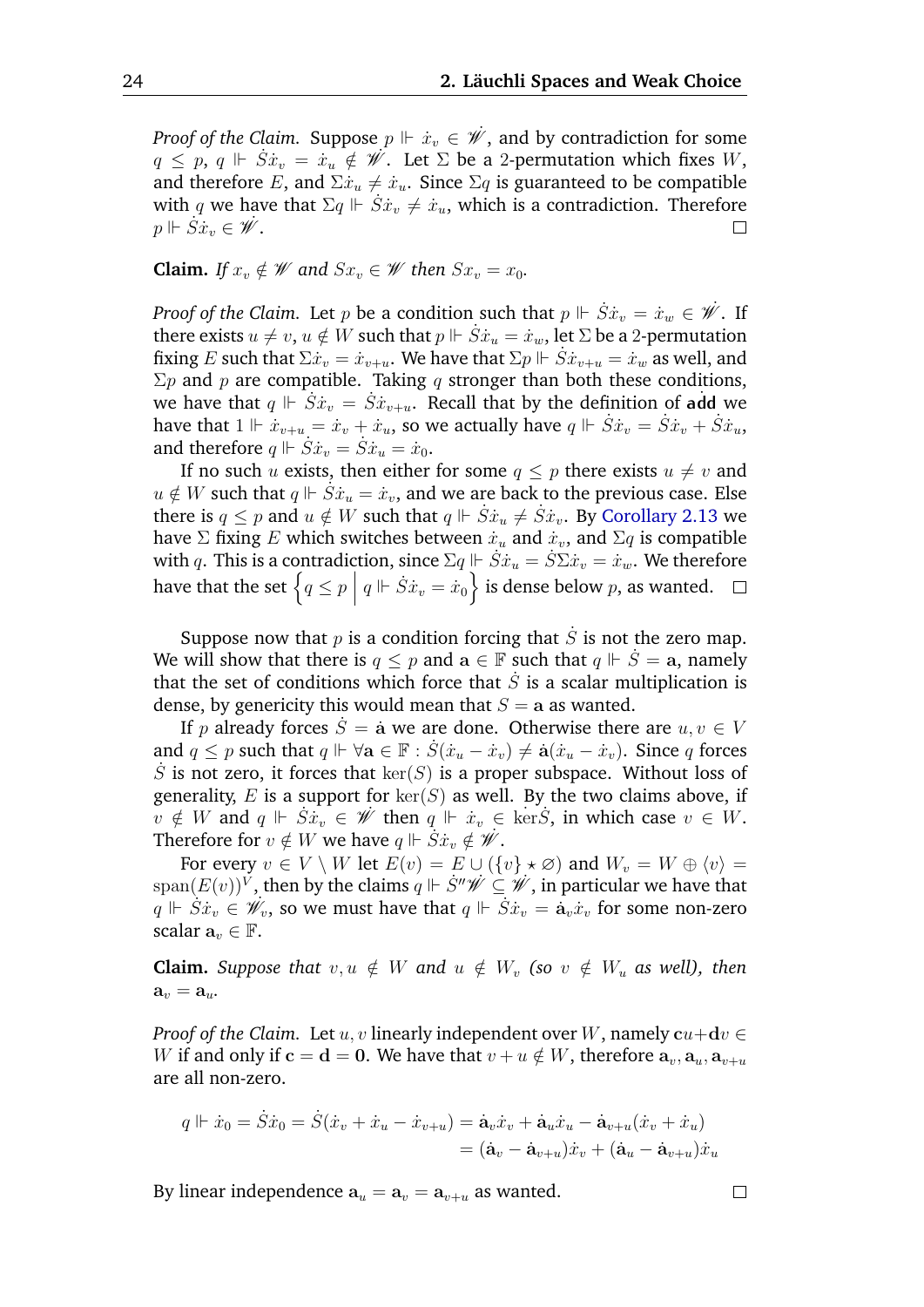*Proof of the Claim.* Suppose $p \Vdash \dot{x}_v \in \dot{\mathscr{W}}$, and by contradiction for some $q \leq p$, $q \Vdash \dot{S}\dot{x}_v = \dot{x}_u \notin \dot{\mathscr{W}}$. Let $\Sigma$ be a 2-permutation which fixes $W$, and therefore $E$, and $\Sigma\dot{x}_u \neq \dot{x}_u$. Since $\Sigma q$ is guaranteed to be compatible with $q$ we have that $\Sigma q \Vdash \dot{S}\dot{x}_v \neq \dot{x}_u$, which is a contradiction. Therefore $p \Vdash \dot{S}\dot{x}_v \in \dot{\mathscr{W}}$. □

**Claim.** *If $x_v \notin \mathscr{W}$ and $Sx_v \in \mathscr{W}$ then $Sx_v = x_0$.*

*Proof of the Claim.* Let $p$ be a condition such that $p \Vdash \dot{S}\dot{x}_v = \dot{x}_w \in \dot{\mathscr{W}}$. If there exists $u \neq v$, $u \notin W$ such that $p \Vdash \dot{S}\dot{x}_u = \dot{x}_w$, let $\Sigma$ be a 2-permutation fixing $E$ such that $\Sigma\dot{x}_v = \dot{x}_{v+u}$. We have that $\Sigma p \Vdash \dot{S}\dot{x}_{v+u} = \dot{x}_w$ as well, and $\Sigma p$ and $p$ are compatible. Taking $q$ stronger than both these conditions, we have that $q \Vdash \dot{S}\dot{x}_v = \dot{S}\dot{x}_{v+u}$. Recall that by the definition of $\dot{\mathbf{add}}$ we have that $1 \Vdash \dot{x}_{v+u} = \dot{x}_v + \dot{x}_u$, so we actually have $q \Vdash \dot{S}\dot{x}_v = \dot{S}\dot{x}_v + \dot{S}\dot{x}_u$, and therefore $q \Vdash \dot{S}\dot{x}_v = \dot{S}\dot{x}_u = \dot{x}_0$.

If no such $u$ exists, then either for some $q \leq p$ there exists $u \neq v$ and $u \notin W$ such that $q \Vdash \dot{S}\dot{x}_u = \dot{x}_v$, and we are back to the previous case. Else there is $q \leq p$ and $u \notin W$ such that $q \Vdash \dot{S}\dot{x}_u \neq \dot{S}\dot{x}_v$. By Corollary 2.13 we have $\Sigma$ fixing $E$ which switches between $\dot{x}_u$ and $\dot{x}_v$, and $\Sigma q$ is compatible with $q$. This is a contradiction, since $\Sigma q \Vdash \dot{S}\dot{x}_u = \dot{S}\Sigma\dot{x}_v = \dot{x}_w$. We therefore have that the set $\left\{q \leq p \,\middle|\, q \Vdash \dot{S}\dot{x}_v = \dot{x}_0\right\}$ is dense below $p$, as wanted. □

Suppose now that $p$ is a condition forcing that $\dot{S}$ is not the zero map. We will show that there is $q \leq p$ and $\mathbf{a} \in \mathbb{F}$ such that $q \Vdash \dot{S} = \mathbf{a}$, namely that the set of conditions which force that $\dot{S}$ is a scalar multiplication is dense, by genericity this would mean that $S = \mathbf{a}$ as wanted.

If $p$ already forces $\dot{S} = \dot{\mathbf{a}}$ we are done. Otherwise there are $u, v \in V$ and $q \leq p$ such that $q \Vdash \forall \mathbf{a} \in \mathbb{F} : \dot{S}(\dot{x}_u - \dot{x}_v) \neq \dot{\mathbf{a}}(\dot{x}_u - \dot{x}_v)$. Since $q$ forces $\dot{S}$ is not zero, it forces that $\ker(S)$ is a proper subspace. Without loss of generality, $E$ is a support for $\ker(S)$ as well. By the two claims above, if $v \notin W$ and $q \Vdash \dot{S}\dot{x}_v \in \dot{\mathscr{W}}$ then $q \Vdash \dot{x}_v \in \dot{\ker}\dot{S}$, in which case $v \in W$. Therefore for $v \notin W$ we have $q \Vdash \dot{S}\dot{x}_v \notin \dot{\mathscr{W}}$.

For every $v \in V \setminus W$ let $E(v) = E \cup (\{v\} \star \varnothing)$ and $W_v = W \oplus \langle v \rangle = \operatorname{span}(E(v))^V$, then by the claims $q \Vdash \dot{S}''\dot{\mathscr{W}} \subseteq \dot{\mathscr{W}}$, in particular we have that $q \Vdash \dot{S}\dot{x}_v \in \dot{\mathscr{W}}_v$, so we must have that $q \Vdash \dot{S}\dot{x}_v = \dot{\mathbf{a}}_v\dot{x}_v$ for some non-zero scalar $\mathbf{a}_v \in \mathbb{F}$.

**Claim.** *Suppose that $v, u \notin W$ and $u \notin W_v$ (so $v \notin W_u$ as well), then $\mathbf{a}_v = \mathbf{a}_u$.*

*Proof of the Claim.* Let $u, v$ linearly independent over $W$, namely $\mathbf{c}u + \mathbf{d}v \in W$ if and only if $\mathbf{c} = \mathbf{d} = \mathbf{0}$. We have that $v + u \notin W$, therefore $\mathbf{a}_v, \mathbf{a}_u, \mathbf{a}_{v+u}$ are all non-zero.

$$
\begin{aligned}
q \Vdash \dot{x}_0 = \dot{S}\dot{x}_0 = \dot{S}(\dot{x}_v + \dot{x}_u - \dot{x}_{v+u}) &= \dot{\mathbf{a}}_v\dot{x}_v + \dot{\mathbf{a}}_u\dot{x}_u - \dot{\mathbf{a}}_{v+u}(\dot{x}_v + \dot{x}_u) \\
&= (\dot{\mathbf{a}}_v - \dot{\mathbf{a}}_{v+u})\dot{x}_v + (\dot{\mathbf{a}}_u - \dot{\mathbf{a}}_{v+u})\dot{x}_u
\end{aligned}
$$

By linear independence $\mathbf{a}_u = \mathbf{a}_v = \mathbf{a}_{v+u}$ as wanted. □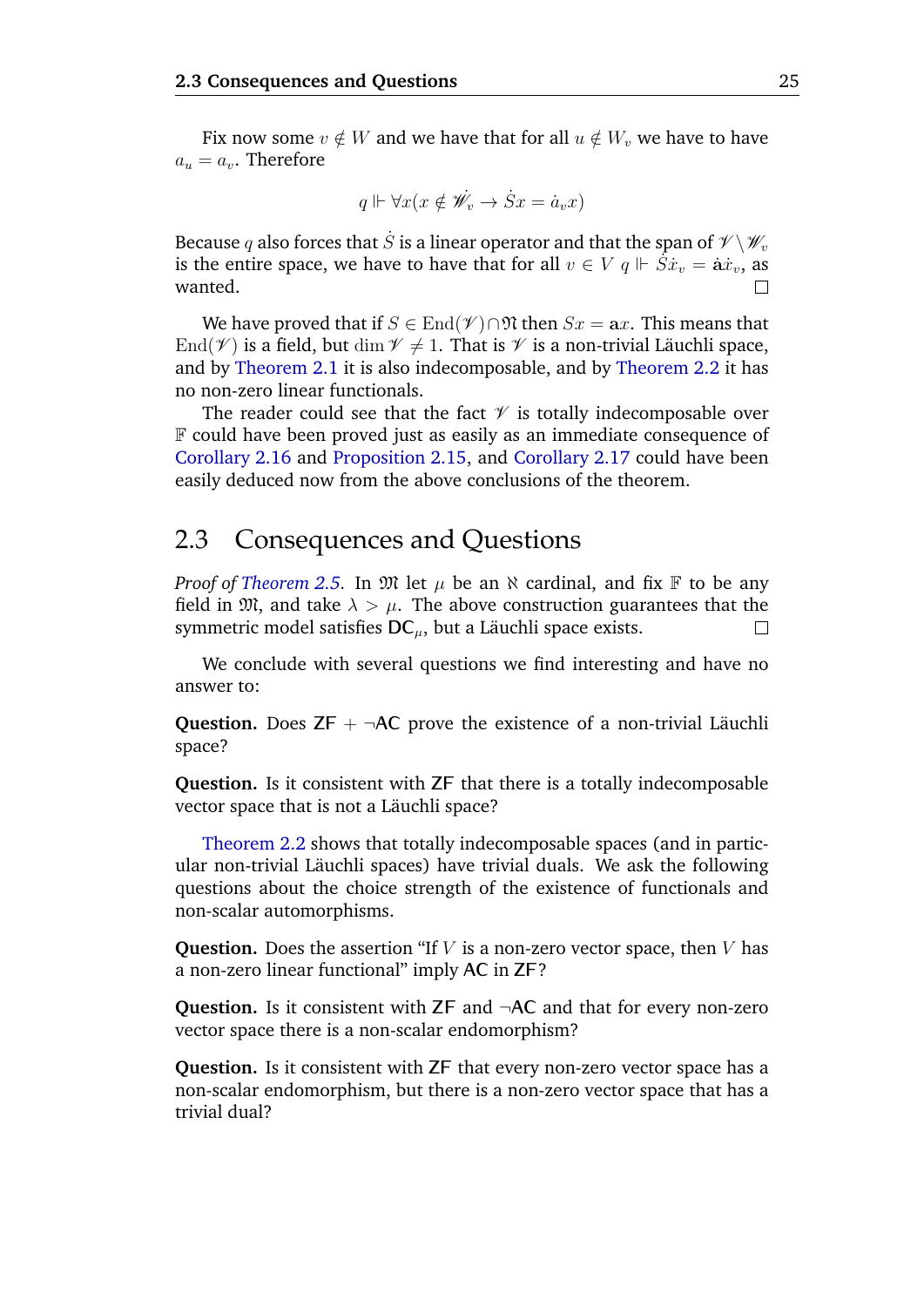Fix now some $v \notin W$ and we have that for all $u \notin W_v$ we have to have $a_u = a_v$. Therefore

$$q \Vdash \forall x(x \notin \dot{\mathscr{W}}_v \to \dot{S}x = \dot{a}_v x)$$

Because $q$ also forces that $\dot{S}$ is a linear operator and that the span of $\mathscr{V} \setminus \mathscr{W}_v$ is the entire space, we have to have that for all $v \in V$ $q \Vdash \dot{S}\dot{x}_v = \dot{\mathbf{a}}\dot{x}_v$, as wanted. □

We have proved that if $S \in \operatorname{End}(\mathscr{V}) \cap \mathfrak{N}$ then $Sx = \mathbf{a}x$. This means that $\operatorname{End}(\mathscr{V})$ is a field, but $\dim \mathscr{V} \neq 1$. That is $\mathscr{V}$ is a non-trivial Läuchli space, and by Theorem 2.1 it is also indecomposable, and by Theorem 2.2 it has no non-zero linear functionals.

The reader could see that the fact $\mathscr{V}$ is totally indecomposable over $\mathbb{F}$ could have been proved just as easily as an immediate consequence of Corollary 2.16 and Proposition 2.15, and Corollary 2.17 could have been easily deduced now from the above conclusions of the theorem.

## 2.3 Consequences and Questions

*Proof of Theorem 2.5.* In $\mathfrak{M}$ let $\mu$ be an $\aleph$ cardinal, and fix $\mathbb{F}$ to be any field in $\mathfrak{M}$, and take $\lambda > \mu$. The above construction guarantees that the symmetric model satisfies $\mathsf{DC}_\mu$, but a Läuchli space exists. □

We conclude with several questions we find interesting and have no answer to:

**Question.** Does $\mathsf{ZF} + \neg\mathsf{AC}$ prove the existence of a non-trivial Läuchli space?

**Question.** Is it consistent with $\mathsf{ZF}$ that there is a totally indecomposable vector space that is not a Läuchli space?

Theorem 2.2 shows that totally indecomposable spaces (and in particular non-trivial Läuchli spaces) have trivial duals. We ask the following questions about the choice strength of the existence of functionals and non-scalar automorphisms.

**Question.** Does the assertion "If $V$ is a non-zero vector space, then $V$ has a non-zero linear functional" imply $\mathsf{AC}$ in $\mathsf{ZF}$?

**Question.** Is it consistent with $\mathsf{ZF}$ and $\neg\mathsf{AC}$ and that for every non-zero vector space there is a non-scalar endomorphism?

**Question.** Is it consistent with $\mathsf{ZF}$ that every non-zero vector space has a non-scalar endomorphism, but there is a non-zero vector space that has a trivial dual?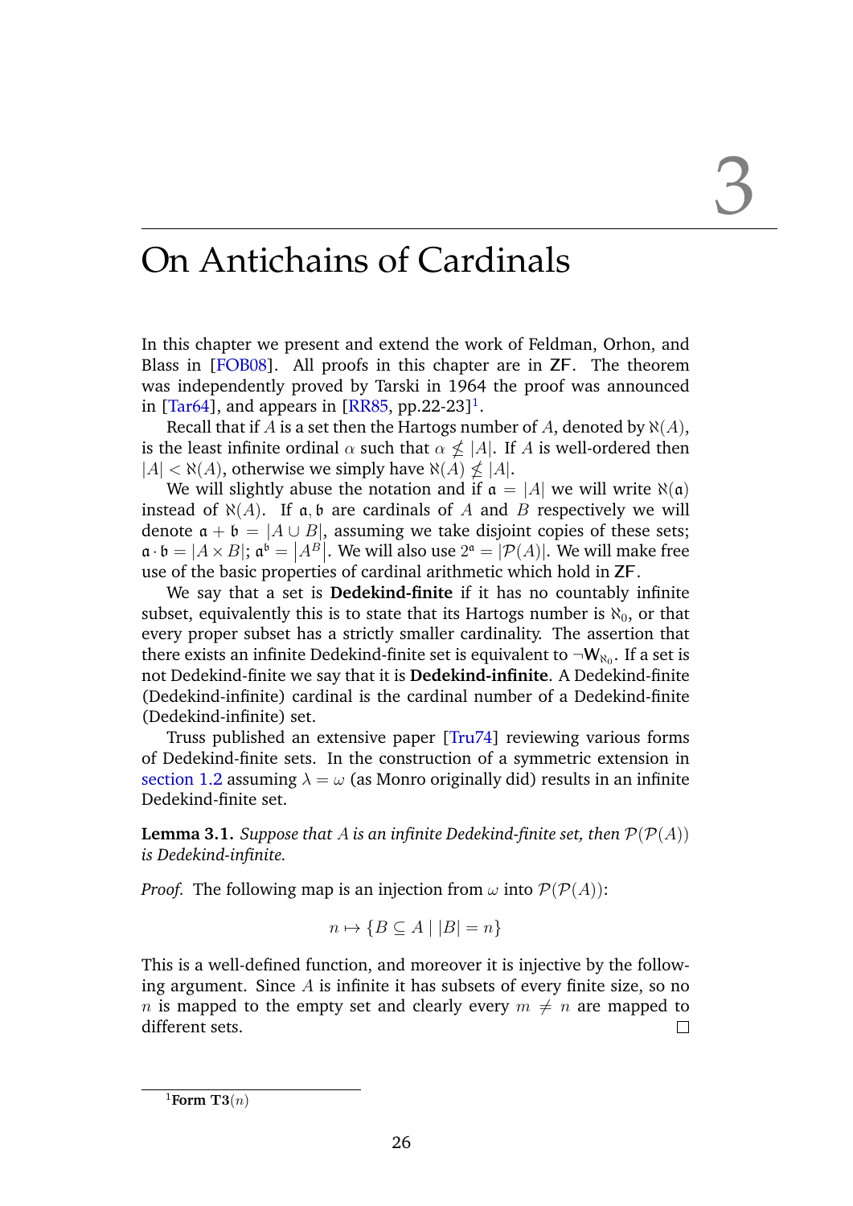# 3

# On Antichains of Cardinals

In this chapter we present and extend the work of Feldman, Orhon, and Blass in [FOB08]. All proofs in this chapter are in ZF. The theorem was independently proved by Tarski in 1964 the proof was announced in [Tar64], and appears in [RR85, pp.22-23][1].

Recall that if $A$ is a set then the Hartogs number of $A$, denoted by $\aleph(A)$, is the least infinite ordinal $\alpha$ such that $\alpha \nleq |A|$. If $A$ is well-ordered then $|A| < \aleph(A)$, otherwise we simply have $\aleph(A) \nleq |A|$.

We will slightly abuse the notation and if $\mathfrak{a} = |A|$ we will write $\aleph(\mathfrak{a})$ instead of $\aleph(A)$. If $\mathfrak{a}, \mathfrak{b}$ are cardinals of $A$ and $B$ respectively we will denote $\mathfrak{a} + \mathfrak{b} = |A \cup B|$, assuming we take disjoint copies of these sets; $\mathfrak{a} \cdot \mathfrak{b} = |A \times B|$; $\mathfrak{a}^\mathfrak{b} = \left|A^B\right|$. We will also use $2^\mathfrak{a} = |\mathcal{P}(A)|$. We will make free use of the basic properties of cardinal arithmetic which hold in ZF.

We say that a set is **Dedekind-finite** if it has no countably infinite subset, equivalently this is to state that its Hartogs number is $\aleph_0$, or that every proper subset has a strictly smaller cardinality. The assertion that there exists an infinite Dedekind-finite set is equivalent to $\neg \mathsf{W}_{\aleph_0}$. If a set is not Dedekind-finite we say that it is **Dedekind-infinite**. A Dedekind-finite (Dedekind-infinite) cardinal is the cardinal number of a Dedekind-finite (Dedekind-infinite) set.

Truss published an extensive paper [Tru74] reviewing various forms of Dedekind-finite sets. In the construction of a symmetric extension in section 1.2 assuming $\lambda = \omega$ (as Monro originally did) results in an infinite Dedekind-finite set.

**Lemma 3.1.** *Suppose that $A$ is an infinite Dedekind-finite set, then $\mathcal{P}(\mathcal{P}(A))$ is Dedekind-infinite.*

*Proof.* The following map is an injection from $\omega$ into $\mathcal{P}(\mathcal{P}(A))$:

$$n \mapsto \{B \subseteq A \mid |B| = n\}$$

This is a well-defined function, and moreover it is injective by the following argument. Since $A$ is infinite it has subsets of every finite size, so no $n$ is mapped to the empty set and clearly every $m \neq n$ are mapped to different sets. □

[1] **Form T3**$(n)$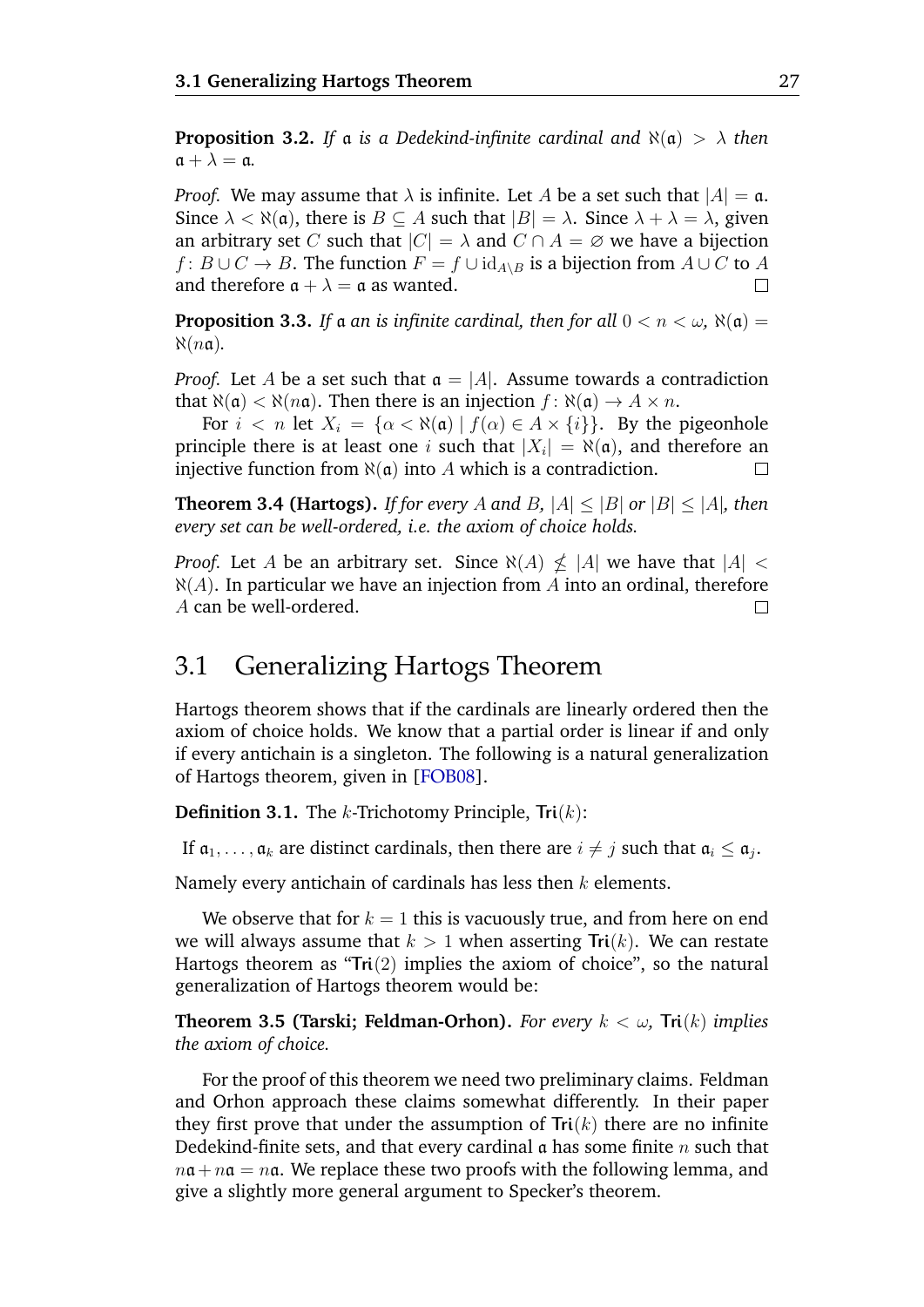**Proposition 3.2.** *If $\mathfrak{a}$ is a Dedekind-infinite cardinal and $\aleph(\mathfrak{a}) > \lambda$ then $\mathfrak{a} + \lambda = \mathfrak{a}$.*

*Proof.* We may assume that $\lambda$ is infinite. Let $A$ be a set such that $|A| = \mathfrak{a}$. Since $\lambda < \aleph(\mathfrak{a})$, there is $B \subseteq A$ such that $|B| = \lambda$. Since $\lambda + \lambda = \lambda$, given an arbitrary set $C$ such that $|C| = \lambda$ and $C \cap A = \varnothing$ we have a bijection $f \colon B \cup C \to B$. The function $F = f \cup \mathrm{id}_{A \setminus B}$ is a bijection from $A \cup C$ to $A$ and therefore $\mathfrak{a} + \lambda = \mathfrak{a}$ as wanted. $\square$

**Proposition 3.3.** *If $\mathfrak{a}$ an is infinite cardinal, then for all $0 < n < \omega$, $\aleph(\mathfrak{a}) = \aleph(n\mathfrak{a})$.*

*Proof.* Let $A$ be a set such that $\mathfrak{a} = |A|$. Assume towards a contradiction that $\aleph(\mathfrak{a}) < \aleph(n\mathfrak{a})$. Then there is an injection $f \colon \aleph(\mathfrak{a}) \to A \times n$.

For $i < n$ let $X_i = \{\alpha < \aleph(\mathfrak{a}) \mid f(\alpha) \in A \times \{i\}\}$. By the pigeonhole principle there is at least one $i$ such that $|X_i| = \aleph(\mathfrak{a})$, and therefore an injective function from $\aleph(\mathfrak{a})$ into $A$ which is a contradiction. $\square$

**Theorem 3.4 (Hartogs).** *If for every $A$ and $B$, $|A| \leq |B|$ or $|B| \leq |A|$, then every set can be well-ordered, i.e. the axiom of choice holds.*

*Proof.* Let $A$ be an arbitrary set. Since $\aleph(A) \nleq |A|$ we have that $|A| < \aleph(A)$. In particular we have an injection from $A$ into an ordinal, therefore $A$ can be well-ordered. $\square$

## 3.1 Generalizing Hartogs Theorem

Hartogs theorem shows that if the cardinals are linearly ordered then the axiom of choice holds. We know that a partial order is linear if and only if every antichain is a singleton. The following is a natural generalization of Hartogs theorem, given in [FOB08].

**Definition 3.1.** The $k$-Trichotomy Principle, $\mathsf{Tri}(k)$:

If $\mathfrak{a}_1, \ldots, \mathfrak{a}_k$ are distinct cardinals, then there are $i \neq j$ such that $\mathfrak{a}_i \leq \mathfrak{a}_j$.

Namely every antichain of cardinals has less then $k$ elements.

We observe that for $k = 1$ this is vacuously true, and from here on end we will always assume that $k > 1$ when asserting $\mathsf{Tri}(k)$. We can restate Hartogs theorem as "$\mathsf{Tri}(2)$ implies the axiom of choice", so the natural generalization of Hartogs theorem would be:

**Theorem 3.5 (Tarski; Feldman-Orhon).** *For every $k < \omega$, $\mathsf{Tri}(k)$ implies the axiom of choice.*

For the proof of this theorem we need two preliminary claims. Feldman and Orhon approach these claims somewhat differently. In their paper they first prove that under the assumption of $\mathsf{Tri}(k)$ there are no infinite Dedekind-finite sets, and that every cardinal $\mathfrak{a}$ has some finite $n$ such that $n\mathfrak{a} + n\mathfrak{a} = n\mathfrak{a}$. We replace these two proofs with the following lemma, and give a slightly more general argument to Specker's theorem.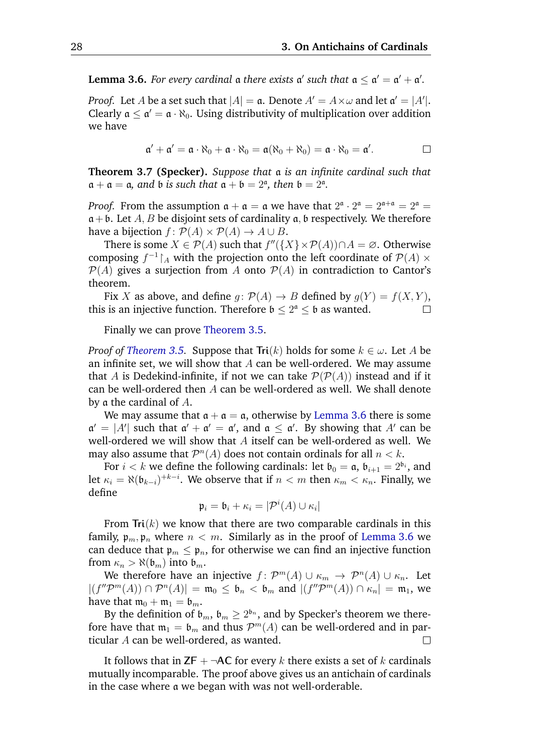**Lemma 3.6.** *For every cardinal $\mathfrak{a}$ there exists $\mathfrak{a}'$ such that $\mathfrak{a} \leq \mathfrak{a}' = \mathfrak{a}' + \mathfrak{a}'$.*

*Proof.* Let $A$ be a set such that $|A| = \mathfrak{a}$. Denote $A' = A \times \omega$ and let $\mathfrak{a}' = |A'|$. Clearly $\mathfrak{a} \leq \mathfrak{a}' = \mathfrak{a} \cdot \aleph_0$. Using distributivity of multiplication over addition we have

$$\mathfrak{a}' + \mathfrak{a}' = \mathfrak{a} \cdot \aleph_0 + \mathfrak{a} \cdot \aleph_0 = \mathfrak{a}(\aleph_0 + \aleph_0) = \mathfrak{a} \cdot \aleph_0 = \mathfrak{a}'.$$

□

**Theorem 3.7 (Specker).** *Suppose that $\mathfrak{a}$ is an infinite cardinal such that $\mathfrak{a} + \mathfrak{a} = \mathfrak{a}$, and $\mathfrak{b}$ is such that $\mathfrak{a} + \mathfrak{b} = 2^{\mathfrak{a}}$, then $\mathfrak{b} = 2^{\mathfrak{a}}$.*

*Proof.* From the assumption $\mathfrak{a} + \mathfrak{a} = \mathfrak{a}$ we have that $2^{\mathfrak{a}} \cdot 2^{\mathfrak{a}} = 2^{\mathfrak{a}+\mathfrak{a}} = 2^{\mathfrak{a}} = \mathfrak{a} + \mathfrak{b}$. Let $A, B$ be disjoint sets of cardinality $\mathfrak{a}, \mathfrak{b}$ respectively. We therefore have a bijection $f\colon \mathcal{P}(A) \times \mathcal{P}(A) \to A \cup B$.

There is some $X \in \mathcal{P}(A)$ such that $f''(\{X\} \times \mathcal{P}(A)) \cap A = \varnothing$. Otherwise composing $f^{-1} \restriction_A$ with the projection onto the left coordinate of $\mathcal{P}(A) \times \mathcal{P}(A)$ gives a surjection from $A$ onto $\mathcal{P}(A)$ in contradiction to Cantor's theorem.

Fix $X$ as above, and define $g\colon \mathcal{P}(A) \to B$ defined by $g(Y) = f(X, Y)$, this is an injective function. Therefore $\mathfrak{b} \leq 2^{\mathfrak{a}} \leq \mathfrak{b}$ as wanted. □

Finally we can prove Theorem 3.5.

*Proof of Theorem 3.5.* Suppose that $\mathsf{Tri}(k)$ holds for some $k \in \omega$. Let $A$ be an infinite set, we will show that $A$ can be well-ordered. We may assume that $A$ is Dedekind-infinite, if not we can take $\mathcal{P}(\mathcal{P}(A))$ instead and if it can be well-ordered then $A$ can be well-ordered as well. We shall denote by $\mathfrak{a}$ the cardinal of $A$.

We may assume that $\mathfrak{a} + \mathfrak{a} = \mathfrak{a}$, otherwise by Lemma 3.6 there is some $\mathfrak{a}' = |A'|$ such that $\mathfrak{a}' + \mathfrak{a}' = \mathfrak{a}'$, and $\mathfrak{a} \leq \mathfrak{a}'$. By showing that $A'$ can be well-ordered we will show that $A$ itself can be well-ordered as well. We may also assume that $\mathcal{P}^n(A)$ does not contain ordinals for all $n < k$.

For $i < k$ we define the following cardinals: let $\mathfrak{b}_0 = \mathfrak{a}$, $\mathfrak{b}_{i+1} = 2^{\mathfrak{b}_i}$, and let $\kappa_i = \aleph(\mathfrak{b}_{k-i})^{+k-i}$. We observe that if $n < m$ then $\kappa_m < \kappa_n$. Finally, we define

$$\mathfrak{p}_i = \mathfrak{b}_i + \kappa_i = |\mathcal{P}^i(A) \cup \kappa_i|$$

From $\mathsf{Tri}(k)$ we know that there are two comparable cardinals in this family, $\mathfrak{p}_m, \mathfrak{p}_n$ where $n < m$. Similarly as in the proof of Lemma 3.6 we can deduce that $\mathfrak{p}_m \leq \mathfrak{p}_n$, for otherwise we can find an injective function from $\kappa_n > \aleph(\mathfrak{b}_m)$ into $\mathfrak{b}_m$.

We therefore have an injective $f\colon \mathcal{P}^m(A) \cup \kappa_m \to \mathcal{P}^n(A) \cup \kappa_n$. Let $|(f''\mathcal{P}^m(A)) \cap \mathcal{P}^n(A)| = \mathfrak{m}_0 \leq \mathfrak{b}_n < \mathfrak{b}_m$ and $|(f''\mathcal{P}^m(A)) \cap \kappa_n| = \mathfrak{m}_1$, we have that $\mathfrak{m}_0 + \mathfrak{m}_1 = \mathfrak{b}_m$.

By the definition of $\mathfrak{b}_m$, $\mathfrak{b}_m \geq 2^{\mathfrak{b}_n}$, and by Specker's theorem we therefore have that $\mathfrak{m}_1 = \mathfrak{b}_m$ and thus $\mathcal{P}^m(A)$ can be well-ordered and in particular $A$ can be well-ordered, as wanted. □

It follows that in $\mathsf{ZF} + \neg\mathsf{AC}$ for every $k$ there exists a set of $k$ cardinals mutually incomparable. The proof above gives us an antichain of cardinals in the case where $\mathfrak{a}$ we began with was not well-orderable.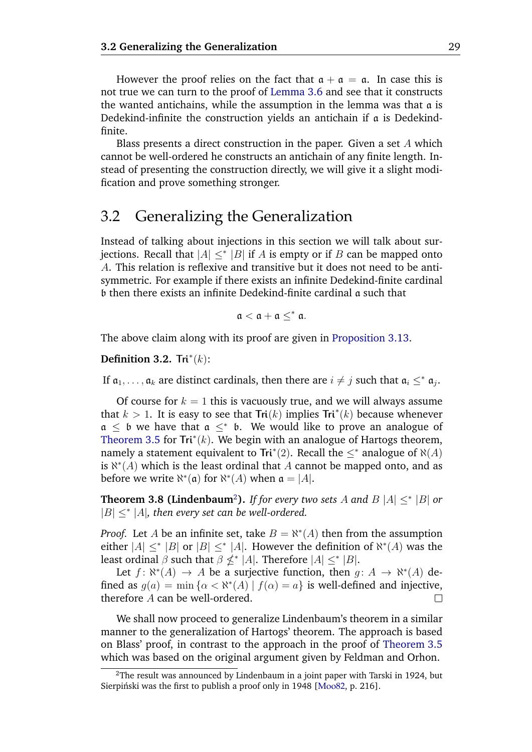However the proof relies on the fact that $\mathfrak{a} + \mathfrak{a} = \mathfrak{a}$. In case this is not true we can turn to the proof of Lemma 3.6 and see that it constructs the wanted antichains, while the assumption in the lemma was that $\mathfrak{a}$ is Dedekind-infinite the construction yields an antichain if $\mathfrak{a}$ is Dedekind-finite.

Blass presents a direct construction in the paper. Given a set $A$ which cannot be well-ordered he constructs an antichain of any finite length. Instead of presenting the construction directly, we will give it a slight modification and prove something stronger.

## 3.2 Generalizing the Generalization

Instead of talking about injections in this section we will talk about surjections. Recall that $|A| \leq^* |B|$ if $A$ is empty or if $B$ can be mapped onto $A$. This relation is reflexive and transitive but it does not need to be anti-symmetric. For example if there exists an infinite Dedekind-finite cardinal $\mathfrak{b}$ then there exists an infinite Dedekind-finite cardinal $\mathfrak{a}$ such that

$$\mathfrak{a} < \mathfrak{a} + \mathfrak{a} \leq^* \mathfrak{a}.$$

The above claim along with its proof are given in Proposition 3.13.

**Definition 3.2.** $\mathsf{Tri}^*(k)$:

If $\mathfrak{a}_1, \ldots, \mathfrak{a}_k$ are distinct cardinals, then there are $i \neq j$ such that $\mathfrak{a}_i \leq^* \mathfrak{a}_j$.

Of course for $k = 1$ this is vacuously true, and we will always assume that $k > 1$. It is easy to see that $\mathsf{Tri}(k)$ implies $\mathsf{Tri}^*(k)$ because whenever $\mathfrak{a} \leq \mathfrak{b}$ we have that $\mathfrak{a} \leq^* \mathfrak{b}$. We would like to prove an analogue of Theorem 3.5 for $\mathsf{Tri}^*(k)$. We begin with an analogue of Hartogs theorem, namely a statement equivalent to $\mathsf{Tri}^*(2)$. Recall the $\leq^*$ analogue of $\aleph(A)$ is $\aleph^*(A)$ which is the least ordinal that $A$ cannot be mapped onto, and as before we write $\aleph^*(\mathfrak{a})$ for $\aleph^*(A)$ when $\mathfrak{a} = |A|$.

**Theorem 3.8 (Lindenbaum[2]).** *If for every two sets $A$ and $B$ $|A| \leq^* |B|$ or $|B| \leq^* |A|$, then every set can be well-ordered.*

*Proof.* Let $A$ be an infinite set, take $B = \aleph^*(A)$ then from the assumption either $|A| \leq^* |B|$ or $|B| \leq^* |A|$. However the definition of $\aleph^*(A)$ was the least ordinal $\beta$ such that $\beta \nleq^* |A|$. Therefore $|A| \leq^* |B|$.

Let $f\colon \aleph^*(A) \to A$ be a surjective function, then $g\colon A \to \aleph^*(A)$ defined as $g(a) = \min\{\alpha < \aleph^*(A) \mid f(\alpha) = a\}$ is well-defined and injective, therefore $A$ can be well-ordered. □

We shall now proceed to generalize Lindenbaum's theorem in a similar manner to the generalization of Hartogs' theorem. The approach is based on Blass' proof, in contrast to the approach in the proof of Theorem 3.5 which was based on the original argument given by Feldman and Orhon.

[2]The result was announced by Lindenbaum in a joint paper with Tarski in 1924, but Sierpiński was the first to publish a proof only in 1948 [Moo82, p. 216].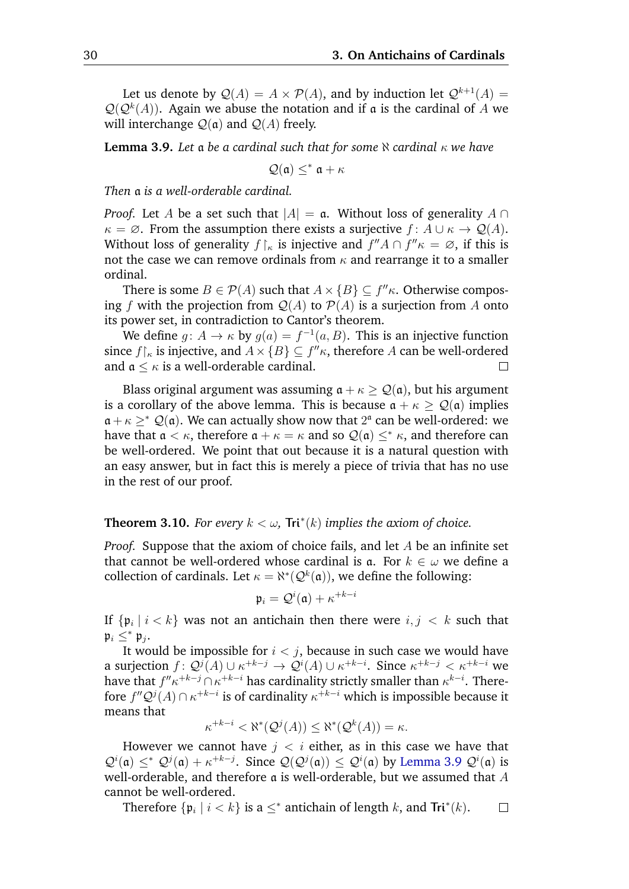Let us denote by $\mathcal{Q}(A) = A \times \mathcal{P}(A)$, and by induction let $\mathcal{Q}^{k+1}(A) = \mathcal{Q}(\mathcal{Q}^k(A))$. Again we abuse the notation and if $\mathfrak{a}$ is the cardinal of $A$ we will interchange $\mathcal{Q}(\mathfrak{a})$ and $\mathcal{Q}(A)$ freely.

**Lemma 3.9.** *Let $\mathfrak{a}$ be a cardinal such that for some $\aleph$ cardinal $\kappa$ we have*

$$\mathcal{Q}(\mathfrak{a}) \leq^* \mathfrak{a} + \kappa$$

*Then $\mathfrak{a}$ is a well-orderable cardinal.*

*Proof.* Let $A$ be a set such that $|A| = \mathfrak{a}$. Without loss of generality $A \cap \kappa = \varnothing$. From the assumption there exists a surjective $f\colon A \cup \kappa \to \mathcal{Q}(A)$. Without loss of generality $f \restriction_\kappa$ is injective and $f''A \cap f''\kappa = \varnothing$, if this is not the case we can remove ordinals from $\kappa$ and rearrange it to a smaller ordinal.

There is some $B \in \mathcal{P}(A)$ such that $A \times \{B\} \subseteq f''\kappa$. Otherwise composing $f$ with the projection from $\mathcal{Q}(A)$ to $\mathcal{P}(A)$ is a surjection from $A$ onto its power set, in contradiction to Cantor's theorem.

We define $g\colon A \to \kappa$ by $g(a) = f^{-1}(a, B)$. This is an injective function since $f\restriction_\kappa$ is injective, and $A \times \{B\} \subseteq f''\kappa$, therefore $A$ can be well-ordered and $\mathfrak{a} \leq \kappa$ is a well-orderable cardinal. $\square$

Blass original argument was assuming $\mathfrak{a} + \kappa \geq \mathcal{Q}(\mathfrak{a})$, but his argument is a corollary of the above lemma. This is because $\mathfrak{a} + \kappa \geq \mathcal{Q}(\mathfrak{a})$ implies $\mathfrak{a} + \kappa \geq^* \mathcal{Q}(\mathfrak{a})$. We can actually show now that $2^\mathfrak{a}$ can be well-ordered: we have that $\mathfrak{a} < \kappa$, therefore $\mathfrak{a} + \kappa = \kappa$ and so $\mathcal{Q}(\mathfrak{a}) \leq^* \kappa$, and therefore can be well-ordered. We point that out because it is a natural question with an easy answer, but in fact this is merely a piece of trivia that has no use in the rest of our proof.

**Theorem 3.10.** *For every $k < \omega$, $\mathsf{Tri}^*(k)$ implies the axiom of choice.*

*Proof.* Suppose that the axiom of choice fails, and let $A$ be an infinite set that cannot be well-ordered whose cardinal is $\mathfrak{a}$. For $k \in \omega$ we define a collection of cardinals. Let $\kappa = \aleph^*(\mathcal{Q}^k(\mathfrak{a}))$, we define the following:

$$\mathfrak{p}_i = \mathcal{Q}^i(\mathfrak{a}) + \kappa^{+k-i}$$

If $\{\mathfrak{p}_i \mid i < k\}$ was not an antichain then there were $i, j < k$ such that $\mathfrak{p}_i \leq^* \mathfrak{p}_j$.

It would be impossible for $i < j$, because in such case we would have a surjection $f\colon \mathcal{Q}^j(A) \cup \kappa^{+k-j} \to \mathcal{Q}^i(A) \cup \kappa^{+k-i}$. Since $\kappa^{+k-j} < \kappa^{+k-i}$ we have that $f''\kappa^{+k-j} \cap \kappa^{+k-i}$ has cardinality strictly smaller than $\kappa^{k-i}$. Therefore $f''\mathcal{Q}^j(A) \cap \kappa^{+k-i}$ is of cardinality $\kappa^{+k-i}$ which is impossible because it means that

$$\kappa^{+k-i} < \aleph^*(\mathcal{Q}^j(A)) \leq \aleph^*(\mathcal{Q}^k(A)) = \kappa.$$

However we cannot have $j < i$ either, as in this case we have that $\mathcal{Q}^i(\mathfrak{a}) \leq^* \mathcal{Q}^j(\mathfrak{a}) + \kappa^{+k-j}$. Since $\mathcal{Q}(\mathcal{Q}^j(\mathfrak{a})) \leq \mathcal{Q}^i(\mathfrak{a})$ by Lemma 3.9 $\mathcal{Q}^i(\mathfrak{a})$ is well-orderable, and therefore $\mathfrak{a}$ is well-orderable, but we assumed that $A$ cannot be well-ordered.

Therefore $\{\mathfrak{p}_i \mid i < k\}$ is a $\leq^*$ antichain of length $k$, and $\mathsf{Tri}^*(k)$. $\square$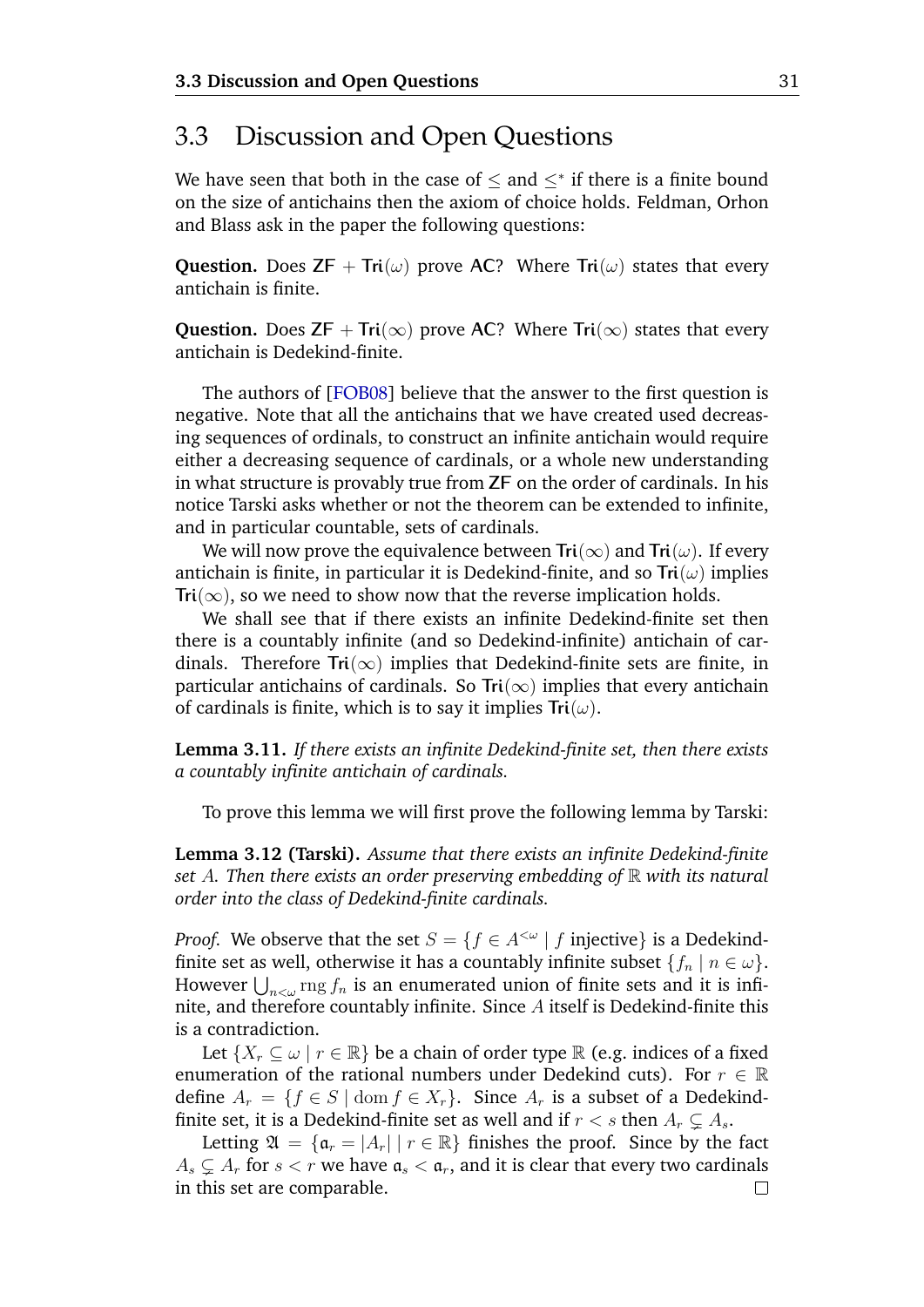## 3.3 Discussion and Open Questions

We have seen that both in the case of $\leq$ and $\leq^*$ if there is a finite bound on the size of antichains then the axiom of choice holds. Feldman, Orhon and Blass ask in the paper the following questions:

**Question.** Does $\mathsf{ZF} + \mathsf{Tri}(\omega)$ prove $\mathsf{AC}$? Where $\mathsf{Tri}(\omega)$ states that every antichain is finite.

**Question.** Does $\mathsf{ZF} + \mathsf{Tri}(\infty)$ prove $\mathsf{AC}$? Where $\mathsf{Tri}(\infty)$ states that every antichain is Dedekind-finite.

The authors of [FOB08] believe that the answer to the first question is negative. Note that all the antichains that we have created used decreasing sequences of ordinals, to construct an infinite antichain would require either a decreasing sequence of cardinals, or a whole new understanding in what structure is provably true from $\mathsf{ZF}$ on the order of cardinals. In his notice Tarski asks whether or not the theorem can be extended to infinite, and in particular countable, sets of cardinals.

We will now prove the equivalence between $\mathsf{Tri}(\infty)$ and $\mathsf{Tri}(\omega)$. If every antichain is finite, in particular it is Dedekind-finite, and so $\mathsf{Tri}(\omega)$ implies $\mathsf{Tri}(\infty)$, so we need to show now that the reverse implication holds.

We shall see that if there exists an infinite Dedekind-finite set then there is a countably infinite (and so Dedekind-infinite) antichain of cardinals. Therefore $\mathsf{Tri}(\infty)$ implies that Dedekind-finite sets are finite, in particular antichains of cardinals. So $\mathsf{Tri}(\infty)$ implies that every antichain of cardinals is finite, which is to say it implies $\mathsf{Tri}(\omega)$.

**Lemma 3.11.** *If there exists an infinite Dedekind-finite set, then there exists a countably infinite antichain of cardinals.*

To prove this lemma we will first prove the following lemma by Tarski:

**Lemma 3.12 (Tarski).** *Assume that there exists an infinite Dedekind-finite set $A$. Then there exists an order preserving embedding of $\mathbb{R}$ with its natural order into the class of Dedekind-finite cardinals.*

*Proof.* We observe that the set $S = \{f \in A^{<\omega} \mid f \text{ injective}\}$ is a Dedekind-finite set as well, otherwise it has a countably infinite subset $\{f_n \mid n \in \omega\}$. However $\bigcup_{n<\omega} \operatorname{rng} f_n$ is an enumerated union of finite sets and it is infinite, and therefore countably infinite. Since $A$ itself is Dedekind-finite this is a contradiction.

Let $\{X_r \subseteq \omega \mid r \in \mathbb{R}\}$ be a chain of order type $\mathbb{R}$ (e.g. indices of a fixed enumeration of the rational numbers under Dedekind cuts). For $r \in \mathbb{R}$ define $A_r = \{f \in S \mid \operatorname{dom} f \in X_r\}$. Since $A_r$ is a subset of a Dedekind-finite set, it is a Dedekind-finite set as well and if $r < s$ then $A_r \subsetneq A_s$.

Letting $\mathfrak{A} = \{\mathfrak{a}_r = |A_r| \mid r \in \mathbb{R}\}$ finishes the proof. Since by the fact $A_s \subsetneq A_r$ for $s < r$ we have $\mathfrak{a}_s < \mathfrak{a}_r$, and it is clear that every two cardinals in this set are comparable. $\square$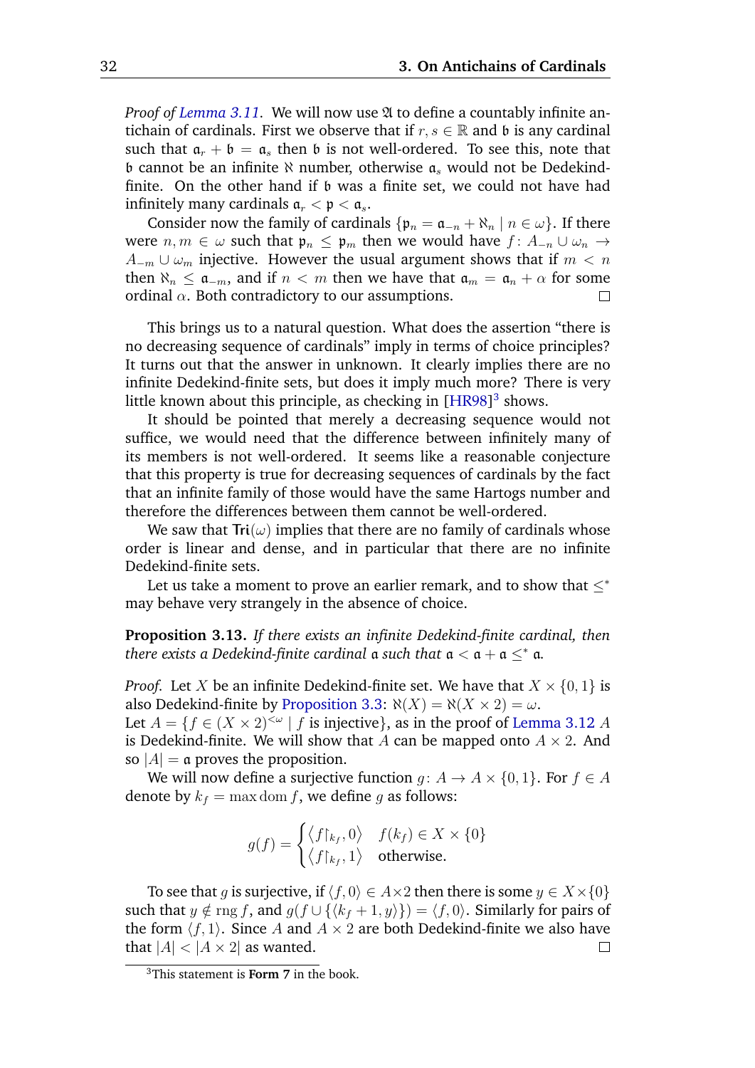*Proof of Lemma 3.11.* We will now use $\mathfrak{A}$ to define a countably infinite antichain of cardinals. First we observe that if $r, s \in \mathbb{R}$ and $\mathfrak{b}$ is any cardinal such that $\mathfrak{a}_r + \mathfrak{b} = \mathfrak{a}_s$ then $\mathfrak{b}$ is not well-ordered. To see this, note that $\mathfrak{b}$ cannot be an infinite $\aleph$ number, otherwise $\mathfrak{a}_s$ would not be Dedekind-finite. On the other hand if $\mathfrak{b}$ was a finite set, we could not have had infinitely many cardinals $\mathfrak{a}_r < \mathfrak{p} < \mathfrak{a}_s$.

Consider now the family of cardinals $\{\mathfrak{p}_n = \mathfrak{a}_{-n} + \aleph_n \mid n \in \omega\}$. If there were $n, m \in \omega$ such that $\mathfrak{p}_n \leq \mathfrak{p}_m$ then we would have $f\colon A_{-n} \cup \omega_n \to A_{-m} \cup \omega_m$ injective. However the usual argument shows that if $m < n$ then $\aleph_n \leq \mathfrak{a}_{-m}$, and if $n < m$ then we have that $\mathfrak{a}_m = \mathfrak{a}_n + \alpha$ for some ordinal $\alpha$. Both contradictory to our assumptions. □

This brings us to a natural question. What does the assertion "there is no decreasing sequence of cardinals" imply in terms of choice principles? It turns out that the answer in unknown. It clearly implies there are no infinite Dedekind-finite sets, but does it imply much more? There is very little known about this principle, as checking in [HR98][3] shows.

It should be pointed that merely a decreasing sequence would not suffice, we would need that the difference between infinitely many of its members is not well-ordered. It seems like a reasonable conjecture that this property is true for decreasing sequences of cardinals by the fact that an infinite family of those would have the same Hartogs number and therefore the differences between them cannot be well-ordered.

We saw that $\mathsf{Tri}(\omega)$ implies that there are no family of cardinals whose order is linear and dense, and in particular that there are no infinite Dedekind-finite sets.

Let us take a moment to prove an earlier remark, and to show that $\leq^*$ may behave very strangely in the absence of choice.

**Proposition 3.13.** *If there exists an infinite Dedekind-finite cardinal, then there exists a Dedekind-finite cardinal $\mathfrak{a}$ such that $\mathfrak{a} < \mathfrak{a} + \mathfrak{a} \leq^* \mathfrak{a}$.*

*Proof.* Let $X$ be an infinite Dedekind-finite set. We have that $X \times \{0, 1\}$ is also Dedekind-finite by Proposition 3.3: $\aleph(X) = \aleph(X \times 2) = \omega$.
Let $A = \{f \in (X \times 2)^{<\omega} \mid f \text{ is injective}\}$, as in the proof of Lemma 3.12 $A$ is Dedekind-finite. We will show that $A$ can be mapped onto $A \times 2$. And so $|A| = \mathfrak{a}$ proves the proposition.

We will now define a surjective function $g\colon A \to A \times \{0, 1\}$. For $f \in A$ denote by $k_f = \max \operatorname{dom} f$, we define $g$ as follows:

$$g(f) = \begin{cases} \langle f\restriction_{k_f}, 0\rangle & f(k_f) \in X \times \{0\} \\ \langle f\restriction_{k_f}, 1\rangle & \text{otherwise.} \end{cases}$$

To see that $g$ is surjective, if $\langle f, 0\rangle \in A \times 2$ then there is some $y \in X \times \{0\}$ such that $y \notin \operatorname{rng} f$, and $g(f \cup \{\langle k_f + 1, y\rangle\}) = \langle f, 0\rangle$. Similarly for pairs of the form $\langle f, 1\rangle$. Since $A$ and $A \times 2$ are both Dedekind-finite we also have that $|A| < |A \times 2|$ as wanted. □

[3] This statement is **Form 7** in the book.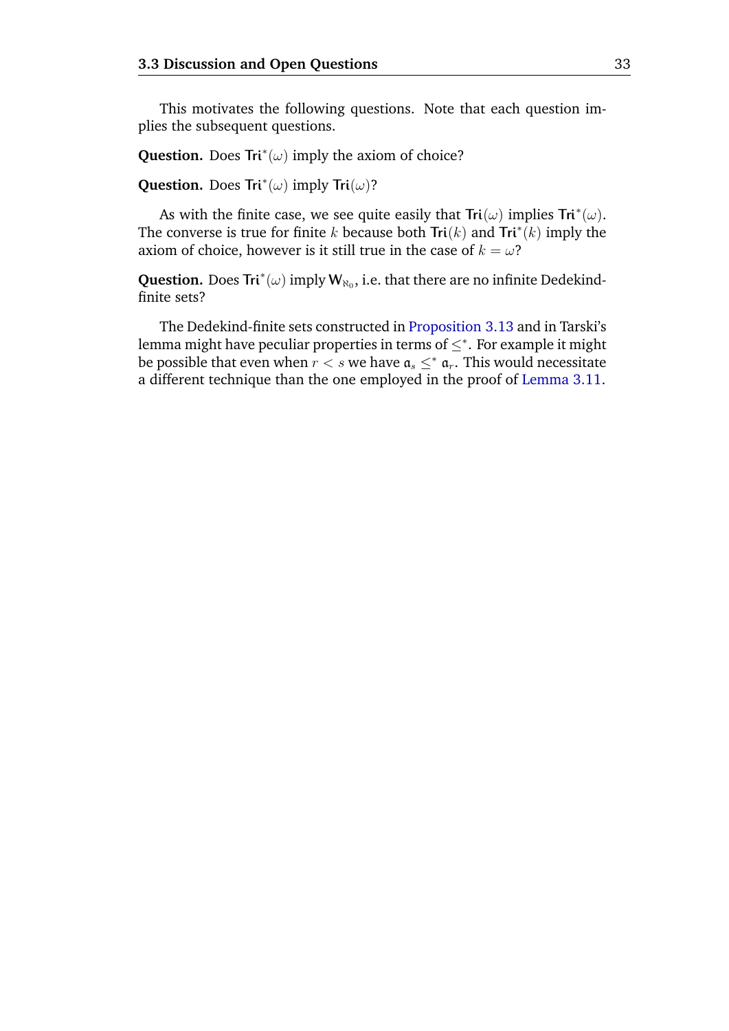This motivates the following questions. Note that each question implies the subsequent questions.

**Question.** Does $\mathsf{Tri}^*(\omega)$ imply the axiom of choice?

**Question.** Does $\mathsf{Tri}^*(\omega)$ imply $\mathsf{Tri}(\omega)$?

As with the finite case, we see quite easily that $\mathsf{Tri}(\omega)$ implies $\mathsf{Tri}^*(\omega)$. The converse is true for finite $k$ because both $\mathsf{Tri}(k)$ and $\mathsf{Tri}^*(k)$ imply the axiom of choice, however is it still true in the case of $k = \omega$?

**Question.** Does $\mathsf{Tri}^*(\omega)$ imply $\mathsf{W}_{\aleph_0}$, i.e. that there are no infinite Dedekind-finite sets?

The Dedekind-finite sets constructed in Proposition 3.13 and in Tarski's lemma might have peculiar properties in terms of $\leq^*$. For example it might be possible that even when $r < s$ we have $\mathfrak{a}_s \leq^* \mathfrak{a}_r$. This would necessitate a different technique than the one employed in the proof of Lemma 3.11.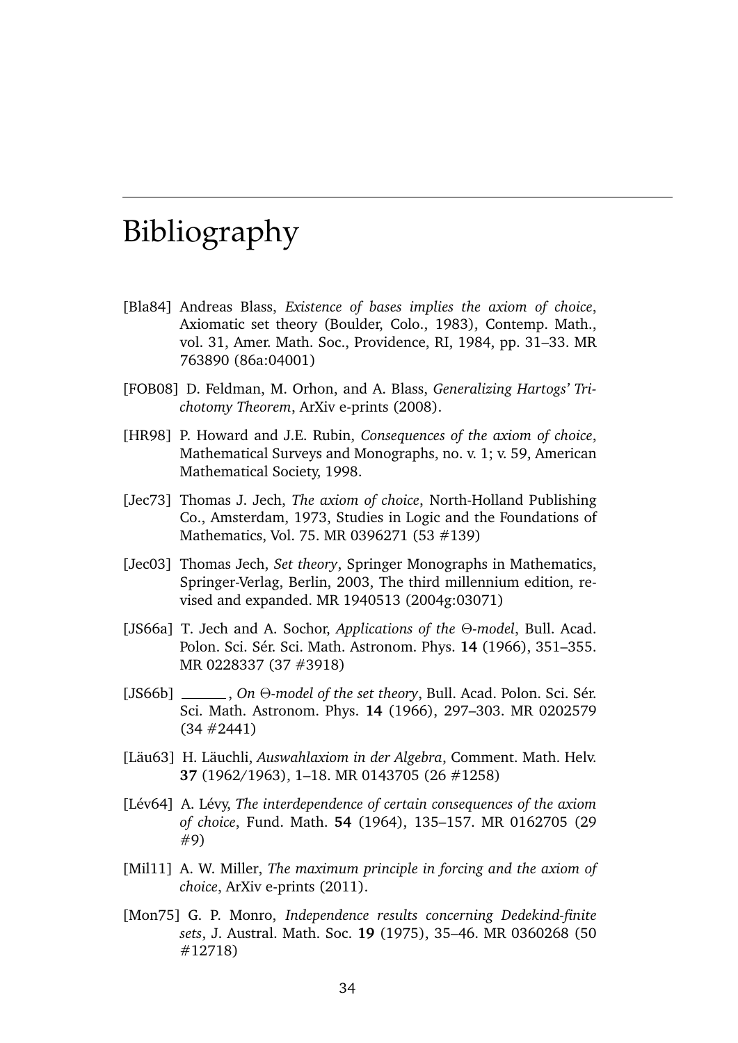# Bibliography

[Bla84] Andreas Blass, *Existence of bases implies the axiom of choice*, Axiomatic set theory (Boulder, Colo., 1983), Contemp. Math., vol. 31, Amer. Math. Soc., Providence, RI, 1984, pp. 31–33. MR 763890 (86a:04001)

[FOB08] D. Feldman, M. Orhon, and A. Blass, *Generalizing Hartogs' Trichotomy Theorem*, ArXiv e-prints (2008).

[HR98] P. Howard and J.E. Rubin, *Consequences of the axiom of choice*, Mathematical Surveys and Monographs, no. v. 1; v. 59, American Mathematical Society, 1998.

[Jec73] Thomas J. Jech, *The axiom of choice*, North-Holland Publishing Co., Amsterdam, 1973, Studies in Logic and the Foundations of Mathematics, Vol. 75. MR 0396271 (53 #139)

[Jec03] Thomas Jech, *Set theory*, Springer Monographs in Mathematics, Springer-Verlag, Berlin, 2003, The third millennium edition, revised and expanded. MR 1940513 (2004g:03071)

[JS66a] T. Jech and A. Sochor, *Applications of the $\Theta$-model*, Bull. Acad. Polon. Sci. Sér. Sci. Math. Astronom. Phys. **14** (1966), 351–355. MR 0228337 (37 #3918)

[JS66b] ______, *On $\Theta$-model of the set theory*, Bull. Acad. Polon. Sci. Sér. Sci. Math. Astronom. Phys. **14** (1966), 297–303. MR 0202579 (34 #2441)

[Läu63] H. Läuchli, *Auswahlaxiom in der Algebra*, Comment. Math. Helv. **37** (1962/1963), 1–18. MR 0143705 (26 #1258)

[Lév64] A. Lévy, *The interdependence of certain consequences of the axiom of choice*, Fund. Math. **54** (1964), 135–157. MR 0162705 (29 #9)

[Mil11] A. W. Miller, *The maximum principle in forcing and the axiom of choice*, ArXiv e-prints (2011).

[Mon75] G. P. Monro, *Independence results concerning Dedekind-finite sets*, J. Austral. Math. Soc. **19** (1975), 35–46. MR 0360268 (50 #12718)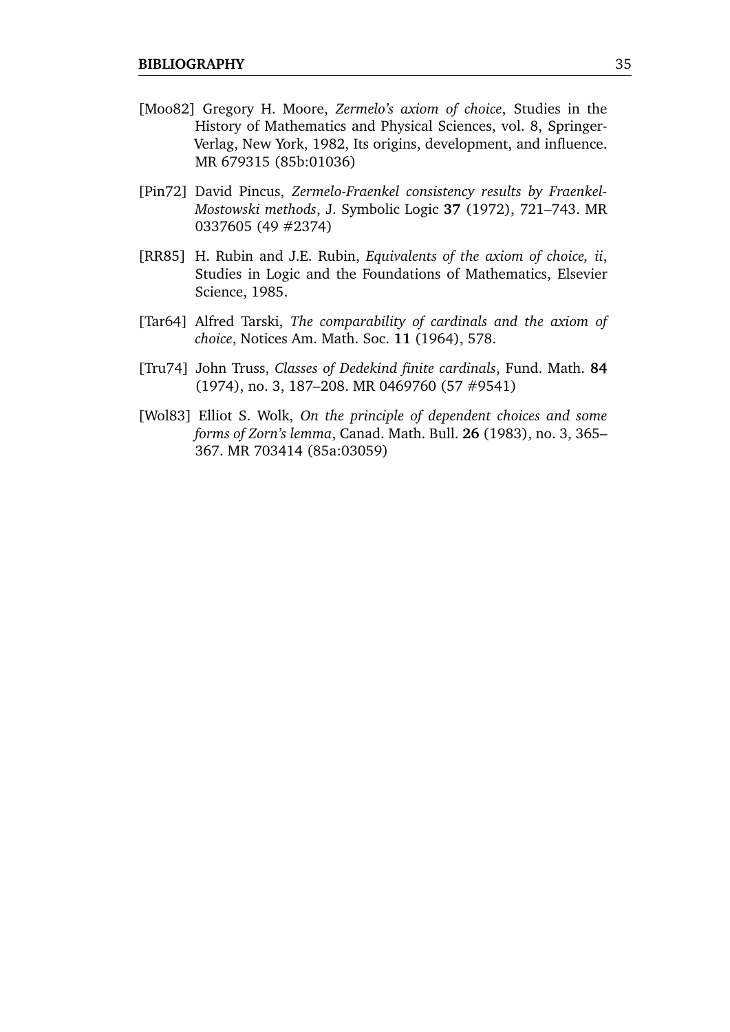[Moo82] Gregory H. Moore, *Zermelo's axiom of choice*, Studies in the History of Mathematics and Physical Sciences, vol. 8, Springer-Verlag, New York, 1982, Its origins, development, and influence. MR 679315 (85b:01036)

[Pin72] David Pincus, *Zermelo-Fraenkel consistency results by Fraenkel-Mostowski methods*, J. Symbolic Logic **37** (1972), 721–743. MR 0337605 (49 #2374)

[RR85] H. Rubin and J.E. Rubin, *Equivalents of the axiom of choice, ii*, Studies in Logic and the Foundations of Mathematics, Elsevier Science, 1985.

[Tar64] Alfred Tarski, *The comparability of cardinals and the axiom of choice*, Notices Am. Math. Soc. **11** (1964), 578.

[Tru74] John Truss, *Classes of Dedekind finite cardinals*, Fund. Math. **84** (1974), no. 3, 187–208. MR 0469760 (57 #9541)

[Wol83] Elliot S. Wolk, *On the principle of dependent choices and some forms of Zorn's lemma*, Canad. Math. Bull. **26** (1983), no. 3, 365–367. MR 703414 (85a:03059)